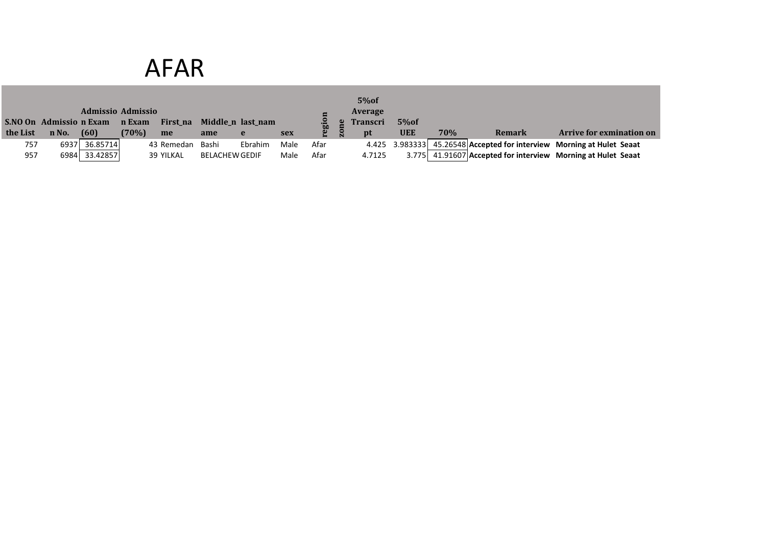# AFAR

| S.NO On the List | Admission No. | Admission Exam (60) | Admission Exam (70%) | First_name | Middle_name | last_name | sex | region | zone | 5%of Average Transcript | 5%of UEE | 70% | Remark | Arrive for exmination on |
|---|---|---|---|---|---|---|---|---|---|---|---|---|---|---|
| 757 | 6937 | 36.85714 | 43 | Remedan | Bashi | Ebrahim | Male | Afar | | 4.425 | 3.983333 | 45.26548 | **Accepted for interview** | **Morning at Hulet Seaat** |
| 957 | 6984 | 33.42857 | 39 | YILKAL | BELACHEW | GEDIF | Male | Afar | | 4.7125 | 3.775 | 41.91607 | **Accepted for interview** | **Morning at Hulet Seaat** |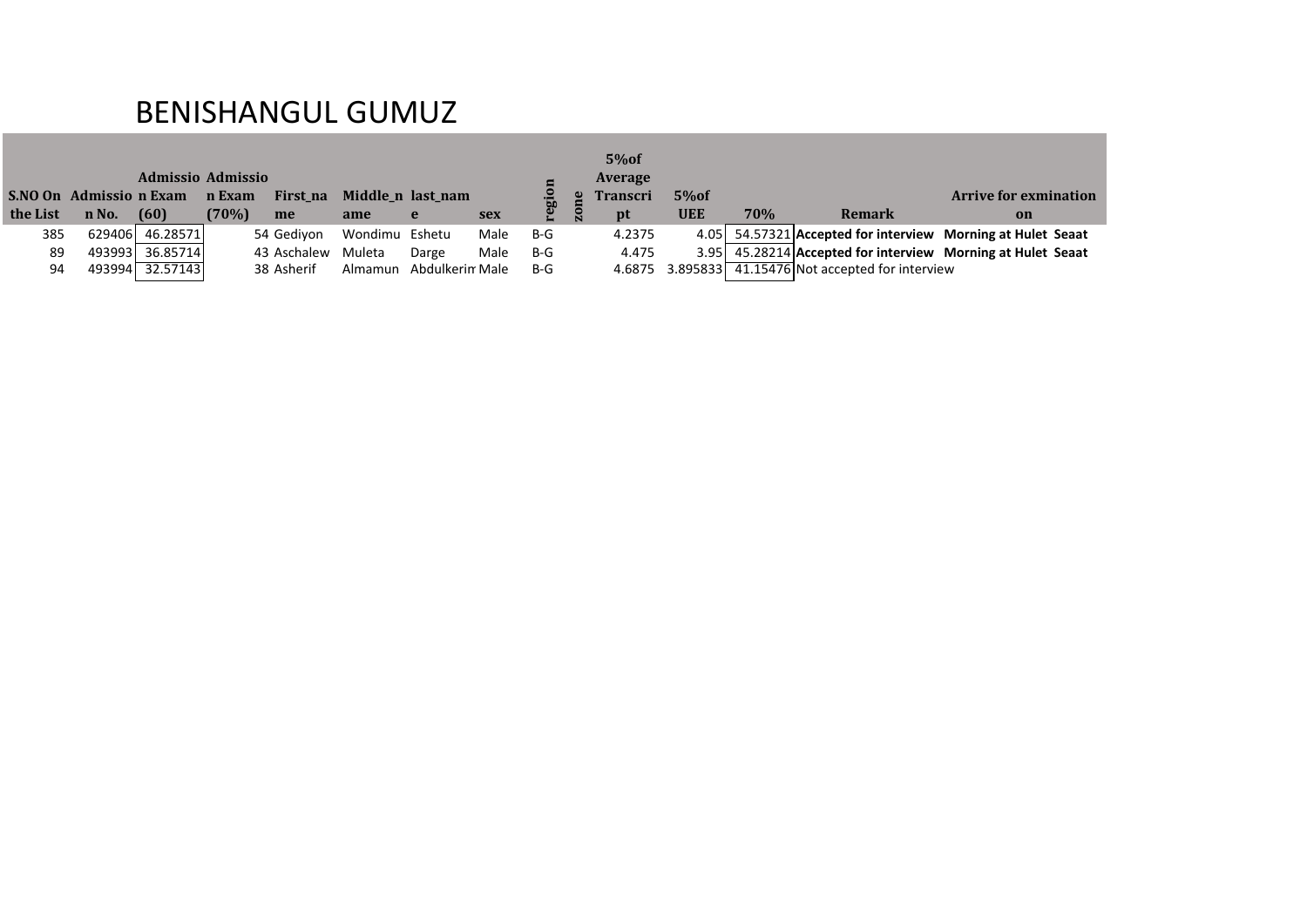# BENISHANGUL GUMUZ

| S.NO On the List | Admission No. | Admission Exam (60) | Admission Exam (70%) | First_name | Middle_name | last_name | sex | region | zone | 5%of Average Transcript | 5%of UEE | 70% | Remark | Arrive for exmination on |
|---|---|---|---|---|---|---|---|---|---|---|---|---|---|---|
| 385 | 629406 | 46.28571 | 54 | Gediyon | Wondimu | Eshetu | Male | B-G | | 4.2375 | 4.05 | 54.57321 | **Accepted for interview** | **Morning at Hulet Seaat** |
| 89 | 493993 | 36.85714 | 43 | Aschalew | Muleta | Darge | Male | B-G | | 4.475 | 3.95 | 45.28214 | **Accepted for interview** | **Morning at Hulet Seaat** |
| 94 | 493994 | 32.57143 | 38 | Asherif | Almamun | Abdulkerim | Male | B-G | | 4.6875 | 3.895833 | 41.15476 | Not accepted for interview | |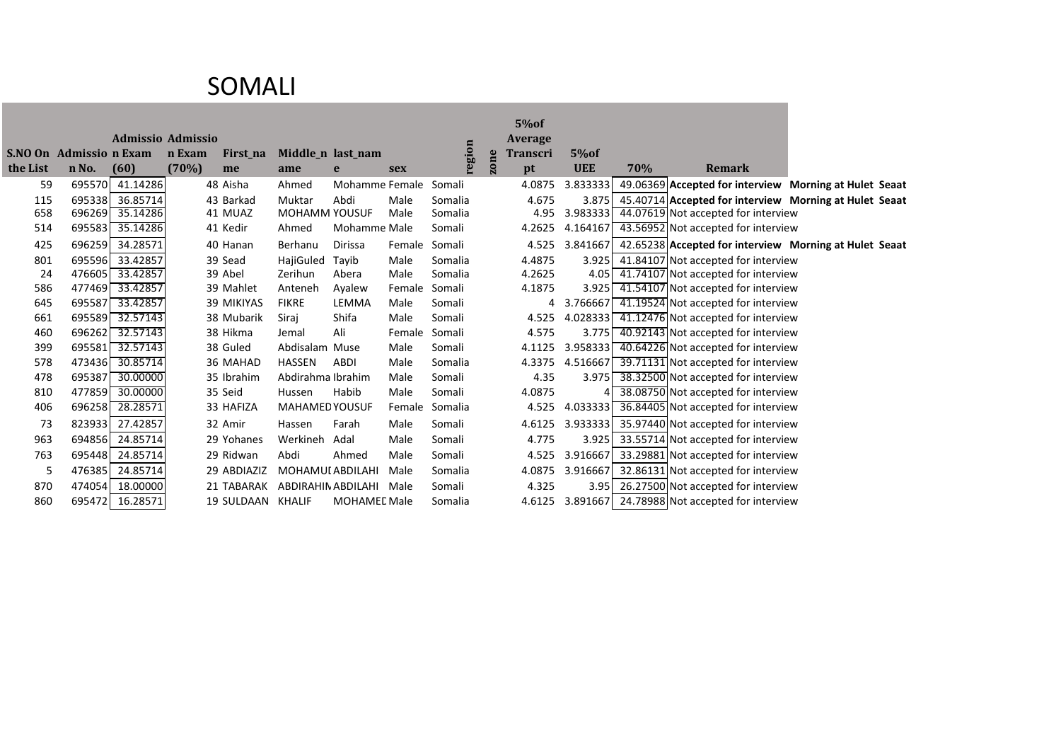# SOMALI

| S.NO On the List | Admission No. | Admission Exam (60) | Admission Exam (70%) | First_name | Middle_name | last_name | sex | region | zone | 5%of Average Transcript | 5%of UEE | 70% | Remark | |
|---|---|---|---|---|---|---|---|---|---|---|---|---|---|---|
| 59 | 695570 | 41.14286 | 48 | Aisha | Ahmed | Mohamme | Female | Somali | | 4.0875 | 3.833333 | 49.06369 | **Accepted for interview** | **Morning at Hulet Seaat** |
| 115 | 695338 | 36.85714 | 43 | Barkad | Muktar | Abdi | Male | Somalia | | 4.675 | 3.875 | 45.40714 | **Accepted for interview** | **Morning at Hulet Seaat** |
| 658 | 696269 | 35.14286 | 41 | MUAZ | MOHAMM | YOUSUF | Male | Somalia | | 4.95 | 3.983333 | 44.07619 | Not accepted for interview | |
| 514 | 695583 | 35.14286 | 41 | Kedir | Ahmed | Mohamme | Male | Somali | | 4.2625 | 4.164167 | 43.56952 | Not accepted for interview | |
| 425 | 696259 | 34.28571 | 40 | Hanan | Berhanu | Dirissa | Female | Somali | | 4.525 | 3.841667 | 42.65238 | **Accepted for interview** | **Morning at Hulet Seaat** |
| 801 | 695596 | 33.42857 | 39 | Sead | HajiGuled | Tayib | Male | Somalia | | 4.4875 | 3.925 | 41.84107 | Not accepted for interview | |
| 24 | 476605 | 33.42857 | 39 | Abel | Zerihun | Abera | Male | Somalia | | 4.2625 | 4.05 | 41.74107 | Not accepted for interview | |
| 586 | 477469 | 33.42857 | 39 | Mahlet | Anteneh | Ayalew | Female | Somali | | 4.1875 | 3.925 | 41.54107 | Not accepted for interview | |
| 645 | 695587 | 33.42857 | 39 | MIKIYAS | FIKRE | LEMMA | Male | Somali | | 4 | 3.766667 | 41.19524 | Not accepted for interview | |
| 661 | 695589 | 32.57143 | 38 | Mubarik | Siraj | Shifa | Male | Somali | | 4.525 | 4.028333 | 41.12476 | Not accepted for interview | |
| 460 | 696262 | 32.57143 | 38 | Hikma | Jemal | Ali | Female | Somali | | 4.575 | 3.775 | 40.92143 | Not accepted for interview | |
| 399 | 695581 | 32.57143 | 38 | Guled | Abdisalam | Muse | Male | Somali | | 4.1125 | 3.958333 | 40.64226 | Not accepted for interview | |
| 578 | 473436 | 30.85714 | 36 | MAHAD | HASSEN | ABDI | Male | Somalia | | 4.3375 | 4.516667 | 39.71131 | Not accepted for interview | |
| 478 | 695387 | 30.00000 | 35 | Ibrahim | Abdirahma | Ibrahim | Male | Somali | | 4.35 | 3.975 | 38.32500 | Not accepted for interview | |
| 810 | 477859 | 30.00000 | 35 | Seid | Hussen | Habib | Male | Somali | | 4.0875 | 4 | 38.08750 | Not accepted for interview | |
| 406 | 696258 | 28.28571 | 33 | HAFIZA | MAHAMED | YOUSUF | Female | Somalia | | 4.525 | 4.033333 | 36.84405 | Not accepted for interview | |
| 73 | 823933 | 27.42857 | 32 | Amir | Hassen | Farah | Male | Somali | | 4.6125 | 3.933333 | 35.97440 | Not accepted for interview | |
| 963 | 694856 | 24.85714 | 29 | Yohanes | Werkineh | Adal | Male | Somali | | 4.775 | 3.925 | 33.55714 | Not accepted for interview | |
| 763 | 695448 | 24.85714 | 29 | Ridwan | Abdi | Ahmed | Male | Somali | | 4.525 | 3.916667 | 33.29881 | Not accepted for interview | |
| 5 | 476385 | 24.85714 | 29 | ABDIAZIZ | MOHAMUD | ABDILAHI | Male | Somalia | | 4.0875 | 3.916667 | 32.86131 | Not accepted for interview | |
| 870 | 474054 | 18.00000 | 21 | TABARAK | ABDIRAHIM | ABDILAHI | Male | Somali | | 4.325 | 3.95 | 26.27500 | Not accepted for interview | |
| 860 | 695472 | 16.28571 | 19 | SULDAAN | KHALIF | MOHAMED | Male | Somalia | | 4.6125 | 3.891667 | 24.78988 | Not accepted for interview | |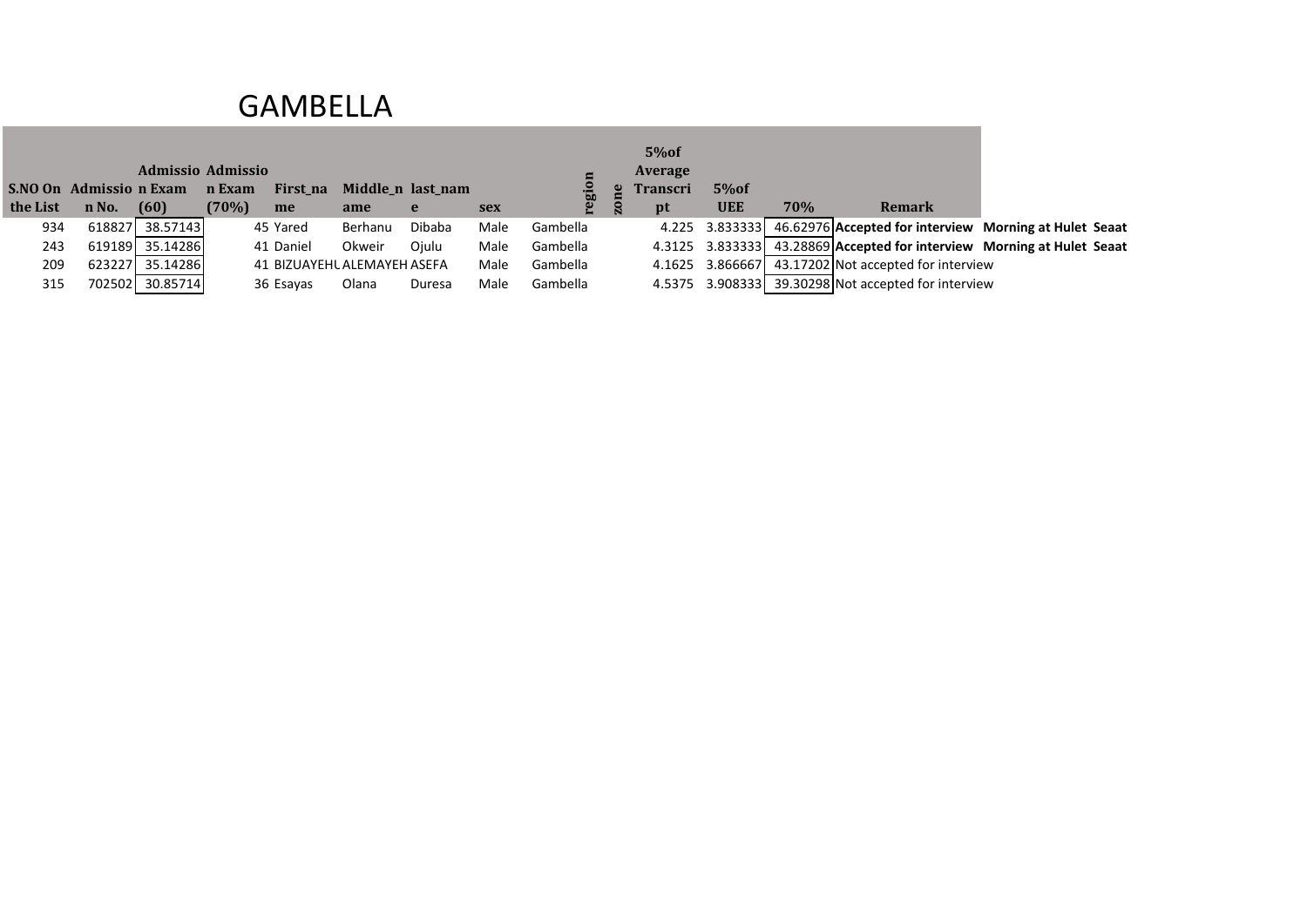# GAMBELLA

| S.NO On the List | Admission No. | Admission Exam (60) | Admission Exam (70%) | First_name | Middle_name | last_name | sex | region | zone | 5%of Average Transcript | 5%of UEE | 70% | Remark | |
|---|---|---|---|---|---|---|---|---|---|---|---|---|---|---|
| 934 | 618827 | 38.57143 | 45 | Yared | Berhanu | Dibaba | Male | Gambella | | 4.225 | 3.833333 | 46.62976 | **Accepted for interview** | **Morning at Hulet Seaat** |
| 243 | 619189 | 35.14286 | 41 | Daniel | Okweir | Ojulu | Male | Gambella | | 4.3125 | 3.833333 | 43.28869 | **Accepted for interview** | **Morning at Hulet Seaat** |
| 209 | 623227 | 35.14286 | 41 | BIZUAYEHU | ALEMAYEH | ASEFA | Male | Gambella | | 4.1625 | 3.866667 | 43.17202 | Not accepted for interview | |
| 315 | 702502 | 30.85714 | 36 | Esayas | Olana | Duresa | Male | Gambella | | 4.5375 | 3.908333 | 39.30298 | Not accepted for interview | |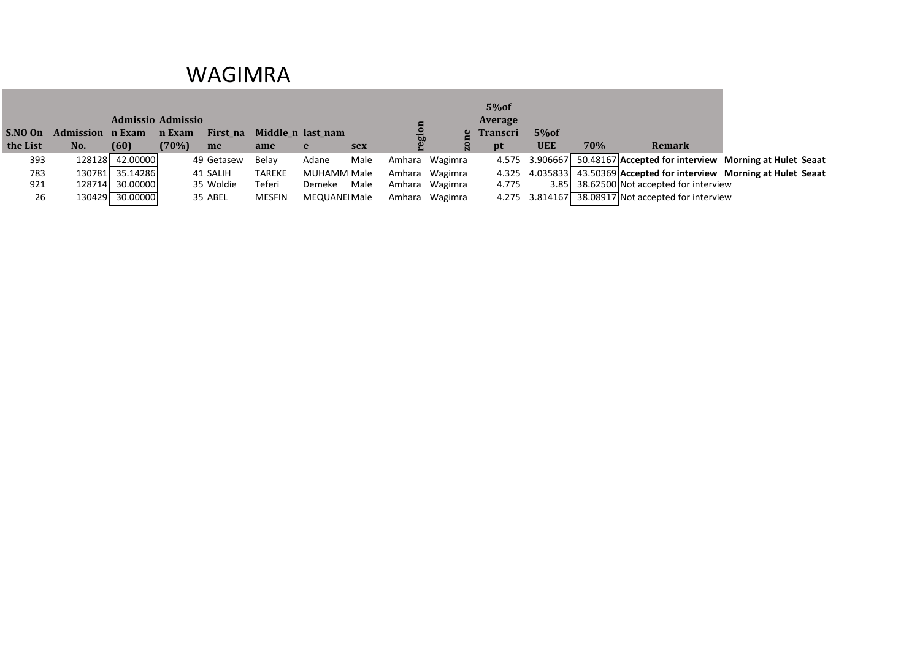# WAGIMRA

| S.NO On the List | Admission No. | Admission Exam (60) | Admission Exam (70%) | First_name | Middle_name | last_name | sex | region | zone | 5%of Average Transcript | 5%of UEE | 70% | Remark | |
|---|---|---|---|---|---|---|---|---|---|---|---|---|---|---|
| 393 | 128128 | 42.00000 | 49 | Getasew | Belay | Adane | Male | Amhara | Wagimra | 4.575 | 3.906667 | 50.48167 | **Accepted for interview** | **Morning at Hulet Seaat** |
| 783 | 130781 | 35.14286 | 41 | SALIH | TAREKE | MUHAMM | Male | Amhara | Wagimra | 4.325 | 4.035833 | 43.50369 | **Accepted for interview** | **Morning at Hulet Seaat** |
| 921 | 128714 | 30.00000 | 35 | Woldie | Teferi | Demeke | Male | Amhara | Wagimra | 4.775 | 3.85 | 38.62500 | Not accepted for interview | |
| 26 | 130429 | 30.00000 | 35 | ABEL | MESFIN | MEQUANEI | Male | Amhara | Wagimra | 4.275 | 3.814167 | 38.08917 | Not accepted for interview | |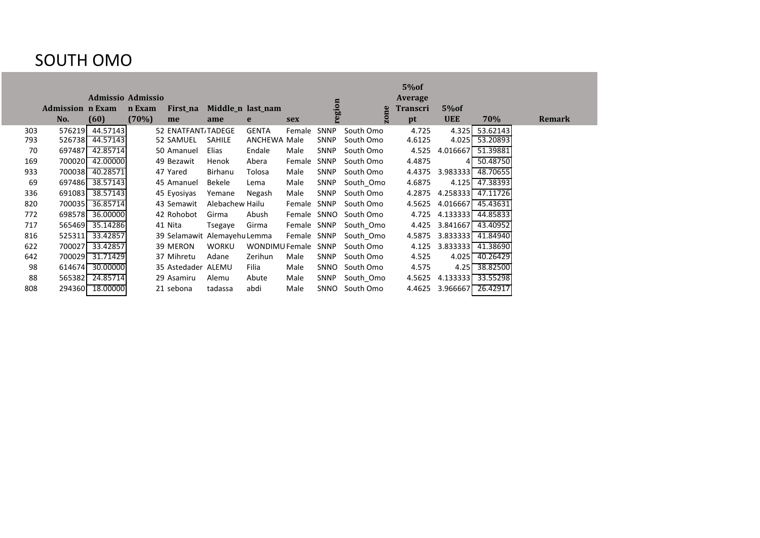# SOUTH OMO

| | Admission No. | Admission Exam (60) | Admission Exam (70%) | First_name | Middle_name | last_name | sex | region | zone | 5%of Average Transcript | 5%of UEE | 70% | Remark |
|---|---|---|---|---|---|---|---|---|---|---|---|---|---|
| 303 | 576219 | 44.57143 | 52 | ENATFANT/ | TADEGE | GENTA | Female | SNNP | South Omo | 4.725 | 4.325 | 53.62143 | |
| 793 | 526738 | 44.57143 | 52 | SAMUEL | SAHILE | ANCHEWA | Male | SNNP | South Omo | 4.6125 | 4.025 | 53.20893 | |
| 70 | 697487 | 42.85714 | 50 | Amanuel | Elias | Endale | Male | SNNP | South Omo | 4.525 | 4.016667 | 51.39881 | |
| 169 | 700020 | 42.00000 | 49 | Bezawit | Henok | Abera | Female | SNNP | South Omo | 4.4875 | 4 | 50.48750 | |
| 933 | 700038 | 40.28571 | 47 | Yared | Birhanu | Tolosa | Male | SNNP | South Omo | 4.4375 | 3.983333 | 48.70655 | |
| 69 | 697486 | 38.57143 | 45 | Amanuel | Bekele | Lema | Male | SNNP | South_Omo | 4.6875 | 4.125 | 47.38393 | |
| 336 | 691083 | 38.57143 | 45 | Eyosiyas | Yemane | Negash | Male | SNNP | South Omo | 4.2875 | 4.258333 | 47.11726 | |
| 820 | 700035 | 36.85714 | 43 | Semawit | Alebachew | Hailu | Female | SNNP | South Omo | 4.5625 | 4.016667 | 45.43631 | |
| 772 | 698578 | 36.00000 | 42 | Rohobot | Girma | Abush | Female | SNNO | South Omo | 4.725 | 4.133333 | 44.85833 | |
| 717 | 565469 | 35.14286 | 41 | Nita | Tsegaye | Girma | Female | SNNP | South_Omo | 4.425 | 3.841667 | 43.40952 | |
| 816 | 525311 | 33.42857 | 39 | Selamawit | Alemayehu | Lemma | Female | SNNP | South_Omo | 4.5875 | 3.833333 | 41.84940 | |
| 622 | 700027 | 33.42857 | 39 | MERON | WORKU | WONDIMU | Female | SNNP | South Omo | 4.125 | 3.833333 | 41.38690 | |
| 642 | 700029 | 31.71429 | 37 | Mihretu | Adane | Zerihun | Male | SNNP | South Omo | 4.525 | 4.025 | 40.26429 | |
| 98 | 614674 | 30.00000 | 35 | Astedader | ALEMU | Filia | Male | SNNO | South Omo | 4.575 | 4.25 | 38.82500 | |
| 88 | 565382 | 24.85714 | 29 | Asamiru | Alemu | Abute | Male | SNNP | South_Omo | 4.5625 | 4.133333 | 33.55298 | |
| 808 | 294360 | 18.00000 | 21 | sebona | tadassa | abdi | Male | SNNO | South Omo | 4.4625 | 3.966667 | 26.42917 | |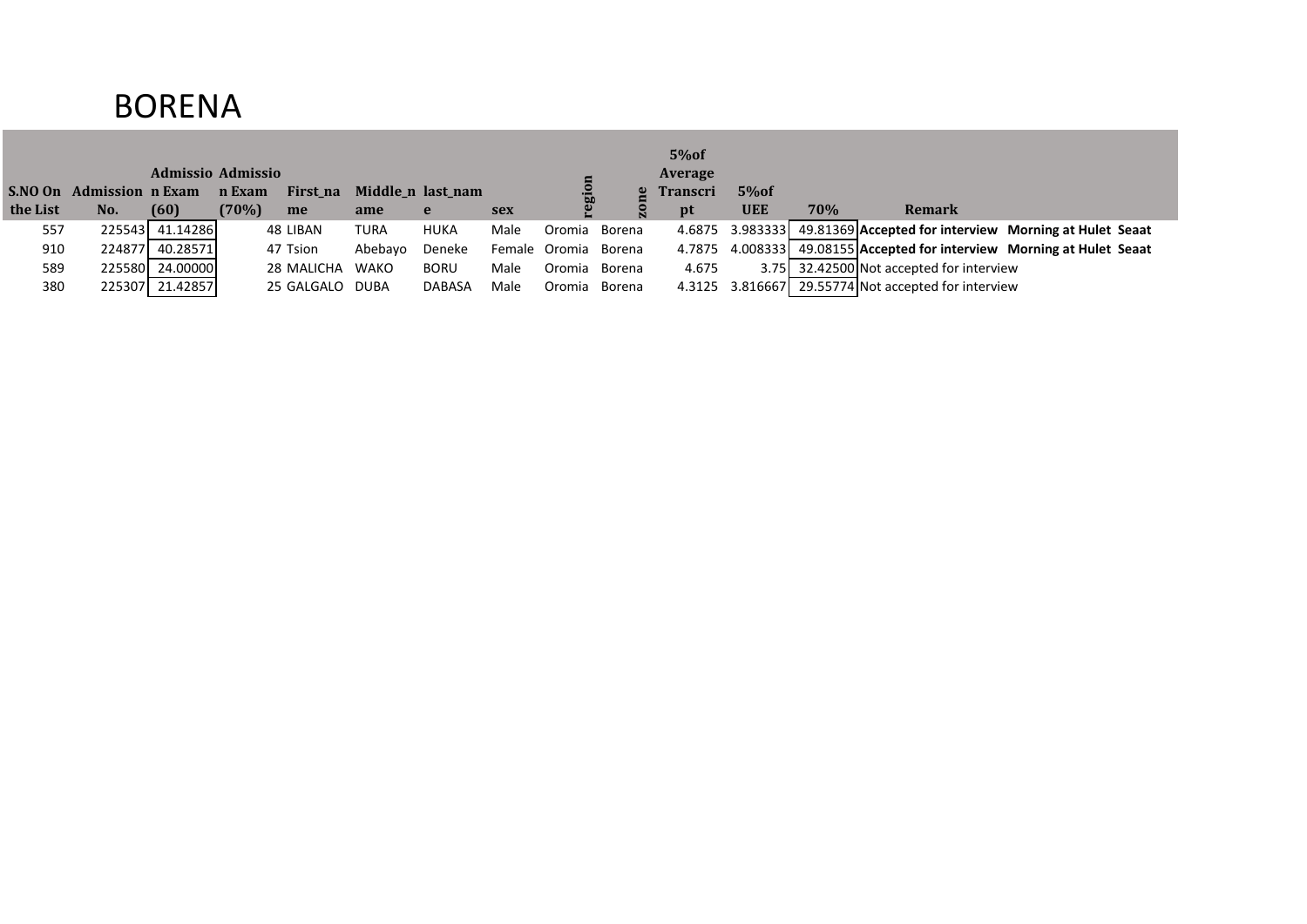# BORENA

| S.NO On the List | Admission No. | Admission Exam (60) | Admission Exam (70%) | First_name | Middle_name | last_name | sex | region | zone | 5%of Average Transcript | 5%of UEE | 70% | Remark | |
|---|---|---|---|---|---|---|---|---|---|---|---|---|---|---|
| 557 | 225543 | 41.14286 | 48 | LIBAN | TURA | HUKA | Male | Oromia | Borena | 4.6875 | 3.983333 | 49.81369 | **Accepted for interview** | **Morning at Hulet Seaat** |
| 910 | 224877 | 40.28571 | 47 | Tsion | Abebayo | Deneke | Female | Oromia | Borena | 4.7875 | 4.008333 | 49.08155 | **Accepted for interview** | **Morning at Hulet Seaat** |
| 589 | 225580 | 24.00000 | 28 | MALICHA | WAKO | BORU | Male | Oromia | Borena | 4.675 | 3.75 | 32.42500 | Not accepted for interview | |
| 380 | 225307 | 21.42857 | 25 | GALGALO | DUBA | DABASA | Male | Oromia | Borena | 4.3125 | 3.816667 | 29.55774 | Not accepted for interview | |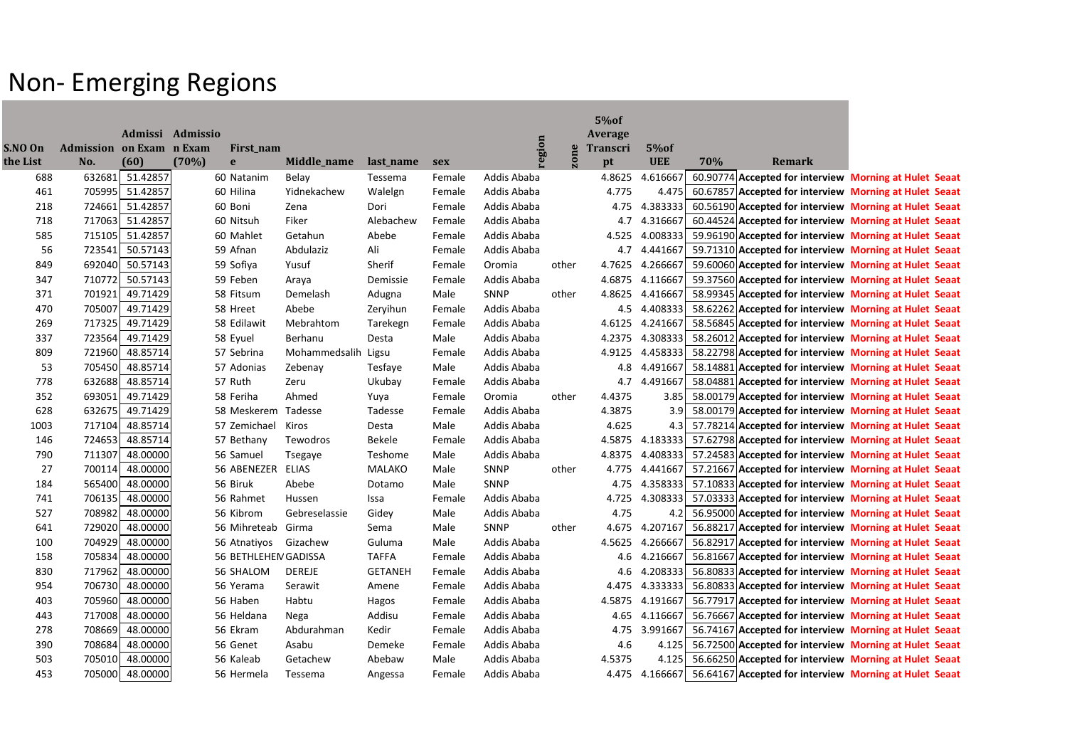# Non- Emerging Regions

| S.NO On the List | Admission No. | Admission Exam (60) | Admission Exam (70%) | First_name | Middle_name | last_name | sex | region | zone | 5%of Average Transcript | 5%of UEE | 70% | Remark | |
|---|---|---|---|---|---|---|---|---|---|---|---|---|---|---|
| 688 | 632681 | 51.42857 | 60 | Natanim | Belay | Tessema | Female | Addis Ababa | | 4.8625 | 4.616667 | 60.90774 | **Accepted for interview** | **Morning at Hulet Seaat** |
| 461 | 705995 | 51.42857 | 60 | Hilina | Yidnekachew | Walelgn | Female | Addis Ababa | | 4.775 | 4.475 | 60.67857 | **Accepted for interview** | **Morning at Hulet Seaat** |
| 218 | 724661 | 51.42857 | 60 | Boni | Zena | Dori | Female | Addis Ababa | | 4.75 | 4.383333 | 60.56190 | **Accepted for interview** | **Morning at Hulet Seaat** |
| 718 | 717063 | 51.42857 | 60 | Nitsuh | Fiker | Alebachew | Female | Addis Ababa | | 4.7 | 4.316667 | 60.44524 | **Accepted for interview** | **Morning at Hulet Seaat** |
| 585 | 715105 | 51.42857 | 60 | Mahlet | Getahun | Abebe | Female | Addis Ababa | | 4.525 | 4.008333 | 59.96190 | **Accepted for interview** | **Morning at Hulet Seaat** |
| 56 | 723541 | 50.57143 | 59 | Afnan | Abdulaziz | Ali | Female | Addis Ababa | | 4.7 | 4.441667 | 59.71310 | **Accepted for interview** | **Morning at Hulet Seaat** |
| 849 | 692040 | 50.57143 | 59 | Sofiya | Yusuf | Sherif | Female | Oromia | other | 4.7625 | 4.266667 | 59.60060 | **Accepted for interview** | **Morning at Hulet Seaat** |
| 347 | 710772 | 50.57143 | 59 | Feben | Araya | Demissie | Female | Addis Ababa | | 4.6875 | 4.116667 | 59.37560 | **Accepted for interview** | **Morning at Hulet Seaat** |
| 371 | 701921 | 49.71429 | 58 | Fitsum | Demelash | Adugna | Male | SNNP | other | 4.8625 | 4.416667 | 58.99345 | **Accepted for interview** | **Morning at Hulet Seaat** |
| 470 | 705007 | 49.71429 | 58 | Hreet | Abebe | Zeryihun | Female | Addis Ababa | | 4.5 | 4.408333 | 58.62262 | **Accepted for interview** | **Morning at Hulet Seaat** |
| 269 | 717325 | 49.71429 | 58 | Edilawit | Mebrahtom | Tarekegn | Female | Addis Ababa | | 4.6125 | 4.241667 | 58.56845 | **Accepted for interview** | **Morning at Hulet Seaat** |
| 337 | 723564 | 49.71429 | 58 | Eyuel | Berhanu | Desta | Male | Addis Ababa | | 4.2375 | 4.308333 | 58.26012 | **Accepted for interview** | **Morning at Hulet Seaat** |
| 809 | 721960 | 48.85714 | 57 | Sebrina | Mohammedsalih | Ligsu | Female | Addis Ababa | | 4.9125 | 4.458333 | 58.22798 | **Accepted for interview** | **Morning at Hulet Seaat** |
| 53 | 705450 | 48.85714 | 57 | Adonias | Zebenay | Tesfaye | Male | Addis Ababa | | 4.8 | 4.491667 | 58.14881 | **Accepted for interview** | **Morning at Hulet Seaat** |
| 778 | 632688 | 48.85714 | 57 | Ruth | Zeru | Ukubay | Female | Addis Ababa | | 4.7 | 4.491667 | 58.04881 | **Accepted for interview** | **Morning at Hulet Seaat** |
| 352 | 693051 | 49.71429 | 58 | Feriha | Ahmed | Yuya | Female | Oromia | other | 4.4375 | 3.85 | 58.00179 | **Accepted for interview** | **Morning at Hulet Seaat** |
| 628 | 632675 | 49.71429 | 58 | Meskerem | Tadesse | Tadesse | Female | Addis Ababa | | 4.3875 | 3.9 | 58.00179 | **Accepted for interview** | **Morning at Hulet Seaat** |
| 1003 | 717104 | 48.85714 | 57 | Zemichael | Kiros | Desta | Male | Addis Ababa | | 4.625 | 4.3 | 57.78214 | **Accepted for interview** | **Morning at Hulet Seaat** |
| 146 | 724653 | 48.85714 | 57 | Bethany | Tewodros | Bekele | Female | Addis Ababa | | 4.5875 | 4.183333 | 57.62798 | **Accepted for interview** | **Morning at Hulet Seaat** |
| 790 | 711307 | 48.00000 | 56 | Samuel | Tsegaye | Teshome | Male | Addis Ababa | | 4.8375 | 4.408333 | 57.24583 | **Accepted for interview** | **Morning at Hulet Seaat** |
| 27 | 700114 | 48.00000 | 56 | ABENEZER | ELIAS | MALAKO | Male | SNNP | other | 4.775 | 4.441667 | 57.21667 | **Accepted for interview** | **Morning at Hulet Seaat** |
| 184 | 565400 | 48.00000 | 56 | Biruk | Abebe | Dotamo | Male | SNNP | | 4.75 | 4.358333 | 57.10833 | **Accepted for interview** | **Morning at Hulet Seaat** |
| 741 | 706135 | 48.00000 | 56 | Rahmet | Hussen | Issa | Female | Addis Ababa | | 4.725 | 4.308333 | 57.03333 | **Accepted for interview** | **Morning at Hulet Seaat** |
| 527 | 708982 | 48.00000 | 56 | Kibrom | Gebreselassie | Gidey | Male | Addis Ababa | | 4.75 | 4.2 | 56.95000 | **Accepted for interview** | **Morning at Hulet Seaat** |
| 641 | 729020 | 48.00000 | 56 | Mihreteab | Girma | Sema | Male | SNNP | other | 4.675 | 4.207167 | 56.88217 | **Accepted for interview** | **Morning at Hulet Seaat** |
| 100 | 704929 | 48.00000 | 56 | Atnatiyos | Gizachew | Guluma | Male | Addis Ababa | | 4.5625 | 4.266667 | 56.82917 | **Accepted for interview** | **Morning at Hulet Seaat** |
| 158 | 705834 | 48.00000 | 56 | BETHLEHEM | GADISSA | TAFFA | Female | Addis Ababa | | 4.6 | 4.216667 | 56.81667 | **Accepted for interview** | **Morning at Hulet Seaat** |
| 830 | 717962 | 48.00000 | 56 | SHALOM | DEREJE | GETANEH | Female | Addis Ababa | | 4.6 | 4.208333 | 56.80833 | **Accepted for interview** | **Morning at Hulet Seaat** |
| 954 | 706730 | 48.00000 | 56 | Yerama | Serawit | Amene | Female | Addis Ababa | | 4.475 | 4.333333 | 56.80833 | **Accepted for interview** | **Morning at Hulet Seaat** |
| 403 | 705960 | 48.00000 | 56 | Haben | Habtu | Hagos | Female | Addis Ababa | | 4.5875 | 4.191667 | 56.77917 | **Accepted for interview** | **Morning at Hulet Seaat** |
| 443 | 717008 | 48.00000 | 56 | Heldana | Nega | Addisu | Female | Addis Ababa | | 4.65 | 4.116667 | 56.76667 | **Accepted for interview** | **Morning at Hulet Seaat** |
| 278 | 708669 | 48.00000 | 56 | Ekram | Abdurahman | Kedir | Female | Addis Ababa | | 4.75 | 3.991667 | 56.74167 | **Accepted for interview** | **Morning at Hulet Seaat** |
| 390 | 708684 | 48.00000 | 56 | Genet | Asabu | Demeke | Female | Addis Ababa | | 4.6 | 4.125 | 56.72500 | **Accepted for interview** | **Morning at Hulet Seaat** |
| 503 | 705010 | 48.00000 | 56 | Kaleab | Getachew | Abebaw | Male | Addis Ababa | | 4.5375 | 4.125 | 56.66250 | **Accepted for interview** | **Morning at Hulet Seaat** |
| 453 | 705000 | 48.00000 | 56 | Hermela | Tessema | Angessa | Female | Addis Ababa | | 4.475 | 4.166667 | 56.64167 | **Accepted for interview** | **Morning at Hulet Seaat** |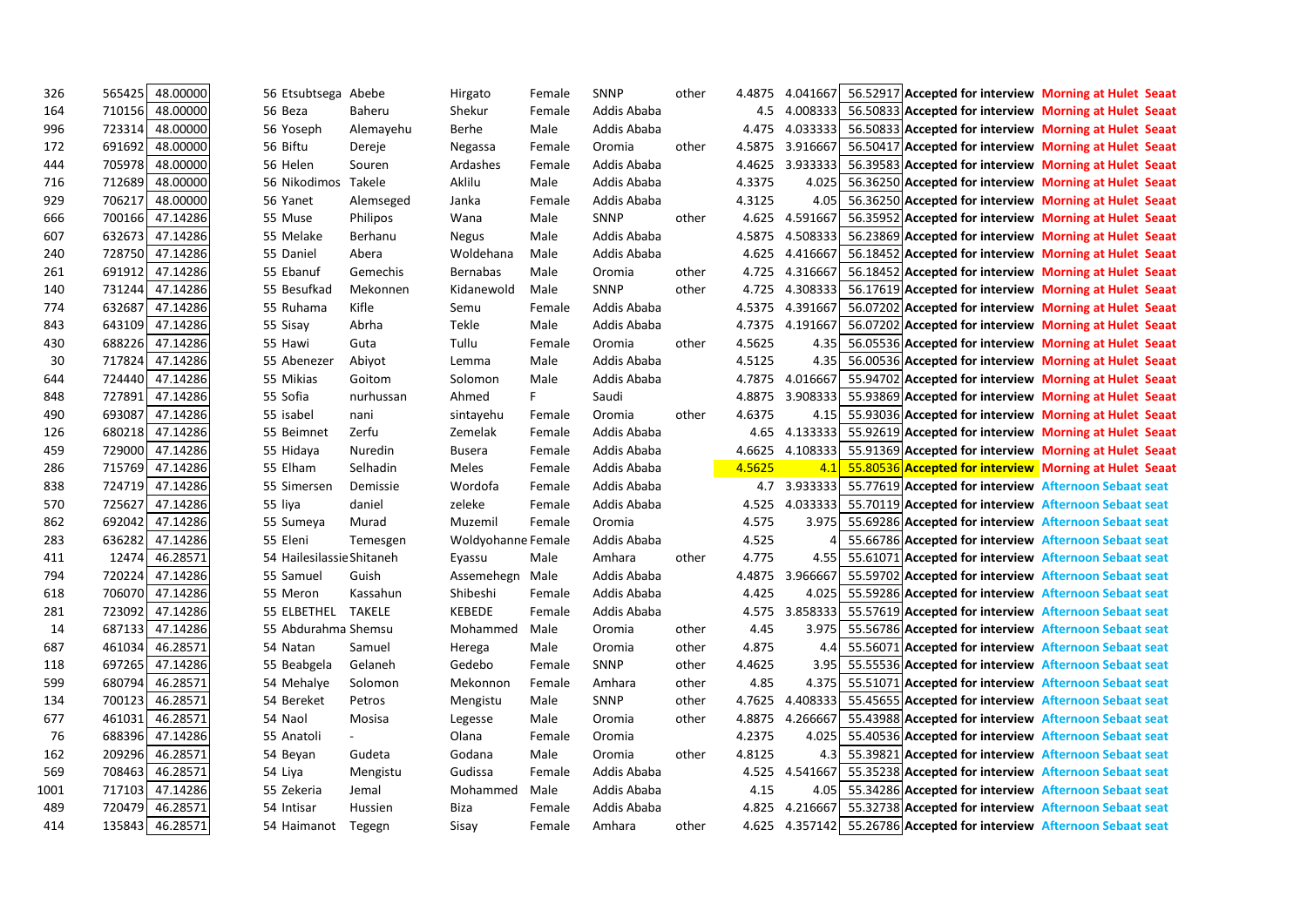| | | | | | | | | | | | | | | |
|---|---|---|---|---|---|---|---|---|---|---|---|---|---|---|
| 326 | 565425 | 48.00000 | 56 | Etsubtsega | Abebe | Hirgato | Female | SNNP | other | 4.4875 | 4.041667 | 56.52917 | **Accepted for interview** | **Morning at Hulet Seaat** |
| 164 | 710156 | 48.00000 | 56 | Beza | Baheru | Shekur | Female | Addis Ababa | | 4.5 | 4.008333 | 56.50833 | **Accepted for interview** | **Morning at Hulet Seaat** |
| 996 | 723314 | 48.00000 | 56 | Yoseph | Alemayehu | Berhe | Male | Addis Ababa | | 4.475 | 4.033333 | 56.50833 | **Accepted for interview** | **Morning at Hulet Seaat** |
| 172 | 691692 | 48.00000 | 56 | Biftu | Dereje | Negassa | Female | Oromia | other | 4.5875 | 3.916667 | 56.50417 | **Accepted for interview** | **Morning at Hulet Seaat** |
| 444 | 705978 | 48.00000 | 56 | Helen | Souren | Ardashes | Female | Addis Ababa | | 4.4625 | 3.933333 | 56.39583 | **Accepted for interview** | **Morning at Hulet Seaat** |
| 716 | 712689 | 48.00000 | 56 | Nikodimos | Takele | Aklilu | Male | Addis Ababa | | 4.3375 | 4.025 | 56.36250 | **Accepted for interview** | **Morning at Hulet Seaat** |
| 929 | 706217 | 48.00000 | 56 | Yanet | Alemseged | Janka | Female | Addis Ababa | | 4.3125 | 4.05 | 56.36250 | **Accepted for interview** | **Morning at Hulet Seaat** |
| 666 | 700166 | 47.14286 | 55 | Muse | Philipos | Wana | Male | SNNP | other | 4.625 | 4.591667 | 56.35952 | **Accepted for interview** | **Morning at Hulet Seaat** |
| 607 | 632673 | 47.14286 | 55 | Melake | Berhanu | Negus | Male | Addis Ababa | | 4.5875 | 4.508333 | 56.23869 | **Accepted for interview** | **Morning at Hulet Seaat** |
| 240 | 728750 | 47.14286 | 55 | Daniel | Abera | Woldehana | Male | Addis Ababa | | 4.625 | 4.416667 | 56.18452 | **Accepted for interview** | **Morning at Hulet Seaat** |
| 261 | 691912 | 47.14286 | 55 | Ebanuf | Gemechis | Bernabas | Male | Oromia | other | 4.725 | 4.316667 | 56.18452 | **Accepted for interview** | **Morning at Hulet Seaat** |
| 140 | 731244 | 47.14286 | 55 | Besufkad | Mekonnen | Kidanewold | Male | SNNP | other | 4.725 | 4.308333 | 56.17619 | **Accepted for interview** | **Morning at Hulet Seaat** |
| 774 | 632687 | 47.14286 | 55 | Ruhama | Kifle | Semu | Female | Addis Ababa | | 4.5375 | 4.391667 | 56.07202 | **Accepted for interview** | **Morning at Hulet Seaat** |
| 843 | 643109 | 47.14286 | 55 | Sisay | Abrha | Tekle | Male | Addis Ababa | | 4.7375 | 4.191667 | 56.07202 | **Accepted for interview** | **Morning at Hulet Seaat** |
| 430 | 688226 | 47.14286 | 55 | Hawi | Guta | Tullu | Female | Oromia | other | 4.5625 | 4.35 | 56.05536 | **Accepted for interview** | **Morning at Hulet Seaat** |
| 30 | 717824 | 47.14286 | 55 | Abenezer | Abiyot | Lemma | Male | Addis Ababa | | 4.5125 | 4.35 | 56.00536 | **Accepted for interview** | **Morning at Hulet Seaat** |
| 644 | 724440 | 47.14286 | 55 | Mikias | Goitom | Solomon | Male | Addis Ababa | | 4.7875 | 4.016667 | 55.94702 | **Accepted for interview** | **Morning at Hulet Seaat** |
| 848 | 727891 | 47.14286 | 55 | Sofia | nurhussan | Ahmed | F | Saudi | | 4.8875 | 3.908333 | 55.93869 | **Accepted for interview** | **Morning at Hulet Seaat** |
| 490 | 693087 | 47.14286 | 55 | isabel | nani | sintayehu | Female | Oromia | other | 4.6375 | 4.15 | 55.93036 | **Accepted for interview** | **Morning at Hulet Seaat** |
| 126 | 680218 | 47.14286 | 55 | Beimnet | Zerfu | Zemelak | Female | Addis Ababa | | 4.65 | 4.133333 | 55.92619 | **Accepted for interview** | **Morning at Hulet Seaat** |
| 459 | 729000 | 47.14286 | 55 | Hidaya | Nuredin | Busera | Female | Addis Ababa | | 4.6625 | 4.108333 | 55.91369 | **Accepted for interview** | **Morning at Hulet Seaat** |
| 286 | 715769 | 47.14286 | 55 | Elham | Selhadin | Meles | Female | Addis Ababa | | 4.5625 | 4.1 | 55.80536 | **Accepted for interview** | **Morning at Hulet Seaat** |
| 838 | 724719 | 47.14286 | 55 | Simersen | Demissie | Wordofa | Female | Addis Ababa | | 4.7 | 3.933333 | 55.77619 | **Accepted for interview** | **Afternoon Sebaat seat** |
| 570 | 725627 | 47.14286 | 55 | liya | daniel | zeleke | Female | Addis Ababa | | 4.525 | 4.033333 | 55.70119 | **Accepted for interview** | **Afternoon Sebaat seat** |
| 862 | 692042 | 47.14286 | 55 | Sumeya | Murad | Muzemil | Female | Oromia | | 4.575 | 3.975 | 55.69286 | **Accepted for interview** | **Afternoon Sebaat seat** |
| 283 | 636282 | 47.14286 | 55 | Eleni | Temesgen | Woldyohanne | Female | Addis Ababa | | 4.525 | 4 | 55.66786 | **Accepted for interview** | **Afternoon Sebaat seat** |
| 411 | 12474 | 46.28571 | 54 | Hailesilassie | Shitaneh | Eyassu | Male | Amhara | other | 4.775 | 4.55 | 55.61071 | **Accepted for interview** | **Afternoon Sebaat seat** |
| 794 | 720224 | 47.14286 | 55 | Samuel | Guish | Assemehegn | Male | Addis Ababa | | 4.4875 | 3.966667 | 55.59702 | **Accepted for interview** | **Afternoon Sebaat seat** |
| 618 | 706070 | 47.14286 | 55 | Meron | Kassahun | Shibeshi | Female | Addis Ababa | | 4.425 | 4.025 | 55.59286 | **Accepted for interview** | **Afternoon Sebaat seat** |
| 281 | 723092 | 47.14286 | 55 | ELBETHEL | TAKELE | KEBEDE | Female | Addis Ababa | | 4.575 | 3.858333 | 55.57619 | **Accepted for interview** | **Afternoon Sebaat seat** |
| 14 | 687133 | 47.14286 | 55 | Abdurahma | Shemsu | Mohammed | Male | Oromia | other | 4.45 | 3.975 | 55.56786 | **Accepted for interview** | **Afternoon Sebaat seat** |
| 687 | 461034 | 46.28571 | 54 | Natan | Samuel | Herega | Male | Oromia | other | 4.875 | 4.4 | 55.56071 | **Accepted for interview** | **Afternoon Sebaat seat** |
| 118 | 697265 | 47.14286 | 55 | Beabgela | Gelaneh | Gedebo | Female | SNNP | other | 4.4625 | 3.95 | 55.55536 | **Accepted for interview** | **Afternoon Sebaat seat** |
| 599 | 680794 | 46.28571 | 54 | Mehalye | Solomon | Mekonnon | Female | Amhara | other | 4.85 | 4.375 | 55.51071 | **Accepted for interview** | **Afternoon Sebaat seat** |
| 134 | 700123 | 46.28571 | 54 | Bereket | Petros | Mengistu | Male | SNNP | other | 4.7625 | 4.408333 | 55.45655 | **Accepted for interview** | **Afternoon Sebaat seat** |
| 677 | 461031 | 46.28571 | 54 | Naol | Mosisa | Legesse | Male | Oromia | other | 4.8875 | 4.266667 | 55.43988 | **Accepted for interview** | **Afternoon Sebaat seat** |
| 76 | 688396 | 47.14286 | 55 | Anatoli | - | Olana | Female | Oromia | | 4.2375 | 4.025 | 55.40536 | **Accepted for interview** | **Afternoon Sebaat seat** |
| 162 | 209296 | 46.28571 | 54 | Beyan | Gudeta | Godana | Male | Oromia | other | 4.8125 | 4.3 | 55.39821 | **Accepted for interview** | **Afternoon Sebaat seat** |
| 569 | 708463 | 46.28571 | 54 | Liya | Mengistu | Gudissa | Female | Addis Ababa | | 4.525 | 4.541667 | 55.35238 | **Accepted for interview** | **Afternoon Sebaat seat** |
| 1001 | 717103 | 47.14286 | 55 | Zekeria | Jemal | Mohammed | Male | Addis Ababa | | 4.15 | 4.05 | 55.34286 | **Accepted for interview** | **Afternoon Sebaat seat** |
| 489 | 720479 | 46.28571 | 54 | Intisar | Hussien | Biza | Female | Addis Ababa | | 4.825 | 4.216667 | 55.32738 | **Accepted for interview** | **Afternoon Sebaat seat** |
| 414 | 135843 | 46.28571 | 54 | Haimanot | Tegegn | Sisay | Female | Amhara | other | 4.625 | 4.357142 | 55.26786 | **Accepted for interview** | **Afternoon Sebaat seat** |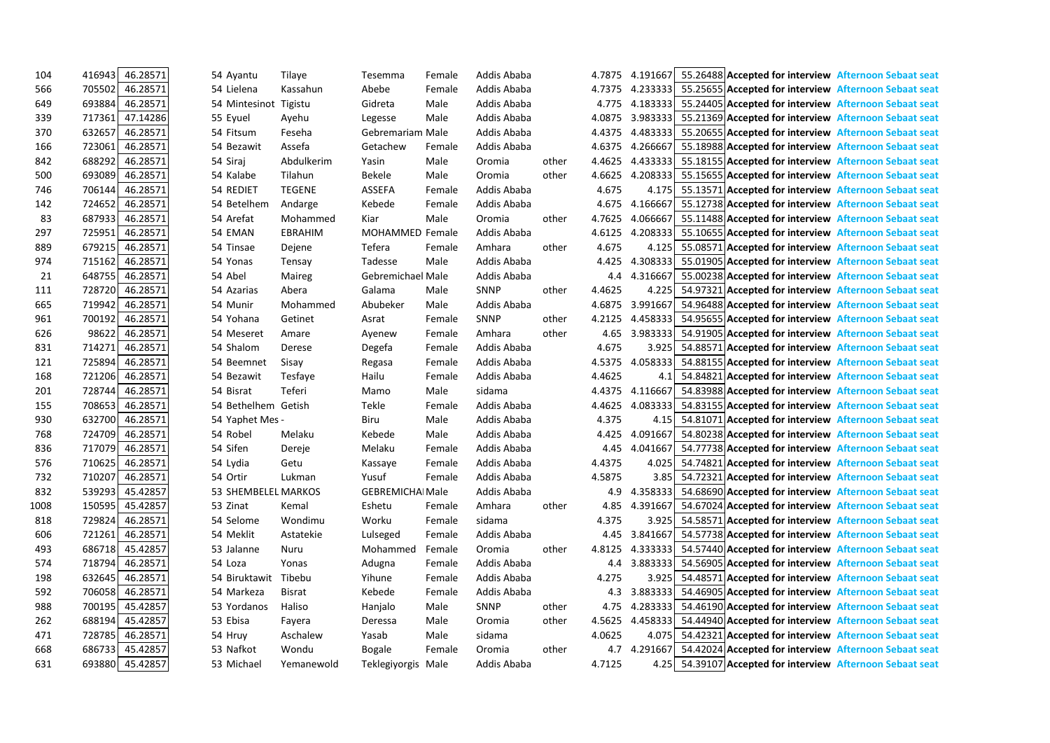| | | | | | | | | | | | | | | |
|---|---|---|---|---|---|---|---|---|---|---|---|---|---|---|
| 104 | 416943 | 46.28571 | 54 | Ayantu | Tilaye | Tesemma | Female | Addis Ababa | | 4.7875 | 4.191667 | 55.26488 | **Accepted for interview** | **Afternoon Sebaat seat** |
| 566 | 705502 | 46.28571 | 54 | Lielena | Kassahun | Abebe | Female | Addis Ababa | | 4.7375 | 4.233333 | 55.25655 | **Accepted for interview** | **Afternoon Sebaat seat** |
| 649 | 693884 | 46.28571 | 54 | Mintesinot | Tigistu | Gidreta | Male | Addis Ababa | | 4.775 | 4.183333 | 55.24405 | **Accepted for interview** | **Afternoon Sebaat seat** |
| 339 | 717361 | 47.14286 | 55 | Eyuel | Ayehu | Legesse | Male | Addis Ababa | | 4.0875 | 3.983333 | 55.21369 | **Accepted for interview** | **Afternoon Sebaat seat** |
| 370 | 632657 | 46.28571 | 54 | Fitsum | Feseha | Gebremariam | Male | Addis Ababa | | 4.4375 | 4.483333 | 55.20655 | **Accepted for interview** | **Afternoon Sebaat seat** |
| 166 | 723061 | 46.28571 | 54 | Bezawit | Assefa | Getachew | Female | Addis Ababa | | 4.6375 | 4.266667 | 55.18988 | **Accepted for interview** | **Afternoon Sebaat seat** |
| 842 | 688292 | 46.28571 | 54 | Siraj | Abdulkerim | Yasin | Male | Oromia | other | 4.4625 | 4.433333 | 55.18155 | **Accepted for interview** | **Afternoon Sebaat seat** |
| 500 | 693089 | 46.28571 | 54 | Kalabe | Tilahun | Bekele | Male | Oromia | other | 4.6625 | 4.208333 | 55.15655 | **Accepted for interview** | **Afternoon Sebaat seat** |
| 746 | 706144 | 46.28571 | 54 | REDIET | TEGENE | ASSEFA | Female | Addis Ababa | | 4.675 | 4.175 | 55.13571 | **Accepted for interview** | **Afternoon Sebaat seat** |
| 142 | 724652 | 46.28571 | 54 | Betelhem | Andarge | Kebede | Female | Addis Ababa | | 4.675 | 4.166667 | 55.12738 | **Accepted for interview** | **Afternoon Sebaat seat** |
| 83 | 687933 | 46.28571 | 54 | Arefat | Mohammed | Kiar | Male | Oromia | other | 4.7625 | 4.066667 | 55.11488 | **Accepted for interview** | **Afternoon Sebaat seat** |
| 297 | 725951 | 46.28571 | 54 | EMAN | EBRAHIM | MOHAMMED | Female | Addis Ababa | | 4.6125 | 4.208333 | 55.10655 | **Accepted for interview** | **Afternoon Sebaat seat** |
| 889 | 679215 | 46.28571 | 54 | Tinsae | Dejene | Tefera | Female | Amhara | other | 4.675 | 4.125 | 55.08571 | **Accepted for interview** | **Afternoon Sebaat seat** |
| 974 | 715162 | 46.28571 | 54 | Yonas | Tensay | Tadesse | Male | Addis Ababa | | 4.425 | 4.308333 | 55.01905 | **Accepted for interview** | **Afternoon Sebaat seat** |
| 21 | 648755 | 46.28571 | 54 | Abel | Maireg | Gebremichael | Male | Addis Ababa | | 4.4 | 4.316667 | 55.00238 | **Accepted for interview** | **Afternoon Sebaat seat** |
| 111 | 728720 | 46.28571 | 54 | Azarias | Abera | Galama | Male | SNNP | other | 4.4625 | 4.225 | 54.97321 | **Accepted for interview** | **Afternoon Sebaat seat** |
| 665 | 719942 | 46.28571 | 54 | Munir | Mohammed | Abubeker | Male | Addis Ababa | | 4.6875 | 3.991667 | 54.96488 | **Accepted for interview** | **Afternoon Sebaat seat** |
| 961 | 700192 | 46.28571 | 54 | Yohana | Getinet | Asrat | Female | SNNP | other | 4.2125 | 4.458333 | 54.95655 | **Accepted for interview** | **Afternoon Sebaat seat** |
| 626 | 98622 | 46.28571 | 54 | Meseret | Amare | Ayenew | Female | Amhara | other | 4.65 | 3.983333 | 54.91905 | **Accepted for interview** | **Afternoon Sebaat seat** |
| 831 | 714271 | 46.28571 | 54 | Shalom | Derese | Degefa | Female | Addis Ababa | | 4.675 | 3.925 | 54.88571 | **Accepted for interview** | **Afternoon Sebaat seat** |
| 121 | 725894 | 46.28571 | 54 | Beemnet | Sisay | Regasa | Female | Addis Ababa | | 4.5375 | 4.058333 | 54.88155 | **Accepted for interview** | **Afternoon Sebaat seat** |
| 168 | 721206 | 46.28571 | 54 | Bezawit | Tesfaye | Hailu | Female | Addis Ababa | | 4.4625 | 4.1 | 54.84821 | **Accepted for interview** | **Afternoon Sebaat seat** |
| 201 | 728744 | 46.28571 | 54 | Bisrat | Teferi | Mamo | Male | sidama | | 4.4375 | 4.116667 | 54.83988 | **Accepted for interview** | **Afternoon Sebaat seat** |
| 155 | 708653 | 46.28571 | 54 | Bethelhem | Getish | Tekle | Female | Addis Ababa | | 4.4625 | 4.083333 | 54.83155 | **Accepted for interview** | **Afternoon Sebaat seat** |
| 930 | 632700 | 46.28571 | 54 | Yaphet | Mes - | Biru | Male | Addis Ababa | | 4.375 | 4.15 | 54.81071 | **Accepted for interview** | **Afternoon Sebaat seat** |
| 768 | 724709 | 46.28571 | 54 | Robel | Melaku | Kebede | Male | Addis Ababa | | 4.425 | 4.091667 | 54.80238 | **Accepted for interview** | **Afternoon Sebaat seat** |
| 836 | 717079 | 46.28571 | 54 | Sifen | Dereje | Melaku | Female | Addis Ababa | | 4.45 | 4.041667 | 54.77738 | **Accepted for interview** | **Afternoon Sebaat seat** |
| 576 | 710625 | 46.28571 | 54 | Lydia | Getu | Kassaye | Female | Addis Ababa | | 4.4375 | 4.025 | 54.74821 | **Accepted for interview** | **Afternoon Sebaat seat** |
| 732 | 710207 | 46.28571 | 54 | Ortir | Lukman | Yusuf | Female | Addis Ababa | | 4.5875 | 3.85 | 54.72321 | **Accepted for interview** | **Afternoon Sebaat seat** |
| 832 | 539293 | 45.42857 | 53 | SHEMBELEL | MARKOS | GEBREMICHA | Male | Addis Ababa | | 4.9 | 4.358333 | 54.68690 | **Accepted for interview** | **Afternoon Sebaat seat** |
| 1008 | 150595 | 45.42857 | 53 | Zinat | Kemal | Eshetu | Female | Amhara | other | 4.85 | 4.391667 | 54.67024 | **Accepted for interview** | **Afternoon Sebaat seat** |
| 818 | 729824 | 46.28571 | 54 | Selome | Wondimu | Worku | Female | sidama | | 4.375 | 3.925 | 54.58571 | **Accepted for interview** | **Afternoon Sebaat seat** |
| 606 | 721261 | 46.28571 | 54 | Meklit | Astatekie | Lulseged | Female | Addis Ababa | | 4.45 | 3.841667 | 54.57738 | **Accepted for interview** | **Afternoon Sebaat seat** |
| 493 | 686718 | 45.42857 | 53 | Jalanne | Nuru | Mohammed | Female | Oromia | other | 4.8125 | 4.333333 | 54.57440 | **Accepted for interview** | **Afternoon Sebaat seat** |
| 574 | 718794 | 46.28571 | 54 | Loza | Yonas | Adugna | Female | Addis Ababa | | 4.4 | 3.883333 | 54.56905 | **Accepted for interview** | **Afternoon Sebaat seat** |
| 198 | 632645 | 46.28571 | 54 | Biruktawit | Tibebu | Yihune | Female | Addis Ababa | | 4.275 | 3.925 | 54.48571 | **Accepted for interview** | **Afternoon Sebaat seat** |
| 592 | 706058 | 46.28571 | 54 | Markeza | Bisrat | Kebede | Female | Addis Ababa | | 4.3 | 3.883333 | 54.46905 | **Accepted for interview** | **Afternoon Sebaat seat** |
| 988 | 700195 | 45.42857 | 53 | Yordanos | Haliso | Hanjalo | Male | SNNP | other | 4.75 | 4.283333 | 54.46190 | **Accepted for interview** | **Afternoon Sebaat seat** |
| 262 | 688194 | 45.42857 | 53 | Ebisa | Fayera | Deressa | Male | Oromia | other | 4.5625 | 4.458333 | 54.44940 | **Accepted for interview** | **Afternoon Sebaat seat** |
| 471 | 728785 | 46.28571 | 54 | Hruy | Aschalew | Yasab | Male | sidama | | 4.0625 | 4.075 | 54.42321 | **Accepted for interview** | **Afternoon Sebaat seat** |
| 668 | 686733 | 45.42857 | 53 | Nafkot | Wondu | Bogale | Female | Oromia | other | 4.7 | 4.291667 | 54.42024 | **Accepted for interview** | **Afternoon Sebaat seat** |
| 631 | 693880 | 45.42857 | 53 | Michael | Yemanewold | Teklegiyorgis | Male | Addis Ababa | | 4.7125 | 4.25 | 54.39107 | **Accepted for interview** | **Afternoon Sebaat seat** |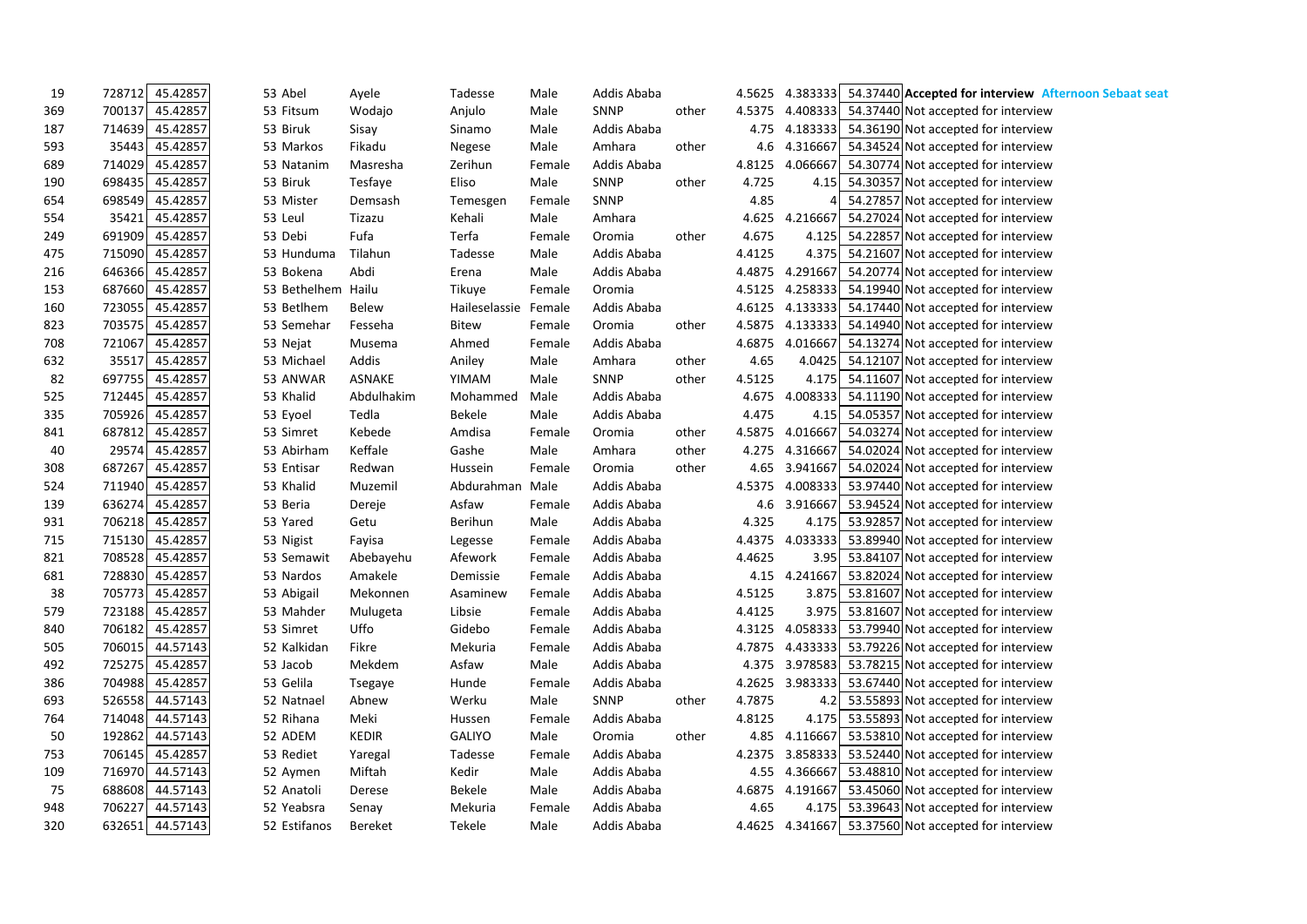| | | | | | | | | | | | | |
|---|---|---|---|---|---|---|---|---|---|---|---|---|
| 19 | 728712 | 45.42857 | 53 | Abel | Ayele | Tadesse | Male | Addis Ababa | | 4.5625 | 4.383333 | 54.37440 | **Accepted for interview** **Afternoon Sebaat seat** |
| 369 | 700137 | 45.42857 | 53 | Fitsum | Wodajo | Anjulo | Male | SNNP | other | 4.5375 | 4.408333 | 54.37440 | Not accepted for interview |
| 187 | 714639 | 45.42857 | 53 | Biruk | Sisay | Sinamo | Male | Addis Ababa | | 4.75 | 4.183333 | 54.36190 | Not accepted for interview |
| 593 | 35443 | 45.42857 | 53 | Markos | Fikadu | Negese | Male | Amhara | other | 4.6 | 4.316667 | 54.34524 | Not accepted for interview |
| 689 | 714029 | 45.42857 | 53 | Natanim | Masresha | Zerihun | Female | Addis Ababa | | 4.8125 | 4.066667 | 54.30774 | Not accepted for interview |
| 190 | 698435 | 45.42857 | 53 | Biruk | Tesfaye | Eliso | Male | SNNP | other | 4.725 | 4.15 | 54.30357 | Not accepted for interview |
| 654 | 698549 | 45.42857 | 53 | Mister | Demsash | Temesgen | Female | SNNP | | 4.85 | 4 | 54.27857 | Not accepted for interview |
| 554 | 35421 | 45.42857 | 53 | Leul | Tizazu | Kehali | Male | Amhara | | 4.625 | 4.216667 | 54.27024 | Not accepted for interview |
| 249 | 691909 | 45.42857 | 53 | Debi | Fufa | Terfa | Female | Oromia | other | 4.675 | 4.125 | 54.22857 | Not accepted for interview |
| 475 | 715090 | 45.42857 | 53 | Hunduma | Tilahun | Tadesse | Male | Addis Ababa | | 4.4125 | 4.375 | 54.21607 | Not accepted for interview |
| 216 | 646366 | 45.42857 | 53 | Bokena | Abdi | Erena | Male | Addis Ababa | | 4.4875 | 4.291667 | 54.20774 | Not accepted for interview |
| 153 | 687660 | 45.42857 | 53 | Bethelhem | Hailu | Tikuye | Female | Oromia | | 4.5125 | 4.258333 | 54.19940 | Not accepted for interview |
| 160 | 723055 | 45.42857 | 53 | Betlhem | Belew | Haileselassie | Female | Addis Ababa | | 4.6125 | 4.133333 | 54.17440 | Not accepted for interview |
| 823 | 703575 | 45.42857 | 53 | Semehar | Fesseha | Bitew | Female | Oromia | other | 4.5875 | 4.133333 | 54.14940 | Not accepted for interview |
| 708 | 721067 | 45.42857 | 53 | Nejat | Musema | Ahmed | Female | Addis Ababa | | 4.6875 | 4.016667 | 54.13274 | Not accepted for interview |
| 632 | 35517 | 45.42857 | 53 | Michael | Addis | Aniley | Male | Amhara | other | 4.65 | 4.0425 | 54.12107 | Not accepted for interview |
| 82 | 697755 | 45.42857 | 53 | ANWAR | ASNAKE | YIMAM | Male | SNNP | other | 4.5125 | 4.175 | 54.11607 | Not accepted for interview |
| 525 | 712445 | 45.42857 | 53 | Khalid | Abdulhakim | Mohammed | Male | Addis Ababa | | 4.675 | 4.008333 | 54.11190 | Not accepted for interview |
| 335 | 705926 | 45.42857 | 53 | Eyoel | Tedla | Bekele | Male | Addis Ababa | | 4.475 | 4.15 | 54.05357 | Not accepted for interview |
| 841 | 687812 | 45.42857 | 53 | Simret | Kebede | Amdisa | Female | Oromia | other | 4.5875 | 4.016667 | 54.03274 | Not accepted for interview |
| 40 | 29574 | 45.42857 | 53 | Abirham | Keffale | Gashe | Male | Amhara | other | 4.275 | 4.316667 | 54.02024 | Not accepted for interview |
| 308 | 687267 | 45.42857 | 53 | Entisar | Redwan | Hussein | Female | Oromia | other | 4.65 | 3.941667 | 54.02024 | Not accepted for interview |
| 524 | 711940 | 45.42857 | 53 | Khalid | Muzemil | Abdurahman | Male | Addis Ababa | | 4.5375 | 4.008333 | 53.97440 | Not accepted for interview |
| 139 | 636274 | 45.42857 | 53 | Beria | Dereje | Asfaw | Female | Addis Ababa | | 4.6 | 3.916667 | 53.94524 | Not accepted for interview |
| 931 | 706218 | 45.42857 | 53 | Yared | Getu | Berihun | Male | Addis Ababa | | 4.325 | 4.175 | 53.92857 | Not accepted for interview |
| 715 | 715130 | 45.42857 | 53 | Nigist | Fayisa | Legesse | Female | Addis Ababa | | 4.4375 | 4.033333 | 53.89940 | Not accepted for interview |
| 821 | 708528 | 45.42857 | 53 | Semawit | Abebayehu | Afework | Female | Addis Ababa | | 4.4625 | 3.95 | 53.84107 | Not accepted for interview |
| 681 | 728830 | 45.42857 | 53 | Nardos | Amakele | Demissie | Female | Addis Ababa | | 4.15 | 4.241667 | 53.82024 | Not accepted for interview |
| 38 | 705773 | 45.42857 | 53 | Abigail | Mekonnen | Asaminew | Female | Addis Ababa | | 4.5125 | 3.875 | 53.81607 | Not accepted for interview |
| 579 | 723188 | 45.42857 | 53 | Mahder | Mulugeta | Libsie | Female | Addis Ababa | | 4.4125 | 3.975 | 53.81607 | Not accepted for interview |
| 840 | 706182 | 45.42857 | 53 | Simret | Uffo | Gidebo | Female | Addis Ababa | | 4.3125 | 4.058333 | 53.79940 | Not accepted for interview |
| 505 | 706015 | 44.57143 | 52 | Kalkidan | Fikre | Mekuria | Female | Addis Ababa | | 4.7875 | 4.433333 | 53.79226 | Not accepted for interview |
| 492 | 725275 | 45.42857 | 53 | Jacob | Mekdem | Asfaw | Male | Addis Ababa | | 4.375 | 3.978583 | 53.78215 | Not accepted for interview |
| 386 | 704988 | 45.42857 | 53 | Gelila | Tsegaye | Hunde | Female | Addis Ababa | | 4.2625 | 3.983333 | 53.67440 | Not accepted for interview |
| 693 | 526558 | 44.57143 | 52 | Natnael | Abnew | Werku | Male | SNNP | other | 4.7875 | 4.2 | 53.55893 | Not accepted for interview |
| 764 | 714048 | 44.57143 | 52 | Rihana | Meki | Hussen | Female | Addis Ababa | | 4.8125 | 4.175 | 53.55893 | Not accepted for interview |
| 50 | 192862 | 44.57143 | 52 | ADEM | KEDIR | GALIYO | Male | Oromia | other | 4.85 | 4.116667 | 53.53810 | Not accepted for interview |
| 753 | 706145 | 45.42857 | 53 | Rediet | Yaregal | Tadesse | Female | Addis Ababa | | 4.2375 | 3.858333 | 53.52440 | Not accepted for interview |
| 109 | 716970 | 44.57143 | 52 | Aymen | Miftah | Kedir | Male | Addis Ababa | | 4.55 | 4.366667 | 53.48810 | Not accepted for interview |
| 75 | 688608 | 44.57143 | 52 | Anatoli | Derese | Bekele | Male | Addis Ababa | | 4.6875 | 4.191667 | 53.45060 | Not accepted for interview |
| 948 | 706227 | 44.57143 | 52 | Yeabsra | Senay | Mekuria | Female | Addis Ababa | | 4.65 | 4.175 | 53.39643 | Not accepted for interview |
| 320 | 632651 | 44.57143 | 52 | Estifanos | Bereket | Tekele | Male | Addis Ababa | | 4.4625 | 4.341667 | 53.37560 | Not accepted for interview |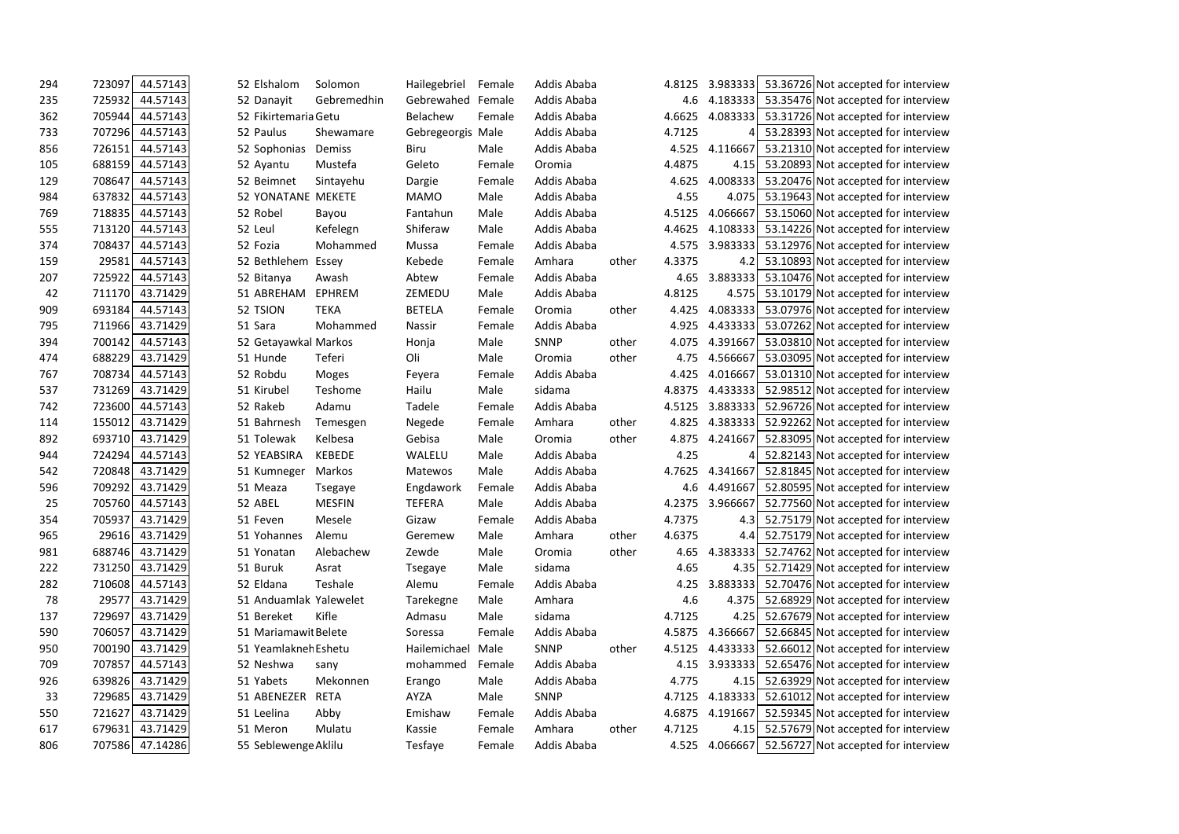| | | | | | | | | | | | | | |
|---|---|---|---|---|---|---|---|---|---|---|---|---|---|
| 294 | 723097 | 44.57143 | 52 | Elshalom | Solomon | Hailegebriel | Female | Addis Ababa | | 4.8125 | 3.983333 | 53.36726 | Not accepted for interview |
| 235 | 725932 | 44.57143 | 52 | Danayit | Gebremedhin | Gebrewahed | Female | Addis Ababa | | 4.6 | 4.183333 | 53.35476 | Not accepted for interview |
| 362 | 705944 | 44.57143 | 52 | Fikirtemaria | Getu | Belachew | Female | Addis Ababa | | 4.6625 | 4.083333 | 53.31726 | Not accepted for interview |
| 733 | 707296 | 44.57143 | 52 | Paulus | Shewamare | Gebregeorgis | Male | Addis Ababa | | 4.7125 | 4 | 53.28393 | Not accepted for interview |
| 856 | 726151 | 44.57143 | 52 | Sophonias | Demiss | Biru | Male | Addis Ababa | | 4.525 | 4.116667 | 53.21310 | Not accepted for interview |
| 105 | 688159 | 44.57143 | 52 | Ayantu | Mustefa | Geleto | Female | Oromia | | 4.4875 | 4.15 | 53.20893 | Not accepted for interview |
| 129 | 708647 | 44.57143 | 52 | Beimnet | Sintayehu | Dargie | Female | Addis Ababa | | 4.625 | 4.008333 | 53.20476 | Not accepted for interview |
| 984 | 637832 | 44.57143 | 52 | YONATANE | MEKETE | MAMO | Male | Addis Ababa | | 4.55 | 4.075 | 53.19643 | Not accepted for interview |
| 769 | 718835 | 44.57143 | 52 | Robel | Bayou | Fantahun | Male | Addis Ababa | | 4.5125 | 4.066667 | 53.15060 | Not accepted for interview |
| 555 | 713120 | 44.57143 | 52 | Leul | Kefelegn | Shiferaw | Male | Addis Ababa | | 4.4625 | 4.108333 | 53.14226 | Not accepted for interview |
| 374 | 708437 | 44.57143 | 52 | Fozia | Mohammed | Mussa | Female | Addis Ababa | | 4.575 | 3.983333 | 53.12976 | Not accepted for interview |
| 159 | 29581 | 44.57143 | 52 | Bethlehem | Essey | Kebede | Female | Amhara | other | 4.3375 | 4.2 | 53.10893 | Not accepted for interview |
| 207 | 725922 | 44.57143 | 52 | Bitanya | Awash | Abtew | Female | Addis Ababa | | 4.65 | 3.883333 | 53.10476 | Not accepted for interview |
| 42 | 711170 | 43.71429 | 51 | ABREHAM | EPHREM | ZEMEDU | Male | Addis Ababa | | 4.8125 | 4.575 | 53.10179 | Not accepted for interview |
| 909 | 693184 | 44.57143 | 52 | TSION | TEKA | BETELA | Female | Oromia | other | 4.425 | 4.083333 | 53.07976 | Not accepted for interview |
| 795 | 711966 | 43.71429 | 51 | Sara | Mohammed | Nassir | Female | Addis Ababa | | 4.925 | 4.433333 | 53.07262 | Not accepted for interview |
| 394 | 700142 | 44.57143 | 52 | Getayawkal | Markos | Honja | Male | SNNP | other | 4.075 | 4.391667 | 53.03810 | Not accepted for interview |
| 474 | 688229 | 43.71429 | 51 | Hunde | Teferi | Oli | Male | Oromia | other | 4.75 | 4.566667 | 53.03095 | Not accepted for interview |
| 767 | 708734 | 44.57143 | 52 | Robdu | Moges | Feyera | Female | Addis Ababa | | 4.425 | 4.016667 | 53.01310 | Not accepted for interview |
| 537 | 731269 | 43.71429 | 51 | Kirubel | Teshome | Hailu | Male | sidama | | 4.8375 | 4.433333 | 52.98512 | Not accepted for interview |
| 742 | 723600 | 44.57143 | 52 | Rakeb | Adamu | Tadele | Female | Addis Ababa | | 4.5125 | 3.883333 | 52.96726 | Not accepted for interview |
| 114 | 155012 | 43.71429 | 51 | Bahrnesh | Temesgen | Negede | Female | Amhara | other | 4.825 | 4.383333 | 52.92262 | Not accepted for interview |
| 892 | 693710 | 43.71429 | 51 | Tolewak | Kelbesa | Gebisa | Male | Oromia | other | 4.875 | 4.241667 | 52.83095 | Not accepted for interview |
| 944 | 724294 | 44.57143 | 52 | YEABSIRA | KEBEDE | WALELU | Male | Addis Ababa | | 4.25 | 4 | 52.82143 | Not accepted for interview |
| 542 | 720848 | 43.71429 | 51 | Kumneger | Markos | Matewos | Male | Addis Ababa | | 4.7625 | 4.341667 | 52.81845 | Not accepted for interview |
| 596 | 709292 | 43.71429 | 51 | Meaza | Tsegaye | Engdawork | Female | Addis Ababa | | 4.6 | 4.491667 | 52.80595 | Not accepted for interview |
| 25 | 705760 | 44.57143 | 52 | ABEL | MESFIN | TEFERA | Male | Addis Ababa | | 4.2375 | 3.966667 | 52.77560 | Not accepted for interview |
| 354 | 705937 | 43.71429 | 51 | Feven | Mesele | Gizaw | Female | Addis Ababa | | 4.7375 | 4.3 | 52.75179 | Not accepted for interview |
| 965 | 29616 | 43.71429 | 51 | Yohannes | Alemu | Geremew | Male | Amhara | other | 4.6375 | 4.4 | 52.75179 | Not accepted for interview |
| 981 | 688746 | 43.71429 | 51 | Yonatan | Alebachew | Zewde | Male | Oromia | other | 4.65 | 4.383333 | 52.74762 | Not accepted for interview |
| 222 | 731250 | 43.71429 | 51 | Buruk | Asrat | Tsegaye | Male | sidama | | 4.65 | 4.35 | 52.71429 | Not accepted for interview |
| 282 | 710608 | 44.57143 | 52 | Eldana | Teshale | Alemu | Female | Addis Ababa | | 4.25 | 3.883333 | 52.70476 | Not accepted for interview |
| 78 | 29577 | 43.71429 | 51 | Anduamlak | Yalewelet | Tarekegne | Male | Amhara | | 4.6 | 4.375 | 52.68929 | Not accepted for interview |
| 137 | 729697 | 43.71429 | 51 | Bereket | Kifle | Admasu | Male | sidama | | 4.7125 | 4.25 | 52.67679 | Not accepted for interview |
| 590 | 706057 | 43.71429 | 51 | Mariamawit | Belete | Soressa | Female | Addis Ababa | | 4.5875 | 4.366667 | 52.66845 | Not accepted for interview |
| 950 | 700190 | 43.71429 | 51 | Yeamlakneh | Eshetu | Hailemichael | Male | SNNP | other | 4.5125 | 4.433333 | 52.66012 | Not accepted for interview |
| 709 | 707857 | 44.57143 | 52 | Neshwa | sany | mohammed | Female | Addis Ababa | | 4.15 | 3.933333 | 52.65476 | Not accepted for interview |
| 926 | 639826 | 43.71429 | 51 | Yabets | Mekonnen | Erango | Male | Addis Ababa | | 4.775 | 4.15 | 52.63929 | Not accepted for interview |
| 33 | 729685 | 43.71429 | 51 | ABENEZER | RETA | AYZA | Male | SNNP | | 4.7125 | 4.183333 | 52.61012 | Not accepted for interview |
| 550 | 721627 | 43.71429 | 51 | Leelina | Abby | Emishaw | Female | Addis Ababa | | 4.6875 | 4.191667 | 52.59345 | Not accepted for interview |
| 617 | 679631 | 43.71429 | 51 | Meron | Mulatu | Kassie | Female | Amhara | other | 4.7125 | 4.15 | 52.57679 | Not accepted for interview |
| 806 | 707586 | 47.14286 | 55 | Seblewenge | Aklilu | Tesfaye | Female | Addis Ababa | | 4.525 | 4.066667 | 52.56727 | Not accepted for interview |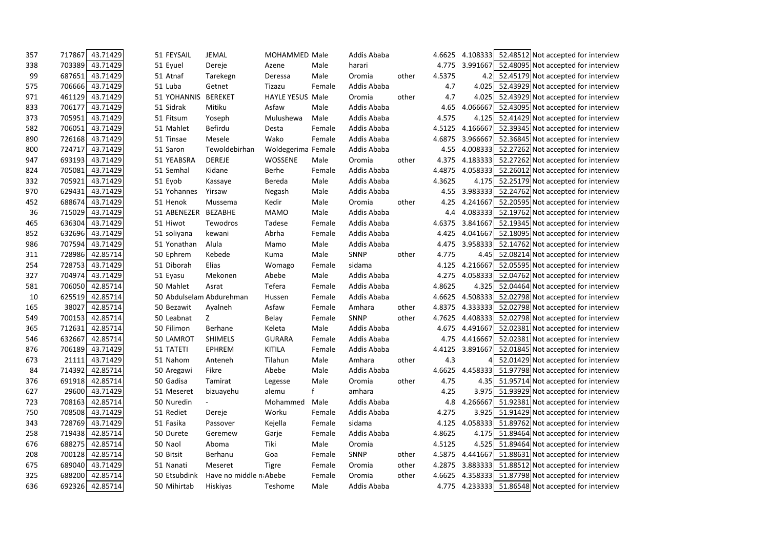| | | | | | | | | | | | | | |
|---|---|---|---|---|---|---|---|---|---|---|---|---|---|
| 357 | 717867 | 43.71429 | 51 | FEYSAIL | JEMAL | MOHAMMED | Male | Addis Ababa | | 4.6625 | 4.108333 | 52.48512 | Not accepted for interview |
| 338 | 703389 | 43.71429 | 51 | Eyuel | Dereje | Azene | Male | harari | | 4.775 | 3.991667 | 52.48095 | Not accepted for interview |
| 99 | 687651 | 43.71429 | 51 | Atnaf | Tarekegn | Deressa | Male | Oromia | other | 4.5375 | 4.2 | 52.45179 | Not accepted for interview |
| 575 | 706666 | 43.71429 | 51 | Luba | Getnet | Tizazu | Female | Addis Ababa | | 4.7 | 4.025 | 52.43929 | Not accepted for interview |
| 971 | 461129 | 43.71429 | 51 | YOHANNIS | BEREKET | HAYLE YESUS | Male | Oromia | other | 4.7 | 4.025 | 52.43929 | Not accepted for interview |
| 833 | 706177 | 43.71429 | 51 | Sidrak | Mitiku | Asfaw | Male | Addis Ababa | | 4.65 | 4.066667 | 52.43095 | Not accepted for interview |
| 373 | 705951 | 43.71429 | 51 | Fitsum | Yoseph | Mulushewa | Male | Addis Ababa | | 4.575 | 4.125 | 52.41429 | Not accepted for interview |
| 582 | 706051 | 43.71429 | 51 | Mahlet | Befirdu | Desta | Female | Addis Ababa | | 4.5125 | 4.166667 | 52.39345 | Not accepted for interview |
| 890 | 726168 | 43.71429 | 51 | Tinsae | Mesele | Wako | Female | Addis Ababa | | 4.6875 | 3.966667 | 52.36845 | Not accepted for interview |
| 800 | 724717 | 43.71429 | 51 | Saron | Tewoldebirhan | Woldegerima | Female | Addis Ababa | | 4.55 | 4.008333 | 52.27262 | Not accepted for interview |
| 947 | 693193 | 43.71429 | 51 | YEABSRA | DEREJE | WOSSENE | Male | Oromia | other | 4.375 | 4.183333 | 52.27262 | Not accepted for interview |
| 824 | 705081 | 43.71429 | 51 | Semhal | Kidane | Berhe | Female | Addis Ababa | | 4.4875 | 4.058333 | 52.26012 | Not accepted for interview |
| 332 | 705921 | 43.71429 | 51 | Eyob | Kassaye | Bereda | Male | Addis Ababa | | 4.3625 | 4.175 | 52.25179 | Not accepted for interview |
| 970 | 629431 | 43.71429 | 51 | Yohannes | Yirsaw | Negash | Male | Addis Ababa | | 4.55 | 3.983333 | 52.24762 | Not accepted for interview |
| 452 | 688674 | 43.71429 | 51 | Henok | Mussema | Kedir | Male | Oromia | other | 4.25 | 4.241667 | 52.20595 | Not accepted for interview |
| 36 | 715029 | 43.71429 | 51 | ABENEZER | BEZABHE | MAMO | Male | Addis Ababa | | 4.4 | 4.083333 | 52.19762 | Not accepted for interview |
| 465 | 636304 | 43.71429 | 51 | Hiwot | Tewodros | Tadese | Female | Addis Ababa | | 4.6375 | 3.841667 | 52.19345 | Not accepted for interview |
| 852 | 632696 | 43.71429 | 51 | soliyana | kewani | Abrha | Female | Addis Ababa | | 4.425 | 4.041667 | 52.18095 | Not accepted for interview |
| 986 | 707594 | 43.71429 | 51 | Yonathan | Alula | Mamo | Male | Addis Ababa | | 4.475 | 3.958333 | 52.14762 | Not accepted for interview |
| 311 | 728986 | 42.85714 | 50 | Ephrem | Kebede | Kuma | Male | SNNP | other | 4.775 | 4.45 | 52.08214 | Not accepted for interview |
| 254 | 728753 | 43.71429 | 51 | Diborah | Elias | Womago | Female | sidama | | 4.125 | 4.216667 | 52.05595 | Not accepted for interview |
| 327 | 704974 | 43.71429 | 51 | Eyasu | Mekonen | Abebe | Male | Addis Ababa | | 4.275 | 4.058333 | 52.04762 | Not accepted for interview |
| 581 | 706050 | 42.85714 | 50 | Mahlet | Asrat | Tefera | Female | Addis Ababa | | 4.8625 | 4.325 | 52.04464 | Not accepted for interview |
| 10 | 625519 | 42.85714 | 50 | Abdulselam | Abdurehman | Hussen | Female | Addis Ababa | | 4.6625 | 4.508333 | 52.02798 | Not accepted for interview |
| 165 | 38027 | 42.85714 | 50 | Bezawit | Ayalneh | Asfaw | Female | Amhara | other | 4.8375 | 4.333333 | 52.02798 | Not accepted for interview |
| 549 | 700153 | 42.85714 | 50 | Leabnat | Z | Belay | Female | SNNP | other | 4.7625 | 4.408333 | 52.02798 | Not accepted for interview |
| 365 | 712631 | 42.85714 | 50 | Filimon | Berhane | Keleta | Male | Addis Ababa | | 4.675 | 4.491667 | 52.02381 | Not accepted for interview |
| 546 | 632667 | 42.85714 | 50 | LAMROT | SHIMELS | GURARA | Female | Addis Ababa | | 4.75 | 4.416667 | 52.02381 | Not accepted for interview |
| 876 | 706189 | 43.71429 | 51 | TATETI | EPHREM | KITILA | Female | Addis Ababa | | 4.4125 | 3.891667 | 52.01845 | Not accepted for interview |
| 673 | 21111 | 43.71429 | 51 | Nahom | Anteneh | Tilahun | Male | Amhara | other | 4.3 | 4 | 52.01429 | Not accepted for interview |
| 84 | 714392 | 42.85714 | 50 | Aregawi | Fikre | Abebe | Male | Addis Ababa | | 4.6625 | 4.458333 | 51.97798 | Not accepted for interview |
| 376 | 691918 | 42.85714 | 50 | Gadisa | Tamirat | Legesse | Male | Oromia | other | 4.75 | 4.35 | 51.95714 | Not accepted for interview |
| 627 | 29600 | 43.71429 | 51 | Meseret | bizuayehu | alemu | f | amhara | | 4.25 | 3.975 | 51.93929 | Not accepted for interview |
| 723 | 708163 | 42.85714 | 50 | Nuredin | - | Mohammed | Male | Addis Ababa | | 4.8 | 4.266667 | 51.92381 | Not accepted for interview |
| 750 | 708508 | 43.71429 | 51 | Rediet | Dereje | Worku | Female | Addis Ababa | | 4.275 | 3.925 | 51.91429 | Not accepted for interview |
| 343 | 728769 | 43.71429 | 51 | Fasika | Passover | Kejella | Female | sidama | | 4.125 | 4.058333 | 51.89762 | Not accepted for interview |
| 258 | 719438 | 42.85714 | 50 | Durete | Geremew | Garje | Female | Addis Ababa | | 4.8625 | 4.175 | 51.89464 | Not accepted for interview |
| 676 | 688275 | 42.85714 | 50 | Naol | Aboma | Tiki | Male | Oromia | | 4.5125 | 4.525 | 51.89464 | Not accepted for interview |
| 208 | 700128 | 42.85714 | 50 | Bitsit | Berhanu | Goa | Female | SNNP | other | 4.5875 | 4.441667 | 51.88631 | Not accepted for interview |
| 675 | 689040 | 43.71429 | 51 | Nanati | Meseret | Tigre | Female | Oromia | other | 4.2875 | 3.883333 | 51.88512 | Not accepted for interview |
| 325 | 688200 | 42.85714 | 50 | Etsubdink | Have no middle n | Abebe | Female | Oromia | other | 4.6625 | 4.358333 | 51.87798 | Not accepted for interview |
| 636 | 692326 | 42.85714 | 50 | Mihirtab | Hiskiyas | Teshome | Male | Addis Ababa | | 4.775 | 4.233333 | 51.86548 | Not accepted for interview |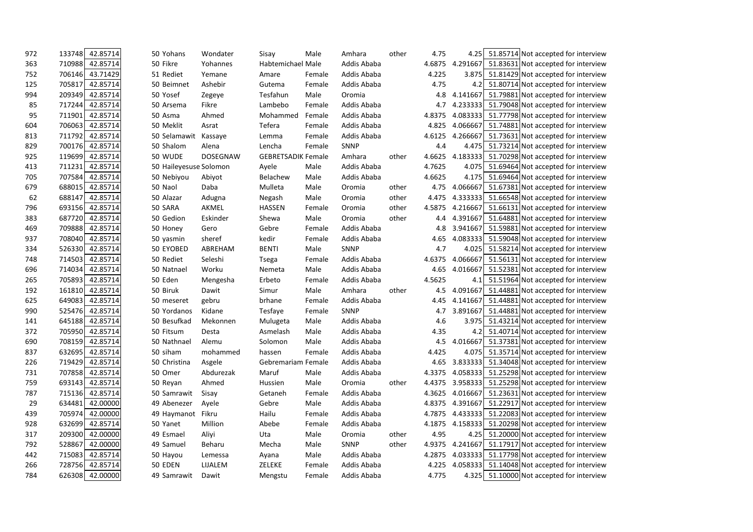| | | | | | | | | | | | | |
|---|---|---|---|---|---|---|---|---|---|---|---|---|
| 972 | 133748 | 42.85714 | 50 | Yohans | Wondater | Sisay | Male | Amhara | other | 4.75 | 4.25 | 51.85714 Not accepted for interview |
| 363 | 710988 | 42.85714 | 50 | Fikre | Yohannes | Habtemichael | Male | Addis Ababa | | 4.6875 | 4.291667 | 51.83631 Not accepted for interview |
| 752 | 706146 | 43.71429 | 51 | Rediet | Yemane | Amare | Female | Addis Ababa | | 4.225 | 3.875 | 51.81429 Not accepted for interview |
| 125 | 705817 | 42.85714 | 50 | Beimnet | Ashebir | Gutema | Female | Addis Ababa | | 4.75 | 4.2 | 51.80714 Not accepted for interview |
| 994 | 209349 | 42.85714 | 50 | Yosef | Zegeye | Tesfahun | Male | Oromia | | 4.8 | 4.141667 | 51.79881 Not accepted for interview |
| 85 | 717244 | 42.85714 | 50 | Arsema | Fikre | Lambebo | Female | Addis Ababa | | 4.7 | 4.233333 | 51.79048 Not accepted for interview |
| 95 | 711901 | 42.85714 | 50 | Asma | Ahmed | Mohammed | Female | Addis Ababa | | 4.8375 | 4.083333 | 51.77798 Not accepted for interview |
| 604 | 706063 | 42.85714 | 50 | Meklit | Asrat | Tefera | Female | Addis Ababa | | 4.825 | 4.066667 | 51.74881 Not accepted for interview |
| 813 | 711792 | 42.85714 | 50 | Selamawit | Kassaye | Lemma | Female | Addis Ababa | | 4.6125 | 4.266667 | 51.73631 Not accepted for interview |
| 829 | 700176 | 42.85714 | 50 | Shalom | Alena | Lencha | Female | SNNP | | 4.4 | 4.475 | 51.73214 Not accepted for interview |
| 925 | 119699 | 42.85714 | 50 | WUDE | DOSEGNAW | GEBRETSADIK | Female | Amhara | other | 4.6625 | 4.183333 | 51.70298 Not accepted for interview |
| 413 | 711231 | 42.85714 | 50 | Haileyesuse | Solomon | Ayele | Male | Addis Ababa | | 4.7625 | 4.075 | 51.69464 Not accepted for interview |
| 705 | 707584 | 42.85714 | 50 | Nebiyou | Abiyot | Belachew | Male | Addis Ababa | | 4.6625 | 4.175 | 51.69464 Not accepted for interview |
| 679 | 688015 | 42.85714 | 50 | Naol | Daba | Mulleta | Male | Oromia | other | 4.75 | 4.066667 | 51.67381 Not accepted for interview |
| 62 | 688147 | 42.85714 | 50 | Alazar | Adugna | Negash | Male | Oromia | other | 4.475 | 4.333333 | 51.66548 Not accepted for interview |
| 796 | 693156 | 42.85714 | 50 | SARA | AKMEL | HASSEN | Female | Oromia | other | 4.5875 | 4.216667 | 51.66131 Not accepted for interview |
| 383 | 687720 | 42.85714 | 50 | Gedion | Eskinder | Shewa | Male | Oromia | other | 4.4 | 4.391667 | 51.64881 Not accepted for interview |
| 469 | 709888 | 42.85714 | 50 | Honey | Gero | Gebre | Female | Addis Ababa | | 4.8 | 3.941667 | 51.59881 Not accepted for interview |
| 937 | 708040 | 42.85714 | 50 | yasmin | sheref | kedir | Female | Addis Ababa | | 4.65 | 4.083333 | 51.59048 Not accepted for interview |
| 334 | 526330 | 42.85714 | 50 | EYOBED | ABREHAM | BENTI | Male | SNNP | | 4.7 | 4.025 | 51.58214 Not accepted for interview |
| 748 | 714503 | 42.85714 | 50 | Rediet | Seleshi | Tsega | Female | Addis Ababa | | 4.6375 | 4.066667 | 51.56131 Not accepted for interview |
| 696 | 714034 | 42.85714 | 50 | Natnael | Worku | Nemeta | Male | Addis Ababa | | 4.65 | 4.016667 | 51.52381 Not accepted for interview |
| 265 | 705893 | 42.85714 | 50 | Eden | Mengesha | Erbeto | Female | Addis Ababa | | 4.5625 | 4.1 | 51.51964 Not accepted for interview |
| 192 | 161810 | 42.85714 | 50 | Biruk | Dawit | Simur | Male | Amhara | other | 4.5 | 4.091667 | 51.44881 Not accepted for interview |
| 625 | 649083 | 42.85714 | 50 | meseret | gebru | brhane | Female | Addis Ababa | | 4.45 | 4.141667 | 51.44881 Not accepted for interview |
| 990 | 525476 | 42.85714 | 50 | Yordanos | Kidane | Tesfaye | Female | SNNP | | 4.7 | 3.891667 | 51.44881 Not accepted for interview |
| 141 | 645188 | 42.85714 | 50 | Besufkad | Mekonnen | Mulugeta | Male | Addis Ababa | | 4.6 | 3.975 | 51.43214 Not accepted for interview |
| 372 | 705950 | 42.85714 | 50 | Fitsum | Desta | Asmelash | Male | Addis Ababa | | 4.35 | 4.2 | 51.40714 Not accepted for interview |
| 690 | 708159 | 42.85714 | 50 | Nathnael | Alemu | Solomon | Male | Addis Ababa | | 4.5 | 4.016667 | 51.37381 Not accepted for interview |
| 837 | 632695 | 42.85714 | 50 | siham | mohammed | hassen | Female | Addis Ababa | | 4.425 | 4.075 | 51.35714 Not accepted for interview |
| 226 | 719429 | 42.85714 | 50 | Christina | Asgele | Gebremariam | Female | Addis Ababa | | 4.65 | 3.833333 | 51.34048 Not accepted for interview |
| 731 | 707858 | 42.85714 | 50 | Omer | Abdurezak | Maruf | Male | Addis Ababa | | 4.3375 | 4.058333 | 51.25298 Not accepted for interview |
| 759 | 693143 | 42.85714 | 50 | Reyan | Ahmed | Hussien | Male | Oromia | other | 4.4375 | 3.958333 | 51.25298 Not accepted for interview |
| 787 | 715136 | 42.85714 | 50 | Samrawit | Sisay | Getaneh | Female | Addis Ababa | | 4.3625 | 4.016667 | 51.23631 Not accepted for interview |
| 29 | 634481 | 42.00000 | 49 | Abenezer | Ayele | Gebre | Male | Addis Ababa | | 4.8375 | 4.391667 | 51.22917 Not accepted for interview |
| 439 | 705974 | 42.00000 | 49 | Haymanot | Fikru | Hailu | Female | Addis Ababa | | 4.7875 | 4.433333 | 51.22083 Not accepted for interview |
| 928 | 632699 | 42.85714 | 50 | Yanet | Million | Abebe | Female | Addis Ababa | | 4.1875 | 4.158333 | 51.20298 Not accepted for interview |
| 317 | 209300 | 42.00000 | 49 | Esmael | Aliyi | Uta | Male | Oromia | other | 4.95 | 4.25 | 51.20000 Not accepted for interview |
| 792 | 528867 | 42.00000 | 49 | Samuel | Beharu | Mecha | Male | SNNP | other | 4.9375 | 4.241667 | 51.17917 Not accepted for interview |
| 442 | 715083 | 42.85714 | 50 | Hayou | Lemessa | Ayana | Male | Addis Ababa | | 4.2875 | 4.033333 | 51.17798 Not accepted for interview |
| 266 | 728756 | 42.85714 | 50 | EDEN | LIJALEM | ZELEKE | Female | Addis Ababa | | 4.225 | 4.058333 | 51.14048 Not accepted for interview |
| 784 | 626308 | 42.00000 | 49 | Samrawit | Dawit | Mengstu | Female | Addis Ababa | | 4.775 | 4.325 | 51.10000 Not accepted for interview |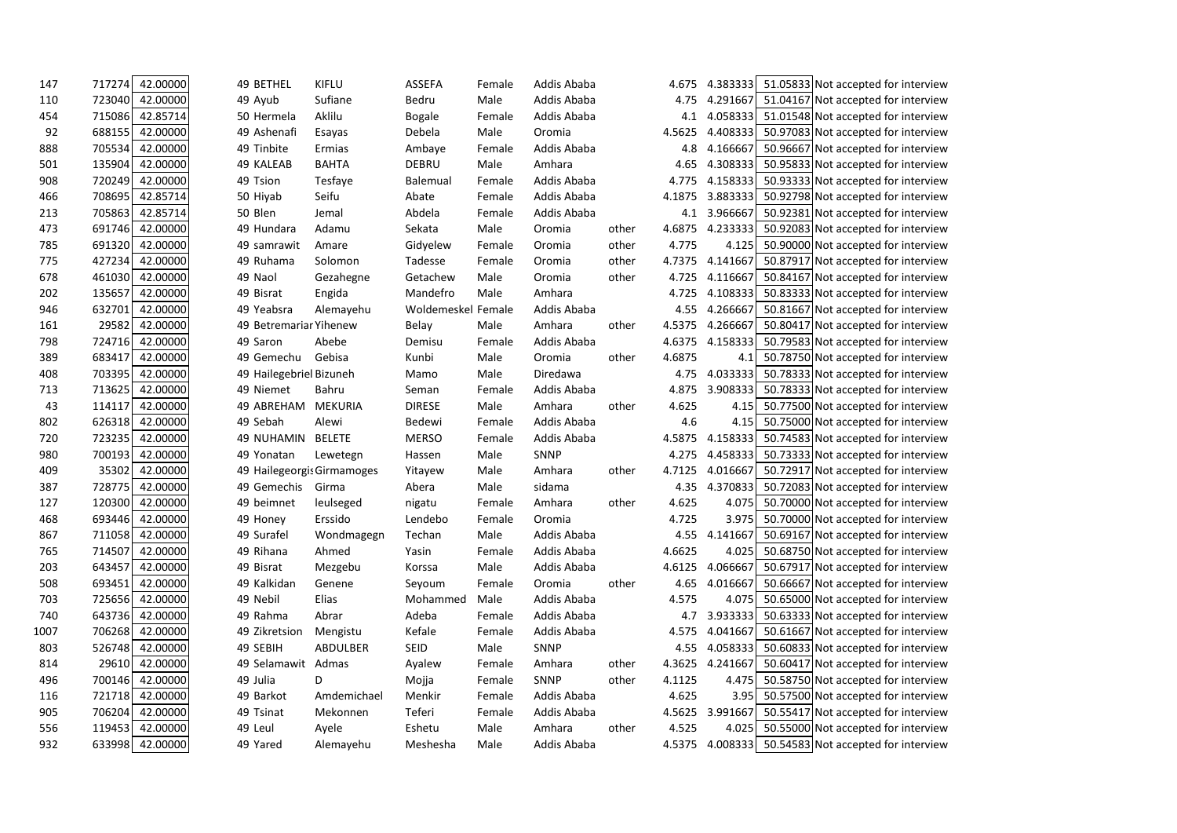| | | | | | | | | | | | | | |
|---|---|---|---|---|---|---|---|---|---|---|---|---|---|
| 147 | 717274 | 42.00000 | 49 | BETHEL | KIFLU | ASSEFA | Female | Addis Ababa | | 4.675 | 4.383333 | 51.05833 | Not accepted for interview |
| 110 | 723040 | 42.00000 | 49 | Ayub | Sufiane | Bedru | Male | Addis Ababa | | 4.75 | 4.291667 | 51.04167 | Not accepted for interview |
| 454 | 715086 | 42.85714 | 50 | Hermela | Aklilu | Bogale | Female | Addis Ababa | | 4.1 | 4.058333 | 51.01548 | Not accepted for interview |
| 92 | 688155 | 42.00000 | 49 | Ashenafi | Esayas | Debela | Male | Oromia | | 4.5625 | 4.408333 | 50.97083 | Not accepted for interview |
| 888 | 705534 | 42.00000 | 49 | Tinbite | Ermias | Ambaye | Female | Addis Ababa | | 4.8 | 4.166667 | 50.96667 | Not accepted for interview |
| 501 | 135904 | 42.00000 | 49 | KALEAB | BAHTA | DEBRU | Male | Amhara | | 4.65 | 4.308333 | 50.95833 | Not accepted for interview |
| 908 | 720249 | 42.00000 | 49 | Tsion | Tesfaye | Balemual | Female | Addis Ababa | | 4.775 | 4.158333 | 50.93333 | Not accepted for interview |
| 466 | 708695 | 42.85714 | 50 | Hiyab | Seifu | Abate | Female | Addis Ababa | | 4.1875 | 3.883333 | 50.92798 | Not accepted for interview |
| 213 | 705863 | 42.85714 | 50 | Blen | Jemal | Abdela | Female | Addis Ababa | | 4.1 | 3.966667 | 50.92381 | Not accepted for interview |
| 473 | 691746 | 42.00000 | 49 | Hundara | Adamu | Sekata | Male | Oromia | other | 4.6875 | 4.233333 | 50.92083 | Not accepted for interview |
| 785 | 691320 | 42.00000 | 49 | samrawit | Amare | Gidyelew | Female | Oromia | other | 4.775 | 4.125 | 50.90000 | Not accepted for interview |
| 775 | 427234 | 42.00000 | 49 | Ruhama | Solomon | Tadesse | Female | Oromia | other | 4.7375 | 4.141667 | 50.87917 | Not accepted for interview |
| 678 | 461030 | 42.00000 | 49 | Naol | Gezahegne | Getachew | Male | Oromia | other | 4.725 | 4.116667 | 50.84167 | Not accepted for interview |
| 202 | 135657 | 42.00000 | 49 | Bisrat | Engida | Mandefro | Male | Amhara | | 4.725 | 4.108333 | 50.83333 | Not accepted for interview |
| 946 | 632701 | 42.00000 | 49 | Yeabsra | Alemayehu | Woldemeskel | Female | Addis Ababa | | 4.55 | 4.266667 | 50.81667 | Not accepted for interview |
| 161 | 29582 | 42.00000 | 49 | Betremariar | Yihenew | Belay | Male | Amhara | other | 4.5375 | 4.266667 | 50.80417 | Not accepted for interview |
| 798 | 724716 | 42.00000 | 49 | Saron | Abebe | Demisu | Female | Addis Ababa | | 4.6375 | 4.158333 | 50.79583 | Not accepted for interview |
| 389 | 683417 | 42.00000 | 49 | Gemechu | Gebisa | Kunbi | Male | Oromia | other | 4.6875 | 4.1 | 50.78750 | Not accepted for interview |
| 408 | 703395 | 42.00000 | 49 | Hailegebriel | Bizuneh | Mamo | Male | Diredawa | | 4.75 | 4.033333 | 50.78333 | Not accepted for interview |
| 713 | 713625 | 42.00000 | 49 | Niemet | Bahru | Seman | Female | Addis Ababa | | 4.875 | 3.908333 | 50.78333 | Not accepted for interview |
| 43 | 114117 | 42.00000 | 49 | ABREHAM | MEKURIA | DIRESE | Male | Amhara | other | 4.625 | 4.15 | 50.77500 | Not accepted for interview |
| 802 | 626318 | 42.00000 | 49 | Sebah | Alewi | Bedewi | Female | Addis Ababa | | 4.6 | 4.15 | 50.75000 | Not accepted for interview |
| 720 | 723235 | 42.00000 | 49 | NUHAMIN | BELETE | MERSO | Female | Addis Ababa | | 4.5875 | 4.158333 | 50.74583 | Not accepted for interview |
| 980 | 700193 | 42.00000 | 49 | Yonatan | Lewetegn | Hassen | Male | SNNP | | 4.275 | 4.458333 | 50.73333 | Not accepted for interview |
| 409 | 35302 | 42.00000 | 49 | Hailegeorgis | Girmamoges | Yitayew | Male | Amhara | other | 4.7125 | 4.016667 | 50.72917 | Not accepted for interview |
| 387 | 728775 | 42.00000 | 49 | Gemechis | Girma | Abera | Male | sidama | | 4.35 | 4.370833 | 50.72083 | Not accepted for interview |
| 127 | 120300 | 42.00000 | 49 | beimnet | leulseged | nigatu | Female | Amhara | other | 4.625 | 4.075 | 50.70000 | Not accepted for interview |
| 468 | 693446 | 42.00000 | 49 | Honey | Erssido | Lendebo | Female | Oromia | | 4.725 | 3.975 | 50.70000 | Not accepted for interview |
| 867 | 711058 | 42.00000 | 49 | Surafel | Wondmagegn | Techan | Male | Addis Ababa | | 4.55 | 4.141667 | 50.69167 | Not accepted for interview |
| 765 | 714507 | 42.00000 | 49 | Rihana | Ahmed | Yasin | Female | Addis Ababa | | 4.6625 | 4.025 | 50.68750 | Not accepted for interview |
| 203 | 643457 | 42.00000 | 49 | Bisrat | Mezgebu | Korssa | Male | Addis Ababa | | 4.6125 | 4.066667 | 50.67917 | Not accepted for interview |
| 508 | 693451 | 42.00000 | 49 | Kalkidan | Genene | Seyoum | Female | Oromia | other | 4.65 | 4.016667 | 50.66667 | Not accepted for interview |
| 703 | 725656 | 42.00000 | 49 | Nebil | Elias | Mohammed | Male | Addis Ababa | | 4.575 | 4.075 | 50.65000 | Not accepted for interview |
| 740 | 643736 | 42.00000 | 49 | Rahma | Abrar | Adeba | Female | Addis Ababa | | 4.7 | 3.933333 | 50.63333 | Not accepted for interview |
| 1007 | 706268 | 42.00000 | 49 | Zikretsion | Mengistu | Kefale | Female | Addis Ababa | | 4.575 | 4.041667 | 50.61667 | Not accepted for interview |
| 803 | 526748 | 42.00000 | 49 | SEBIH | ABDULBER | SEID | Male | SNNP | | 4.55 | 4.058333 | 50.60833 | Not accepted for interview |
| 814 | 29610 | 42.00000 | 49 | Selamawit | Admas | Ayalew | Female | Amhara | other | 4.3625 | 4.241667 | 50.60417 | Not accepted for interview |
| 496 | 700146 | 42.00000 | 49 | Julia | D | Mojja | Female | SNNP | other | 4.1125 | 4.475 | 50.58750 | Not accepted for interview |
| 116 | 721718 | 42.00000 | 49 | Barkot | Amdemichael | Menkir | Female | Addis Ababa | | 4.625 | 3.95 | 50.57500 | Not accepted for interview |
| 905 | 706204 | 42.00000 | 49 | Tsinat | Mekonnen | Teferi | Female | Addis Ababa | | 4.5625 | 3.991667 | 50.55417 | Not accepted for interview |
| 556 | 119453 | 42.00000 | 49 | Leul | Ayele | Eshetu | Male | Amhara | other | 4.525 | 4.025 | 50.55000 | Not accepted for interview |
| 932 | 633998 | 42.00000 | 49 | Yared | Alemayehu | Meshesha | Male | Addis Ababa | | 4.5375 | 4.008333 | 50.54583 | Not accepted for interview |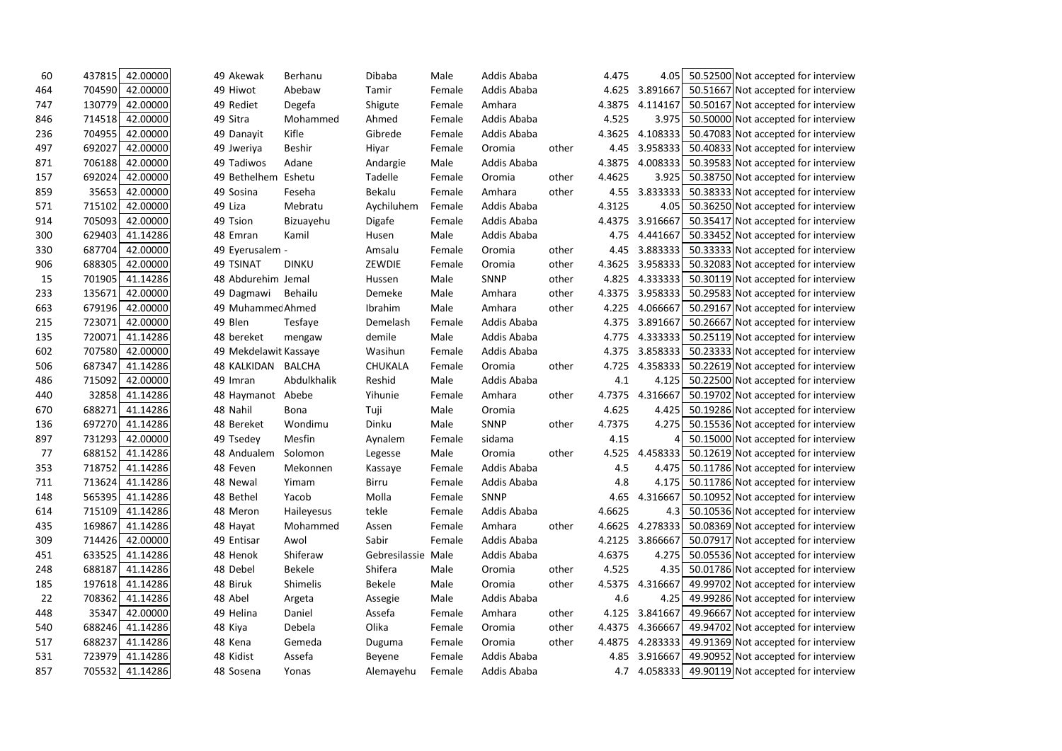| | | | | | | | | | | | | | |
|---|---|---|---|---|---|---|---|---|---|---|---|---|---|
| 60 | 437815 | 42.00000 | 49 | Akewak | Berhanu | Dibaba | Male | Addis Ababa | | 4.475 | 4.05 | 50.52500 | Not accepted for interview |
| 464 | 704590 | 42.00000 | 49 | Hiwot | Abebaw | Tamir | Female | Addis Ababa | | 4.625 | 3.891667 | 50.51667 | Not accepted for interview |
| 747 | 130779 | 42.00000 | 49 | Rediet | Degefa | Shigute | Female | Amhara | | 4.3875 | 4.114167 | 50.50167 | Not accepted for interview |
| 846 | 714518 | 42.00000 | 49 | Sitra | Mohammed | Ahmed | Female | Addis Ababa | | 4.525 | 3.975 | 50.50000 | Not accepted for interview |
| 236 | 704955 | 42.00000 | 49 | Danayit | Kifle | Gibrede | Female | Addis Ababa | | 4.3625 | 4.108333 | 50.47083 | Not accepted for interview |
| 497 | 692027 | 42.00000 | 49 | Jweriya | Beshir | Hiyar | Female | Oromia | other | 4.45 | 3.958333 | 50.40833 | Not accepted for interview |
| 871 | 706188 | 42.00000 | 49 | Tadiwos | Adane | Andargie | Male | Addis Ababa | | 4.3875 | 4.008333 | 50.39583 | Not accepted for interview |
| 157 | 692024 | 42.00000 | 49 | Bethelhem | Eshetu | Tadelle | Female | Oromia | other | 4.4625 | 3.925 | 50.38750 | Not accepted for interview |
| 859 | 35653 | 42.00000 | 49 | Sosina | Feseha | Bekalu | Female | Amhara | other | 4.55 | 3.833333 | 50.38333 | Not accepted for interview |
| 571 | 715102 | 42.00000 | 49 | Liza | Mebratu | Aychiluhem | Female | Addis Ababa | | 4.3125 | 4.05 | 50.36250 | Not accepted for interview |
| 914 | 705093 | 42.00000 | 49 | Tsion | Bizuayehu | Digafe | Female | Addis Ababa | | 4.4375 | 3.916667 | 50.35417 | Not accepted for interview |
| 300 | 629403 | 41.14286 | 48 | Emran | Kamil | Husen | Male | Addis Ababa | | 4.75 | 4.441667 | 50.33452 | Not accepted for interview |
| 330 | 687704 | 42.00000 | 49 | Eyerusalem | - | Amsalu | Female | Oromia | other | 4.45 | 3.883333 | 50.33333 | Not accepted for interview |
| 906 | 688305 | 42.00000 | 49 | TSINAT | DINKU | ZEWDIE | Female | Oromia | other | 4.3625 | 3.958333 | 50.32083 | Not accepted for interview |
| 15 | 701905 | 41.14286 | 48 | Abdurehim | Jemal | Hussen | Male | SNNP | other | 4.825 | 4.333333 | 50.30119 | Not accepted for interview |
| 233 | 135671 | 42.00000 | 49 | Dagmawi | Behailu | Demeke | Male | Amhara | other | 4.3375 | 3.958333 | 50.29583 | Not accepted for interview |
| 663 | 679196 | 42.00000 | 49 | Muhammed | Ahmed | Ibrahim | Male | Amhara | other | 4.225 | 4.066667 | 50.29167 | Not accepted for interview |
| 215 | 723071 | 42.00000 | 49 | Blen | Tesfaye | Demelash | Female | Addis Ababa | | 4.375 | 3.891667 | 50.26667 | Not accepted for interview |
| 135 | 720071 | 41.14286 | 48 | bereket | mengaw | demile | Male | Addis Ababa | | 4.775 | 4.333333 | 50.25119 | Not accepted for interview |
| 602 | 707580 | 42.00000 | 49 | Mekdelawit | Kassaye | Wasihun | Female | Addis Ababa | | 4.375 | 3.858333 | 50.23333 | Not accepted for interview |
| 506 | 687347 | 41.14286 | 48 | KALKIDAN | BALCHA | CHUKALA | Female | Oromia | other | 4.725 | 4.358333 | 50.22619 | Not accepted for interview |
| 486 | 715092 | 42.00000 | 49 | Imran | Abdulkhalik | Reshid | Male | Addis Ababa | | 4.1 | 4.125 | 50.22500 | Not accepted for interview |
| 440 | 32858 | 41.14286 | 48 | Haymanot | Abebe | Yihunie | Female | Amhara | other | 4.7375 | 4.316667 | 50.19702 | Not accepted for interview |
| 670 | 688271 | 41.14286 | 48 | Nahil | Bona | Tuji | Male | Oromia | | 4.625 | 4.425 | 50.19286 | Not accepted for interview |
| 136 | 697270 | 41.14286 | 48 | Bereket | Wondimu | Dinku | Male | SNNP | other | 4.7375 | 4.275 | 50.15536 | Not accepted for interview |
| 897 | 731293 | 42.00000 | 49 | Tsedey | Mesfin | Aynalem | Female | sidama | | 4.15 | 4 | 50.15000 | Not accepted for interview |
| 77 | 688152 | 41.14286 | 48 | Andualem | Solomon | Legesse | Male | Oromia | other | 4.525 | 4.458333 | 50.12619 | Not accepted for interview |
| 353 | 718752 | 41.14286 | 48 | Feven | Mekonnen | Kassaye | Female | Addis Ababa | | 4.5 | 4.475 | 50.11786 | Not accepted for interview |
| 711 | 713624 | 41.14286 | 48 | Newal | Yimam | Birru | Female | Addis Ababa | | 4.8 | 4.175 | 50.11786 | Not accepted for interview |
| 148 | 565395 | 41.14286 | 48 | Bethel | Yacob | Molla | Female | SNNP | | 4.65 | 4.316667 | 50.10952 | Not accepted for interview |
| 614 | 715109 | 41.14286 | 48 | Meron | Haileyesus | tekle | Female | Addis Ababa | | 4.6625 | 4.3 | 50.10536 | Not accepted for interview |
| 435 | 169867 | 41.14286 | 48 | Hayat | Mohammed | Assen | Female | Amhara | other | 4.6625 | 4.278333 | 50.08369 | Not accepted for interview |
| 309 | 714426 | 42.00000 | 49 | Entisar | Awol | Sabir | Female | Addis Ababa | | 4.2125 | 3.866667 | 50.07917 | Not accepted for interview |
| 451 | 633525 | 41.14286 | 48 | Henok | Shiferaw | Gebresilassie | Male | Addis Ababa | | 4.6375 | 4.275 | 50.05536 | Not accepted for interview |
| 248 | 688187 | 41.14286 | 48 | Debel | Bekele | Shifera | Male | Oromia | other | 4.525 | 4.35 | 50.01786 | Not accepted for interview |
| 185 | 197618 | 41.14286 | 48 | Biruk | Shimelis | Bekele | Male | Oromia | other | 4.5375 | 4.316667 | 49.99702 | Not accepted for interview |
| 22 | 708362 | 41.14286 | 48 | Abel | Argeta | Assegie | Male | Addis Ababa | | 4.6 | 4.25 | 49.99286 | Not accepted for interview |
| 448 | 35347 | 42.00000 | 49 | Helina | Daniel | Assefa | Female | Amhara | other | 4.125 | 3.841667 | 49.96667 | Not accepted for interview |
| 540 | 688246 | 41.14286 | 48 | Kiya | Debela | Olika | Female | Oromia | other | 4.4375 | 4.366667 | 49.94702 | Not accepted for interview |
| 517 | 688237 | 41.14286 | 48 | Kena | Gemeda | Duguma | Female | Oromia | other | 4.4875 | 4.283333 | 49.91369 | Not accepted for interview |
| 531 | 723979 | 41.14286 | 48 | Kidist | Assefa | Beyene | Female | Addis Ababa | | 4.85 | 3.916667 | 49.90952 | Not accepted for interview |
| 857 | 705532 | 41.14286 | 48 | Sosena | Yonas | Alemayehu | Female | Addis Ababa | | 4.7 | 4.058333 | 49.90119 | Not accepted for interview |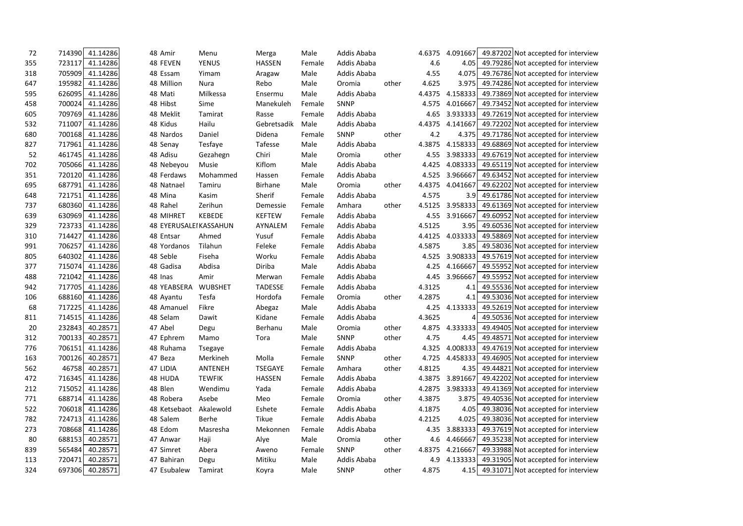| | | | | | | | | | | | | | |
|---|---|---|---|---|---|---|---|---|---|---|---|---|---|
| 72 | 714390 | 41.14286 | 48 | Amir | Menu | Merga | Male | Addis Ababa | | 4.6375 | 4.091667 | 49.87202 | Not accepted for interview |
| 355 | 723117 | 41.14286 | 48 | FEVEN | YENUS | HASSEN | Female | Addis Ababa | | 4.6 | 4.05 | 49.79286 | Not accepted for interview |
| 318 | 705909 | 41.14286 | 48 | Essam | Yimam | Aragaw | Male | Addis Ababa | | 4.55 | 4.075 | 49.76786 | Not accepted for interview |
| 647 | 195982 | 41.14286 | 48 | Million | Nura | Rebo | Male | Oromia | other | 4.625 | 3.975 | 49.74286 | Not accepted for interview |
| 595 | 626095 | 41.14286 | 48 | Mati | Milkessa | Ensermu | Male | Addis Ababa | | 4.4375 | 4.158333 | 49.73869 | Not accepted for interview |
| 458 | 700024 | 41.14286 | 48 | Hibst | Sime | Manekuleh | Female | SNNP | | 4.575 | 4.016667 | 49.73452 | Not accepted for interview |
| 605 | 709769 | 41.14286 | 48 | Meklit | Tamirat | Rasse | Female | Addis Ababa | | 4.65 | 3.933333 | 49.72619 | Not accepted for interview |
| 532 | 711007 | 41.14286 | 48 | Kidus | Hailu | Gebretsadik | Male | Addis Ababa | | 4.4375 | 4.141667 | 49.72202 | Not accepted for interview |
| 680 | 700168 | 41.14286 | 48 | Nardos | Daniel | Didena | Female | SNNP | other | 4.2 | 4.375 | 49.71786 | Not accepted for interview |
| 827 | 717961 | 41.14286 | 48 | Senay | Tesfaye | Tafesse | Male | Addis Ababa | | 4.3875 | 4.158333 | 49.68869 | Not accepted for interview |
| 52 | 461745 | 41.14286 | 48 | Adisu | Gezahegn | Chiri | Male | Oromia | other | 4.55 | 3.983333 | 49.67619 | Not accepted for interview |
| 702 | 705066 | 41.14286 | 48 | Nebeyou | Musie | Kiflom | Male | Addis Ababa | | 4.425 | 4.083333 | 49.65119 | Not accepted for interview |
| 351 | 720120 | 41.14286 | 48 | Ferdaws | Mohammed | Hassen | Female | Addis Ababa | | 4.525 | 3.966667 | 49.63452 | Not accepted for interview |
| 695 | 687791 | 41.14286 | 48 | Natnael | Tamiru | Birhane | Male | Oromia | other | 4.4375 | 4.041667 | 49.62202 | Not accepted for interview |
| 648 | 721751 | 41.14286 | 48 | Mina | Kasim | Sherif | Female | Addis Ababa | | 4.575 | 3.9 | 49.61786 | Not accepted for interview |
| 737 | 680360 | 41.14286 | 48 | Rahel | Zerihun | Demessie | Female | Amhara | other | 4.5125 | 3.958333 | 49.61369 | Not accepted for interview |
| 639 | 630969 | 41.14286 | 48 | MIHRET | KEBEDE | KEFTEW | Female | Addis Ababa | | 4.55 | 3.916667 | 49.60952 | Not accepted for interview |
| 329 | 723733 | 41.14286 | 48 | EYERUSALEI | KASSAHUN | AYNALEM | Female | Addis Ababa | | 4.5125 | 3.95 | 49.60536 | Not accepted for interview |
| 310 | 714427 | 41.14286 | 48 | Entsar | Ahmed | Yusuf | Female | Addis Ababa | | 4.4125 | 4.033333 | 49.58869 | Not accepted for interview |
| 991 | 706257 | 41.14286 | 48 | Yordanos | Tilahun | Feleke | Female | Addis Ababa | | 4.5875 | 3.85 | 49.58036 | Not accepted for interview |
| 805 | 640302 | 41.14286 | 48 | Seble | Fiseha | Worku | Female | Addis Ababa | | 4.525 | 3.908333 | 49.57619 | Not accepted for interview |
| 377 | 715074 | 41.14286 | 48 | Gadisa | Abdisa | Diriba | Male | Addis Ababa | | 4.25 | 4.166667 | 49.55952 | Not accepted for interview |
| 488 | 721042 | 41.14286 | 48 | Inas | Amir | Merwan | Female | Addis Ababa | | 4.45 | 3.966667 | 49.55952 | Not accepted for interview |
| 942 | 717705 | 41.14286 | 48 | YEABSERA | WUBSHET | TADESSE | Female | Addis Ababa | | 4.3125 | 4.1 | 49.55536 | Not accepted for interview |
| 106 | 688160 | 41.14286 | 48 | Ayantu | Tesfa | Hordofa | Female | Oromia | other | 4.2875 | 4.1 | 49.53036 | Not accepted for interview |
| 68 | 717225 | 41.14286 | 48 | Amanuel | Fikre | Abegaz | Male | Addis Ababa | | 4.25 | 4.133333 | 49.52619 | Not accepted for interview |
| 811 | 714515 | 41.14286 | 48 | Selam | Dawit | Kidane | Female | Addis Ababa | | 4.3625 | 4 | 49.50536 | Not accepted for interview |
| 20 | 232843 | 40.28571 | 47 | Abel | Degu | Berhanu | Male | Oromia | other | 4.875 | 4.333333 | 49.49405 | Not accepted for interview |
| 312 | 700133 | 40.28571 | 47 | Ephrem | Mamo | Tora | Male | SNNP | other | 4.75 | 4.45 | 49.48571 | Not accepted for interview |
| 776 | 706151 | 41.14286 | 48 | Ruhama | Tsegaye | | Female | Addis Ababa | | 4.325 | 4.008333 | 49.47619 | Not accepted for interview |
| 163 | 700126 | 40.28571 | 47 | Beza | Merkineh | Molla | Female | SNNP | other | 4.725 | 4.458333 | 49.46905 | Not accepted for interview |
| 562 | 46758 | 40.28571 | 47 | LIDIA | ANTENEH | TSEGAYE | Female | Amhara | other | 4.8125 | 4.35 | 49.44821 | Not accepted for interview |
| 472 | 716345 | 41.14286 | 48 | HUDA | TEWFIK | HASSEN | Female | Addis Ababa | | 4.3875 | 3.891667 | 49.42202 | Not accepted for interview |
| 212 | 715052 | 41.14286 | 48 | Blen | Wendimu | Yada | Female | Addis Ababa | | 4.2875 | 3.983333 | 49.41369 | Not accepted for interview |
| 771 | 688714 | 41.14286 | 48 | Robera | Asebe | Meo | Female | Oromia | other | 4.3875 | 3.875 | 49.40536 | Not accepted for interview |
| 522 | 706018 | 41.14286 | 48 | Ketsebaot | Akalewold | Eshete | Female | Addis Ababa | | 4.1875 | 4.05 | 49.38036 | Not accepted for interview |
| 782 | 724713 | 41.14286 | 48 | Salem | Berhe | Tikue | Female | Addis Ababa | | 4.2125 | 4.025 | 49.38036 | Not accepted for interview |
| 273 | 708668 | 41.14286 | 48 | Edom | Masresha | Mekonnen | Female | Addis Ababa | | 4.35 | 3.883333 | 49.37619 | Not accepted for interview |
| 80 | 688153 | 40.28571 | 47 | Anwar | Haji | Alye | Male | Oromia | other | 4.6 | 4.466667 | 49.35238 | Not accepted for interview |
| 839 | 565484 | 40.28571 | 47 | Simret | Abera | Aweno | Female | SNNP | other | 4.8375 | 4.216667 | 49.33988 | Not accepted for interview |
| 113 | 720471 | 40.28571 | 47 | Bahiran | Degu | Mitiku | Male | Addis Ababa | | 4.9 | 4.133333 | 49.31905 | Not accepted for interview |
| 324 | 697306 | 40.28571 | 47 | Esubalew | Tamirat | Koyra | Male | SNNP | other | 4.875 | 4.15 | 49.31071 | Not accepted for interview |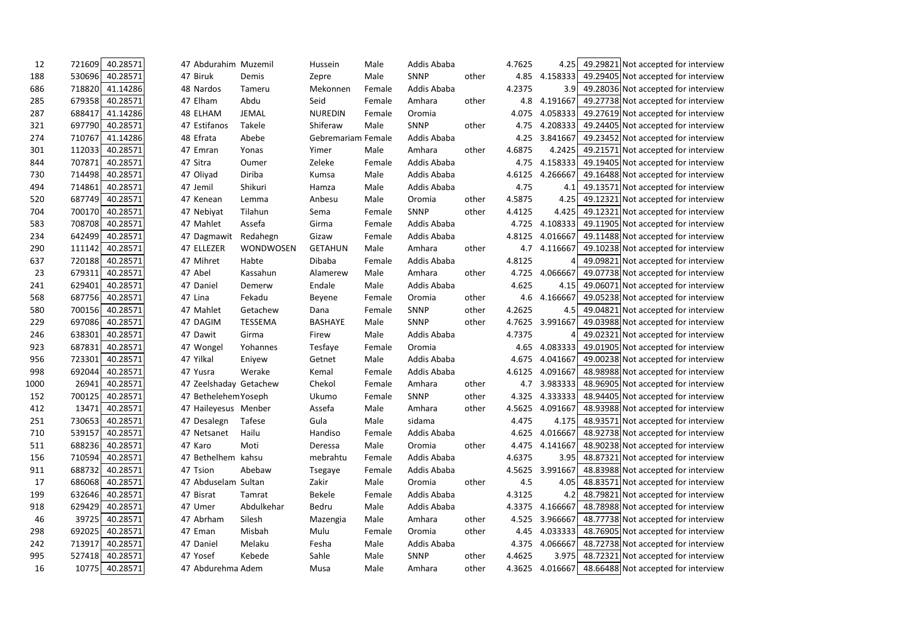| | | | | | | | | | | | | |
|---|---|---|---|---|---|---|---|---|---|---|---|---|
| 12 | 721609 | 40.28571 | 47 | Abdurahim | Muzemil | Hussein | Male | Addis Ababa | | 4.7625 | 4.25 | 49.29821 | Not accepted for interview |
| 188 | 530696 | 40.28571 | 47 | Biruk | Demis | Zepre | Male | SNNP | other | 4.85 | 4.158333 | 49.29405 | Not accepted for interview |
| 686 | 718820 | 41.14286 | 48 | Nardos | Tameru | Mekonnen | Female | Addis Ababa | | 4.2375 | 3.9 | 49.28036 | Not accepted for interview |
| 285 | 679358 | 40.28571 | 47 | Elham | Abdu | Seid | Female | Amhara | other | 4.8 | 4.191667 | 49.27738 | Not accepted for interview |
| 287 | 688417 | 41.14286 | 48 | ELHAM | JEMAL | NUREDIN | Female | Oromia | | 4.075 | 4.058333 | 49.27619 | Not accepted for interview |
| 321 | 697790 | 40.28571 | 47 | Estifanos | Takele | Shiferaw | Male | SNNP | other | 4.75 | 4.208333 | 49.24405 | Not accepted for interview |
| 274 | 710767 | 41.14286 | 48 | Efrata | Abebe | Gebremariam | Female | Addis Ababa | | 4.25 | 3.841667 | 49.23452 | Not accepted for interview |
| 301 | 112033 | 40.28571 | 47 | Emran | Yonas | Yimer | Male | Amhara | other | 4.6875 | 4.2425 | 49.21571 | Not accepted for interview |
| 844 | 707871 | 40.28571 | 47 | Sitra | Oumer | Zeleke | Female | Addis Ababa | | 4.75 | 4.158333 | 49.19405 | Not accepted for interview |
| 730 | 714498 | 40.28571 | 47 | Oliyad | Diriba | Kumsa | Male | Addis Ababa | | 4.6125 | 4.266667 | 49.16488 | Not accepted for interview |
| 494 | 714861 | 40.28571 | 47 | Jemil | Shikuri | Hamza | Male | Addis Ababa | | 4.75 | 4.1 | 49.13571 | Not accepted for interview |
| 520 | 687749 | 40.28571 | 47 | Kenean | Lemma | Anbesu | Male | Oromia | other | 4.5875 | 4.25 | 49.12321 | Not accepted for interview |
| 704 | 700170 | 40.28571 | 47 | Nebiyat | Tilahun | Sema | Female | SNNP | other | 4.4125 | 4.425 | 49.12321 | Not accepted for interview |
| 583 | 708708 | 40.28571 | 47 | Mahlet | Assefa | Girma | Female | Addis Ababa | | 4.725 | 4.108333 | 49.11905 | Not accepted for interview |
| 234 | 642499 | 40.28571 | 47 | Dagmawit | Redahegn | Gizaw | Female | Addis Ababa | | 4.8125 | 4.016667 | 49.11488 | Not accepted for interview |
| 290 | 111142 | 40.28571 | 47 | ELLEZER | WONDWOSEN | GETAHUN | Male | Amhara | other | 4.7 | 4.116667 | 49.10238 | Not accepted for interview |
| 637 | 720188 | 40.28571 | 47 | Mihret | Habte | Dibaba | Female | Addis Ababa | | 4.8125 | 4 | 49.09821 | Not accepted for interview |
| 23 | 679311 | 40.28571 | 47 | Abel | Kassahun | Alamerew | Male | Amhara | other | 4.725 | 4.066667 | 49.07738 | Not accepted for interview |
| 241 | 629401 | 40.28571 | 47 | Daniel | Demerw | Endale | Male | Addis Ababa | | 4.625 | 4.15 | 49.06071 | Not accepted for interview |
| 568 | 687756 | 40.28571 | 47 | Lina | Fekadu | Beyene | Female | Oromia | other | 4.6 | 4.166667 | 49.05238 | Not accepted for interview |
| 580 | 700156 | 40.28571 | 47 | Mahlet | Getachew | Dana | Female | SNNP | other | 4.2625 | 4.5 | 49.04821 | Not accepted for interview |
| 229 | 697086 | 40.28571 | 47 | DAGIM | TESSEMA | BASHAYE | Male | SNNP | other | 4.7625 | 3.991667 | 49.03988 | Not accepted for interview |
| 246 | 638301 | 40.28571 | 47 | Dawit | Girma | Firew | Male | Addis Ababa | | 4.7375 | 4 | 49.02321 | Not accepted for interview |
| 923 | 687831 | 40.28571 | 47 | Wongel | Yohannes | Tesfaye | Female | Oromia | | 4.65 | 4.083333 | 49.01905 | Not accepted for interview |
| 956 | 723301 | 40.28571 | 47 | Yilkal | Eniyew | Getnet | Male | Addis Ababa | | 4.675 | 4.041667 | 49.00238 | Not accepted for interview |
| 998 | 692044 | 40.28571 | 47 | Yusra | Werake | Kemal | Female | Addis Ababa | | 4.6125 | 4.091667 | 48.98988 | Not accepted for interview |
| 1000 | 26941 | 40.28571 | 47 | Zeelshaday | Getachew | Chekol | Female | Amhara | other | 4.7 | 3.983333 | 48.96905 | Not accepted for interview |
| 152 | 700125 | 40.28571 | 47 | Bethelehem | Yoseph | Ukumo | Female | SNNP | other | 4.325 | 4.333333 | 48.94405 | Not accepted for interview |
| 412 | 13471 | 40.28571 | 47 | Haileyesus | Menber | Assefa | Male | Amhara | other | 4.5625 | 4.091667 | 48.93988 | Not accepted for interview |
| 251 | 730653 | 40.28571 | 47 | Desalegn | Tafese | Gula | Male | sidama | | 4.475 | 4.175 | 48.93571 | Not accepted for interview |
| 710 | 539157 | 40.28571 | 47 | Netsanet | Hailu | Handiso | Female | Addis Ababa | | 4.625 | 4.016667 | 48.92738 | Not accepted for interview |
| 511 | 688236 | 40.28571 | 47 | Karo | Moti | Deressa | Male | Oromia | other | 4.475 | 4.141667 | 48.90238 | Not accepted for interview |
| 156 | 710594 | 40.28571 | 47 | Bethelhem | kahsu | mebrahtu | Female | Addis Ababa | | 4.6375 | 3.95 | 48.87321 | Not accepted for interview |
| 911 | 688732 | 40.28571 | 47 | Tsion | Abebaw | Tsegaye | Female | Addis Ababa | | 4.5625 | 3.991667 | 48.83988 | Not accepted for interview |
| 17 | 686068 | 40.28571 | 47 | Abduselam | Sultan | Zakir | Male | Oromia | other | 4.5 | 4.05 | 48.83571 | Not accepted for interview |
| 199 | 632646 | 40.28571 | 47 | Bisrat | Tamrat | Bekele | Female | Addis Ababa | | 4.3125 | 4.2 | 48.79821 | Not accepted for interview |
| 918 | 629429 | 40.28571 | 47 | Umer | Abdulkehar | Bedru | Male | Addis Ababa | | 4.3375 | 4.166667 | 48.78988 | Not accepted for interview |
| 46 | 39725 | 40.28571 | 47 | Abrham | Silesh | Mazengia | Male | Amhara | other | 4.525 | 3.966667 | 48.77738 | Not accepted for interview |
| 298 | 692025 | 40.28571 | 47 | Eman | Misbah | Mulu | Female | Oromia | other | 4.45 | 4.033333 | 48.76905 | Not accepted for interview |
| 242 | 713917 | 40.28571 | 47 | Daniel | Melaku | Fesha | Male | Addis Ababa | | 4.375 | 4.066667 | 48.72738 | Not accepted for interview |
| 995 | 527418 | 40.28571 | 47 | Yosef | Kebede | Sahle | Male | SNNP | other | 4.4625 | 3.975 | 48.72321 | Not accepted for interview |
| 16 | 10775 | 40.28571 | 47 | Abdurehma | Adem | Musa | Male | Amhara | other | 4.3625 | 4.016667 | 48.66488 | Not accepted for interview |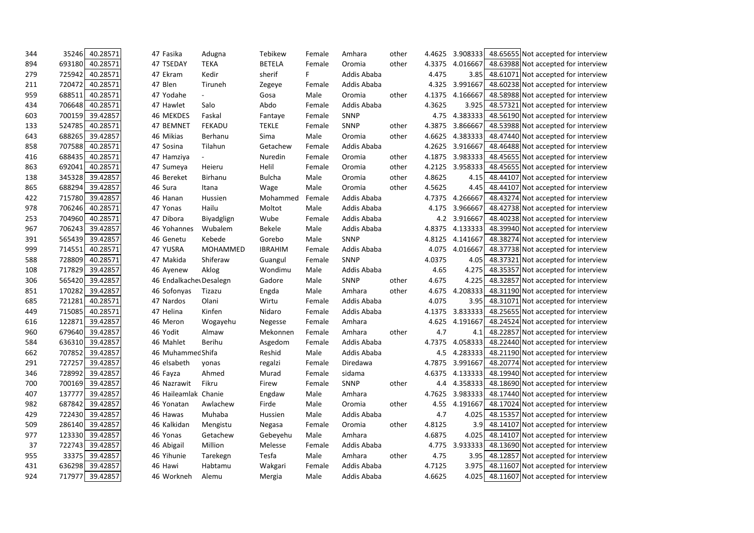| | | | | | | | | | | | | | |
|---|---|---|---|---|---|---|---|---|---|---|---|---|---|
| 344 | 35246 | 40.28571 | 47 | Fasika | Adugna | Tebikew | Female | Amhara | other | 4.4625 | 3.908333 | 48.65655 | Not accepted for interview |
| 894 | 693180 | 40.28571 | 47 | TSEDAY | TEKA | BETELA | Female | Oromia | other | 4.3375 | 4.016667 | 48.63988 | Not accepted for interview |
| 279 | 725942 | 40.28571 | 47 | Ekram | Kedir | sherif | F | Addis Ababa | | 4.475 | 3.85 | 48.61071 | Not accepted for interview |
| 211 | 720472 | 40.28571 | 47 | Blen | Tiruneh | Zegeye | Female | Addis Ababa | | 4.325 | 3.991667 | 48.60238 | Not accepted for interview |
| 959 | 688511 | 40.28571 | 47 | Yodahe | - | Gosa | Male | Oromia | other | 4.1375 | 4.166667 | 48.58988 | Not accepted for interview |
| 434 | 706648 | 40.28571 | 47 | Hawlet | Salo | Abdo | Female | Addis Ababa | | 4.3625 | 3.925 | 48.57321 | Not accepted for interview |
| 603 | 700159 | 39.42857 | 46 | MEKDES | Faskal | Fantaye | Female | SNNP | | 4.75 | 4.383333 | 48.56190 | Not accepted for interview |
| 133 | 524785 | 40.28571 | 47 | BEMNET | FEKADU | TEKLE | Female | SNNP | other | 4.3875 | 3.866667 | 48.53988 | Not accepted for interview |
| 643 | 688265 | 39.42857 | 46 | Mikias | Berhanu | Sima | Male | Oromia | other | 4.6625 | 4.383333 | 48.47440 | Not accepted for interview |
| 858 | 707588 | 40.28571 | 47 | Sosina | Tilahun | Getachew | Female | Addis Ababa | | 4.2625 | 3.916667 | 48.46488 | Not accepted for interview |
| 416 | 688435 | 40.28571 | 47 | Hamziya | - | Nuredin | Female | Oromia | other | 4.1875 | 3.983333 | 48.45655 | Not accepted for interview |
| 863 | 692041 | 40.28571 | 47 | Sumeya | Heieru | Helil | Female | Oromia | other | 4.2125 | 3.958333 | 48.45655 | Not accepted for interview |
| 138 | 345328 | 39.42857 | 46 | Bereket | Birhanu | Bulcha | Male | Oromia | other | 4.8625 | 4.15 | 48.44107 | Not accepted for interview |
| 865 | 688294 | 39.42857 | 46 | Sura | Itana | Wage | Male | Oromia | other | 4.5625 | 4.45 | 48.44107 | Not accepted for interview |
| 422 | 715780 | 39.42857 | 46 | Hanan | Hussien | Mohammed | Female | Addis Ababa | | 4.7375 | 4.266667 | 48.43274 | Not accepted for interview |
| 978 | 706246 | 40.28571 | 47 | Yonas | Hailu | Moltot | Male | Addis Ababa | | 4.175 | 3.966667 | 48.42738 | Not accepted for interview |
| 253 | 704960 | 40.28571 | 47 | Dibora | Biyadglign | Wube | Female | Addis Ababa | | 4.2 | 3.916667 | 48.40238 | Not accepted for interview |
| 967 | 706243 | 39.42857 | 46 | Yohannes | Wubalem | Bekele | Male | Addis Ababa | | 4.8375 | 4.133333 | 48.39940 | Not accepted for interview |
| 391 | 565439 | 39.42857 | 46 | Genetu | Kebede | Gorebo | Male | SNNP | | 4.8125 | 4.141667 | 48.38274 | Not accepted for interview |
| 999 | 714551 | 40.28571 | 47 | YUSRA | MOHAMMED | IBRAHIM | Female | Addis Ababa | | 4.075 | 4.016667 | 48.37738 | Not accepted for interview |
| 588 | 728809 | 40.28571 | 47 | Makida | Shiferaw | Guangul | Female | SNNP | | 4.0375 | 4.05 | 48.37321 | Not accepted for interview |
| 108 | 717829 | 39.42857 | 46 | Ayenew | Aklog | Wondimu | Male | Addis Ababa | | 4.65 | 4.275 | 48.35357 | Not accepted for interview |
| 306 | 565420 | 39.42857 | 46 | Endalkachew | Desalegn | Gadore | Male | SNNP | other | 4.675 | 4.225 | 48.32857 | Not accepted for interview |
| 851 | 170282 | 39.42857 | 46 | Sofonyas | Tizazu | Engda | Male | Amhara | other | 4.675 | 4.208333 | 48.31190 | Not accepted for interview |
| 685 | 721281 | 40.28571 | 47 | Nardos | Olani | Wirtu | Female | Addis Ababa | | 4.075 | 3.95 | 48.31071 | Not accepted for interview |
| 449 | 715085 | 40.28571 | 47 | Helina | Kinfen | Nidaro | Female | Addis Ababa | | 4.1375 | 3.833333 | 48.25655 | Not accepted for interview |
| 616 | 122871 | 39.42857 | 46 | Meron | Wogayehu | Negesse | Female | Amhara | | 4.625 | 4.191667 | 48.24524 | Not accepted for interview |
| 960 | 679640 | 39.42857 | 46 | Yodit | Almaw | Mekonnen | Female | Amhara | other | 4.7 | 4.1 | 48.22857 | Not accepted for interview |
| 584 | 636310 | 39.42857 | 46 | Mahlet | Berihu | Asgedom | Female | Addis Ababa | | 4.7375 | 4.058333 | 48.22440 | Not accepted for interview |
| 662 | 707852 | 39.42857 | 46 | Muhammed | Shifa | Reshid | Male | Addis Ababa | | 4.5 | 4.283333 | 48.21190 | Not accepted for interview |
| 291 | 727257 | 39.42857 | 46 | elsabeth | yonas | regalzi | Female | Diredawa | | 4.7875 | 3.991667 | 48.20774 | Not accepted for interview |
| 346 | 728992 | 39.42857 | 46 | Fayza | Ahmed | Murad | Female | sidama | | 4.6375 | 4.133333 | 48.19940 | Not accepted for interview |
| 700 | 700169 | 39.42857 | 46 | Nazrawit | Fikru | Firew | Female | SNNP | other | 4.4 | 4.358333 | 48.18690 | Not accepted for interview |
| 407 | 137777 | 39.42857 | 46 | Haileamlak | Chanie | Engdaw | Male | Amhara | | 4.7625 | 3.983333 | 48.17440 | Not accepted for interview |
| 982 | 687842 | 39.42857 | 46 | Yonatan | Awlachew | Firde | Male | Oromia | other | 4.55 | 4.191667 | 48.17024 | Not accepted for interview |
| 429 | 722430 | 39.42857 | 46 | Hawas | Muhaba | Hussien | Male | Addis Ababa | | 4.7 | 4.025 | 48.15357 | Not accepted for interview |
| 509 | 286140 | 39.42857 | 46 | Kalkidan | Mengistu | Negasa | Female | Oromia | other | 4.8125 | 3.9 | 48.14107 | Not accepted for interview |
| 977 | 123330 | 39.42857 | 46 | Yonas | Getachew | Gebeyehu | Male | Amhara | | 4.6875 | 4.025 | 48.14107 | Not accepted for interview |
| 37 | 722743 | 39.42857 | 46 | Abigail | Million | Melesse | Female | Addis Ababa | | 4.775 | 3.933333 | 48.13690 | Not accepted for interview |
| 955 | 33375 | 39.42857 | 46 | Yihunie | Tarekegn | Tesfa | Male | Amhara | other | 4.75 | 3.95 | 48.12857 | Not accepted for interview |
| 431 | 636298 | 39.42857 | 46 | Hawi | Habtamu | Wakgari | Female | Addis Ababa | | 4.7125 | 3.975 | 48.11607 | Not accepted for interview |
| 924 | 717977 | 39.42857 | 46 | Workneh | Alemu | Mergia | Male | Addis Ababa | | 4.6625 | 4.025 | 48.11607 | Not accepted for interview |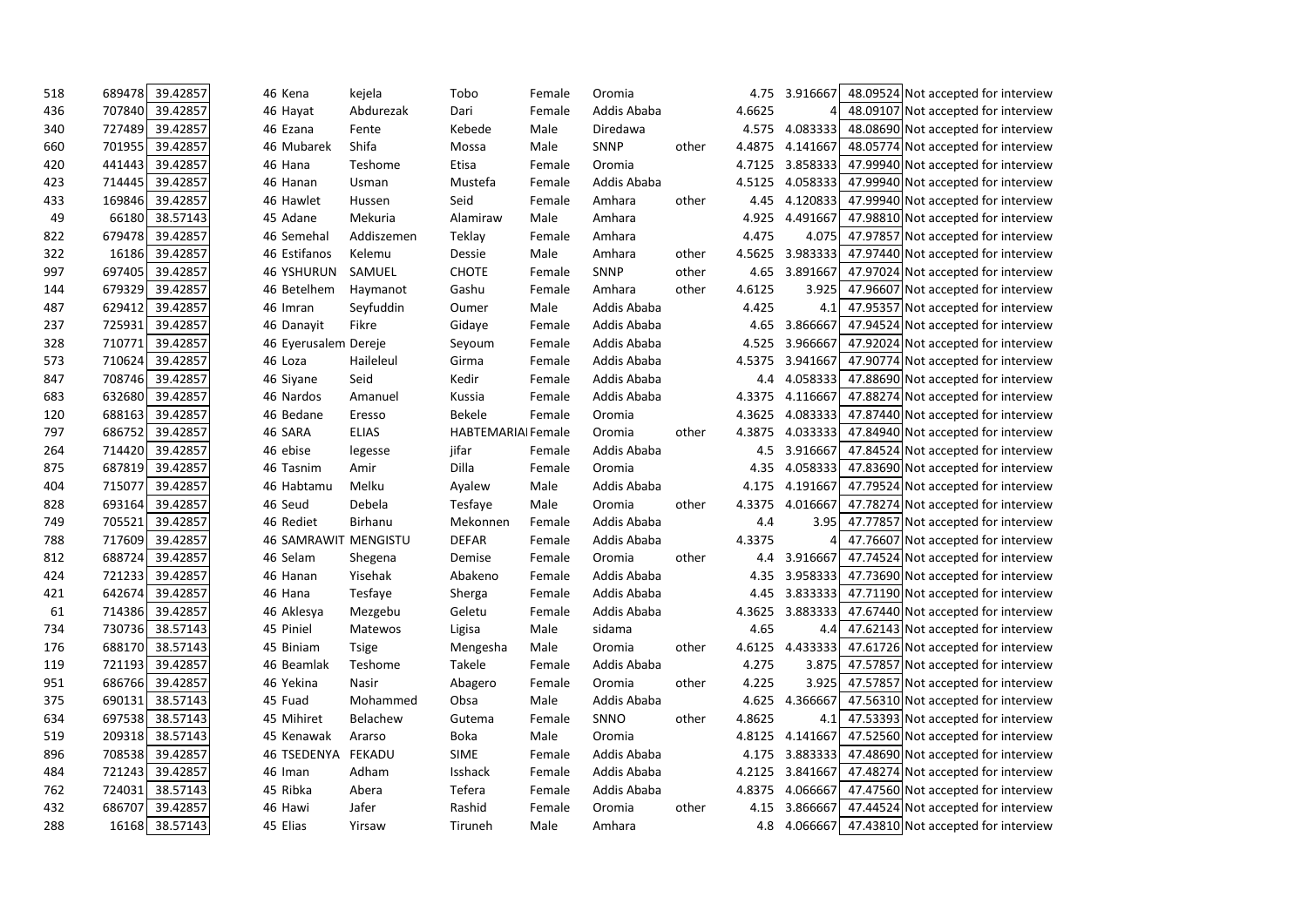| | | | | | | | | | | | | | |
|---|---|---|---|---|---|---|---|---|---|---|---|---|---|
| 518 | 689478 | 39.42857 | 46 | Kena | kejela | Tobo | Female | Oromia | | 4.75 | 3.916667 | 48.09524 | Not accepted for interview |
| 436 | 707840 | 39.42857 | 46 | Hayat | Abdurezak | Dari | Female | Addis Ababa | | 4.6625 | 4 | 48.09107 | Not accepted for interview |
| 340 | 727489 | 39.42857 | 46 | Ezana | Fente | Kebede | Male | Diredawa | | 4.575 | 4.083333 | 48.08690 | Not accepted for interview |
| 660 | 701955 | 39.42857 | 46 | Mubarek | Shifa | Mossa | Male | SNNP | other | 4.4875 | 4.141667 | 48.05774 | Not accepted for interview |
| 420 | 441443 | 39.42857 | 46 | Hana | Teshome | Etisa | Female | Oromia | | 4.7125 | 3.858333 | 47.99940 | Not accepted for interview |
| 423 | 714445 | 39.42857 | 46 | Hanan | Usman | Mustefa | Female | Addis Ababa | | 4.5125 | 4.058333 | 47.99940 | Not accepted for interview |
| 433 | 169846 | 39.42857 | 46 | Hawlet | Hussen | Seid | Female | Amhara | other | 4.45 | 4.120833 | 47.99940 | Not accepted for interview |
| 49 | 66180 | 38.57143 | 45 | Adane | Mekuria | Alamiraw | Male | Amhara | | 4.925 | 4.491667 | 47.98810 | Not accepted for interview |
| 822 | 679478 | 39.42857 | 46 | Semehal | Addiszemen | Teklay | Female | Amhara | | 4.475 | 4.075 | 47.97857 | Not accepted for interview |
| 322 | 16186 | 39.42857 | 46 | Estifanos | Kelemu | Dessie | Male | Amhara | other | 4.5625 | 3.983333 | 47.97440 | Not accepted for interview |
| 997 | 697405 | 39.42857 | 46 | YSHURUN | SAMUEL | CHOTE | Female | SNNP | other | 4.65 | 3.891667 | 47.97024 | Not accepted for interview |
| 144 | 679329 | 39.42857 | 46 | Betelhem | Haymanot | Gashu | Female | Amhara | other | 4.6125 | 3.925 | 47.96607 | Not accepted for interview |
| 487 | 629412 | 39.42857 | 46 | Imran | Seyfuddin | Oumer | Male | Addis Ababa | | 4.425 | 4.1 | 47.95357 | Not accepted for interview |
| 237 | 725931 | 39.42857 | 46 | Danayit | Fikre | Gidaye | Female | Addis Ababa | | 4.65 | 3.866667 | 47.94524 | Not accepted for interview |
| 328 | 710771 | 39.42857 | 46 | Eyerusalem | Dereje | Seyoum | Female | Addis Ababa | | 4.525 | 3.966667 | 47.92024 | Not accepted for interview |
| 573 | 710624 | 39.42857 | 46 | Loza | Haileleul | Girma | Female | Addis Ababa | | 4.5375 | 3.941667 | 47.90774 | Not accepted for interview |
| 847 | 708746 | 39.42857 | 46 | Siyane | Seid | Kedir | Female | Addis Ababa | | 4.4 | 4.058333 | 47.88690 | Not accepted for interview |
| 683 | 632680 | 39.42857 | 46 | Nardos | Amanuel | Kussia | Female | Addis Ababa | | 4.3375 | 4.116667 | 47.88274 | Not accepted for interview |
| 120 | 688163 | 39.42857 | 46 | Bedane | Eresso | Bekele | Female | Oromia | | 4.3625 | 4.083333 | 47.87440 | Not accepted for interview |
| 797 | 686752 | 39.42857 | 46 | SARA | ELIAS | HABTEMARIAI | Female | Oromia | other | 4.3875 | 4.033333 | 47.84940 | Not accepted for interview |
| 264 | 714420 | 39.42857 | 46 | ebise | legesse | jifar | Female | Addis Ababa | | 4.5 | 3.916667 | 47.84524 | Not accepted for interview |
| 875 | 687819 | 39.42857 | 46 | Tasnim | Amir | Dilla | Female | Oromia | | 4.35 | 4.058333 | 47.83690 | Not accepted for interview |
| 404 | 715077 | 39.42857 | 46 | Habtamu | Melku | Ayalew | Male | Addis Ababa | | 4.175 | 4.191667 | 47.79524 | Not accepted for interview |
| 828 | 693164 | 39.42857 | 46 | Seud | Debela | Tesfaye | Male | Oromia | other | 4.3375 | 4.016667 | 47.78274 | Not accepted for interview |
| 749 | 705521 | 39.42857 | 46 | Rediet | Birhanu | Mekonnen | Female | Addis Ababa | | 4.4 | 3.95 | 47.77857 | Not accepted for interview |
| 788 | 717609 | 39.42857 | 46 | SAMRAWIT | MENGISTU | DEFAR | Female | Addis Ababa | | 4.3375 | 4 | 47.76607 | Not accepted for interview |
| 812 | 688724 | 39.42857 | 46 | Selam | Shegena | Demise | Female | Oromia | other | 4.4 | 3.916667 | 47.74524 | Not accepted for interview |
| 424 | 721233 | 39.42857 | 46 | Hanan | Yisehak | Abakeno | Female | Addis Ababa | | 4.35 | 3.958333 | 47.73690 | Not accepted for interview |
| 421 | 642674 | 39.42857 | 46 | Hana | Tesfaye | Sherga | Female | Addis Ababa | | 4.45 | 3.833333 | 47.71190 | Not accepted for interview |
| 61 | 714386 | 39.42857 | 46 | Aklesya | Mezgebu | Geletu | Female | Addis Ababa | | 4.3625 | 3.883333 | 47.67440 | Not accepted for interview |
| 734 | 730736 | 38.57143 | 45 | Piniel | Matewos | Ligisa | Male | sidama | | 4.65 | 4.4 | 47.62143 | Not accepted for interview |
| 176 | 688170 | 38.57143 | 45 | Biniam | Tsige | Mengesha | Male | Oromia | other | 4.6125 | 4.433333 | 47.61726 | Not accepted for interview |
| 119 | 721193 | 39.42857 | 46 | Beamlak | Teshome | Takele | Female | Addis Ababa | | 4.275 | 3.875 | 47.57857 | Not accepted for interview |
| 951 | 686766 | 39.42857 | 46 | Yekina | Nasir | Abagero | Female | Oromia | other | 4.225 | 3.925 | 47.57857 | Not accepted for interview |
| 375 | 690131 | 38.57143 | 45 | Fuad | Mohammed | Obsa | Male | Addis Ababa | | 4.625 | 4.366667 | 47.56310 | Not accepted for interview |
| 634 | 697538 | 38.57143 | 45 | Mihiret | Belachew | Gutema | Female | SNNO | other | 4.8625 | 4.1 | 47.53393 | Not accepted for interview |
| 519 | 209318 | 38.57143 | 45 | Kenawak | Ararso | Boka | Male | Oromia | | 4.8125 | 4.141667 | 47.52560 | Not accepted for interview |
| 896 | 708538 | 39.42857 | 46 | TSEDENYA | FEKADU | SIME | Female | Addis Ababa | | 4.175 | 3.883333 | 47.48690 | Not accepted for interview |
| 484 | 721243 | 39.42857 | 46 | Iman | Adham | Isshack | Female | Addis Ababa | | 4.2125 | 3.841667 | 47.48274 | Not accepted for interview |
| 762 | 724031 | 38.57143 | 45 | Ribka | Abera | Tefera | Female | Addis Ababa | | 4.8375 | 4.066667 | 47.47560 | Not accepted for interview |
| 432 | 686707 | 39.42857 | 46 | Hawi | Jafer | Rashid | Female | Oromia | other | 4.15 | 3.866667 | 47.44524 | Not accepted for interview |
| 288 | 16168 | 38.57143 | 45 | Elias | Yirsaw | Tiruneh | Male | Amhara | | 4.8 | 4.066667 | 47.43810 | Not accepted for interview |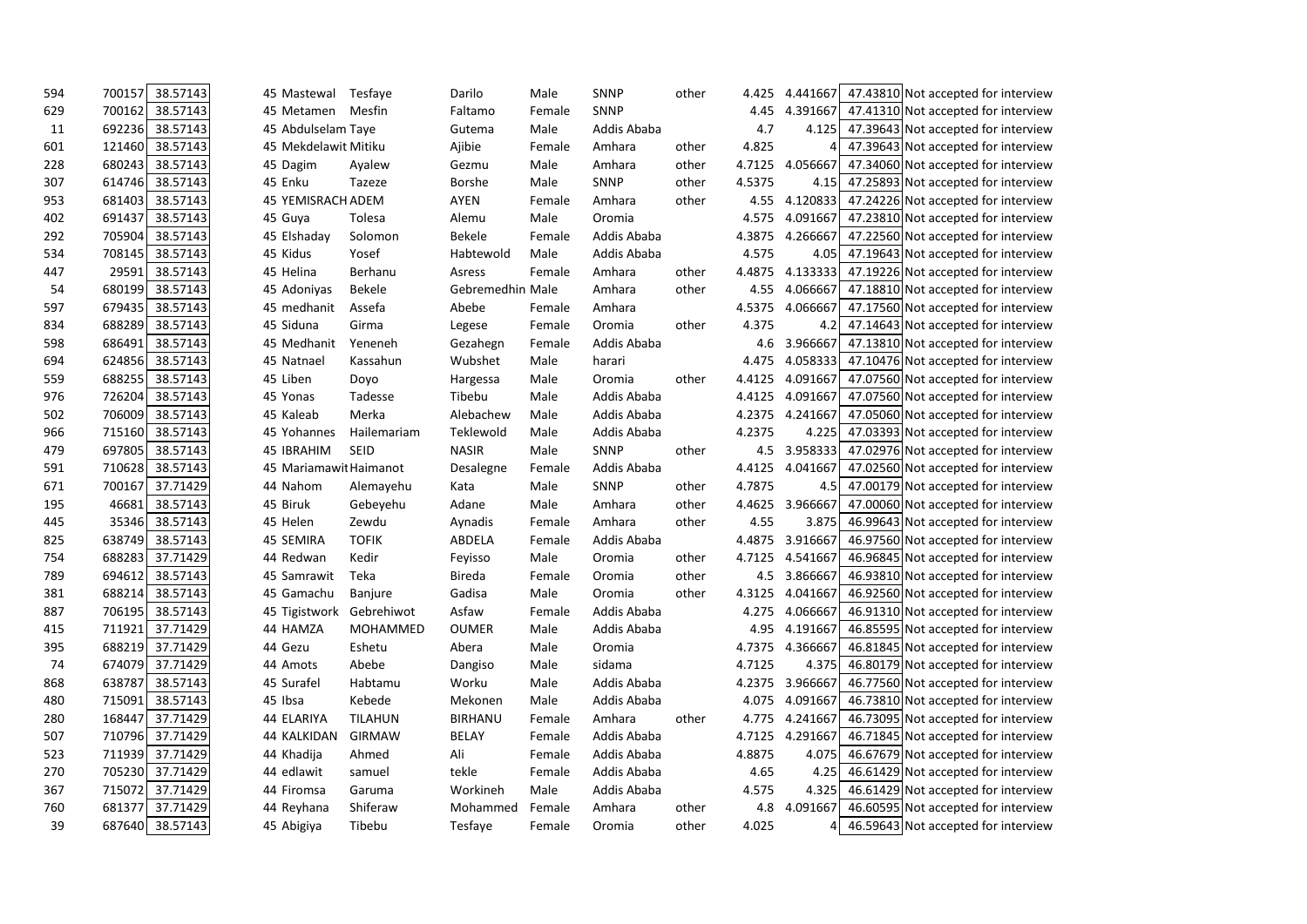| | | | | | | | | | | | | | |
|---|---|---|---|---|---|---|---|---|---|---|---|---|---|
| 594 | 700157 | 38.57143 | 45 | Mastewal | Tesfaye | Darilo | Male | SNNP | other | 4.425 | 4.441667 | 47.43810 | Not accepted for interview |
| 629 | 700162 | 38.57143 | 45 | Metamen | Mesfin | Faltamo | Female | SNNP | | 4.45 | 4.391667 | 47.41310 | Not accepted for interview |
| 11 | 692236 | 38.57143 | 45 | Abdulselam | Taye | Gutema | Male | Addis Ababa | | 4.7 | 4.125 | 47.39643 | Not accepted for interview |
| 601 | 121460 | 38.57143 | 45 | Mekdelawit | Mitiku | Ajibie | Female | Amhara | other | 4.825 | 4 | 47.39643 | Not accepted for interview |
| 228 | 680243 | 38.57143 | 45 | Dagim | Ayalew | Gezmu | Male | Amhara | other | 4.7125 | 4.056667 | 47.34060 | Not accepted for interview |
| 307 | 614746 | 38.57143 | 45 | Enku | Tazeze | Borshe | Male | SNNP | other | 4.5375 | 4.15 | 47.25893 | Not accepted for interview |
| 953 | 681403 | 38.57143 | 45 | YEMISRACH | ADEM | AYEN | Female | Amhara | other | 4.55 | 4.120833 | 47.24226 | Not accepted for interview |
| 402 | 691437 | 38.57143 | 45 | Guya | Tolesa | Alemu | Male | Oromia | | 4.575 | 4.091667 | 47.23810 | Not accepted for interview |
| 292 | 705904 | 38.57143 | 45 | Elshaday | Solomon | Bekele | Female | Addis Ababa | | 4.3875 | 4.266667 | 47.22560 | Not accepted for interview |
| 534 | 708145 | 38.57143 | 45 | Kidus | Yosef | Habtewold | Male | Addis Ababa | | 4.575 | 4.05 | 47.19643 | Not accepted for interview |
| 447 | 29591 | 38.57143 | 45 | Helina | Berhanu | Asress | Female | Amhara | other | 4.4875 | 4.133333 | 47.19226 | Not accepted for interview |
| 54 | 680199 | 38.57143 | 45 | Adoniyas | Bekele | Gebremedhin | Male | Amhara | other | 4.55 | 4.066667 | 47.18810 | Not accepted for interview |
| 597 | 679435 | 38.57143 | 45 | medhanit | Assefa | Abebe | Female | Amhara | | 4.5375 | 4.066667 | 47.17560 | Not accepted for interview |
| 834 | 688289 | 38.57143 | 45 | Siduna | Girma | Legese | Female | Oromia | other | 4.375 | 4.2 | 47.14643 | Not accepted for interview |
| 598 | 686491 | 38.57143 | 45 | Medhanit | Yeneneh | Gezahegn | Female | Addis Ababa | | 4.6 | 3.966667 | 47.13810 | Not accepted for interview |
| 694 | 624856 | 38.57143 | 45 | Natnael | Kassahun | Wubshet | Male | harari | | 4.475 | 4.058333 | 47.10476 | Not accepted for interview |
| 559 | 688255 | 38.57143 | 45 | Liben | Doyo | Hargessa | Male | Oromia | other | 4.4125 | 4.091667 | 47.07560 | Not accepted for interview |
| 976 | 726204 | 38.57143 | 45 | Yonas | Tadesse | Tibebu | Male | Addis Ababa | | 4.4125 | 4.091667 | 47.07560 | Not accepted for interview |
| 502 | 706009 | 38.57143 | 45 | Kaleab | Merka | Alebachew | Male | Addis Ababa | | 4.2375 | 4.241667 | 47.05060 | Not accepted for interview |
| 966 | 715160 | 38.57143 | 45 | Yohannes | Hailemariam | Teklewold | Male | Addis Ababa | | 4.2375 | 4.225 | 47.03393 | Not accepted for interview |
| 479 | 697805 | 38.57143 | 45 | IBRAHIM | SEID | NASIR | Male | SNNP | other | 4.5 | 3.958333 | 47.02976 | Not accepted for interview |
| 591 | 710628 | 38.57143 | 45 | Mariamawit | Haimanot | Desalegne | Female | Addis Ababa | | 4.4125 | 4.041667 | 47.02560 | Not accepted for interview |
| 671 | 700167 | 37.71429 | 44 | Nahom | Alemayehu | Kata | Male | SNNP | other | 4.7875 | 4.5 | 47.00179 | Not accepted for interview |
| 195 | 46681 | 38.57143 | 45 | Biruk | Gebeyehu | Adane | Male | Amhara | other | 4.4625 | 3.966667 | 47.00060 | Not accepted for interview |
| 445 | 35346 | 38.57143 | 45 | Helen | Zewdu | Aynadis | Female | Amhara | other | 4.55 | 3.875 | 46.99643 | Not accepted for interview |
| 825 | 638749 | 38.57143 | 45 | SEMIRA | TOFIK | ABDELA | Female | Addis Ababa | | 4.4875 | 3.916667 | 46.97560 | Not accepted for interview |
| 754 | 688283 | 37.71429 | 44 | Redwan | Kedir | Feyisso | Male | Oromia | other | 4.7125 | 4.541667 | 46.96845 | Not accepted for interview |
| 789 | 694612 | 38.57143 | 45 | Samrawit | Teka | Bireda | Female | Oromia | other | 4.5 | 3.866667 | 46.93810 | Not accepted for interview |
| 381 | 688214 | 38.57143 | 45 | Gamachu | Banjure | Gadisa | Male | Oromia | other | 4.3125 | 4.041667 | 46.92560 | Not accepted for interview |
| 887 | 706195 | 38.57143 | 45 | Tigistwork | Gebrehiwot | Asfaw | Female | Addis Ababa | | 4.275 | 4.066667 | 46.91310 | Not accepted for interview |
| 415 | 711921 | 37.71429 | 44 | HAMZA | MOHAMMED | OUMER | Male | Addis Ababa | | 4.95 | 4.191667 | 46.85595 | Not accepted for interview |
| 395 | 688219 | 37.71429 | 44 | Gezu | Eshetu | Abera | Male | Oromia | | 4.7375 | 4.366667 | 46.81845 | Not accepted for interview |
| 74 | 674079 | 37.71429 | 44 | Amots | Abebe | Dangiso | Male | sidama | | 4.7125 | 4.375 | 46.80179 | Not accepted for interview |
| 868 | 638787 | 38.57143 | 45 | Surafel | Habtamu | Worku | Male | Addis Ababa | | 4.2375 | 3.966667 | 46.77560 | Not accepted for interview |
| 480 | 715091 | 38.57143 | 45 | Ibsa | Kebede | Mekonen | Male | Addis Ababa | | 4.075 | 4.091667 | 46.73810 | Not accepted for interview |
| 280 | 168447 | 37.71429 | 44 | ELARIYA | TILAHUN | BIRHANU | Female | Amhara | other | 4.775 | 4.241667 | 46.73095 | Not accepted for interview |
| 507 | 710796 | 37.71429 | 44 | KALKIDAN | GIRMAW | BELAY | Female | Addis Ababa | | 4.7125 | 4.291667 | 46.71845 | Not accepted for interview |
| 523 | 711939 | 37.71429 | 44 | Khadija | Ahmed | Ali | Female | Addis Ababa | | 4.8875 | 4.075 | 46.67679 | Not accepted for interview |
| 270 | 705230 | 37.71429 | 44 | edlawit | samuel | tekle | Female | Addis Ababa | | 4.65 | 4.25 | 46.61429 | Not accepted for interview |
| 367 | 715072 | 37.71429 | 44 | Firomsa | Garuma | Workineh | Male | Addis Ababa | | 4.575 | 4.325 | 46.61429 | Not accepted for interview |
| 760 | 681377 | 37.71429 | 44 | Reyhana | Shiferaw | Mohammed | Female | Amhara | other | 4.8 | 4.091667 | 46.60595 | Not accepted for interview |
| 39 | 687640 | 38.57143 | 45 | Abigiya | Tibebu | Tesfaye | Female | Oromia | other | 4.025 | 4 | 46.59643 | Not accepted for interview |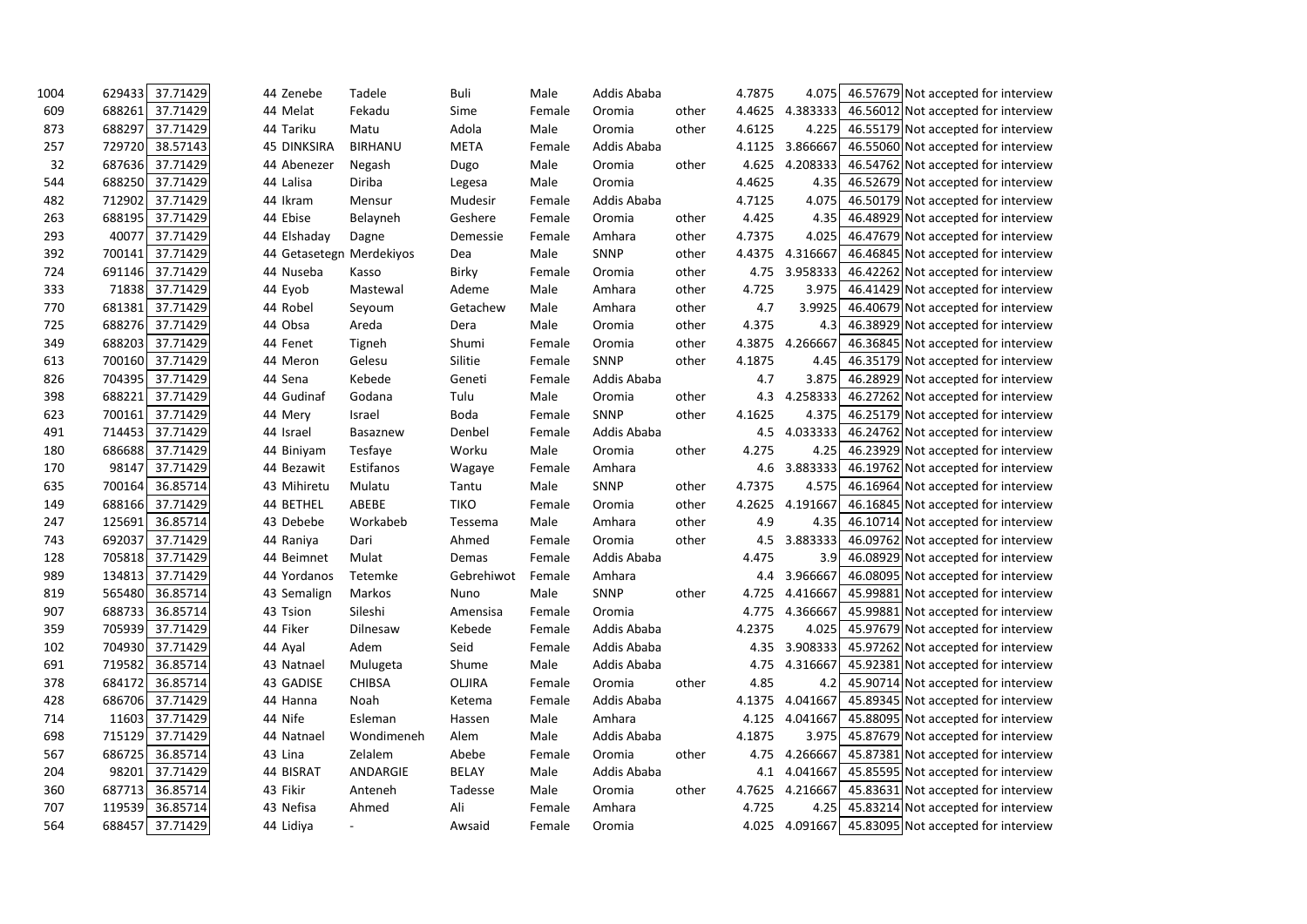| | | | | | | | | | | | | | |
|---|---|---|---|---|---|---|---|---|---|---|---|---|---|
| 1004 | 629433 | 37.71429 | 44 | Zenebe | Tadele | Buli | Male | Addis Ababa | | 4.7875 | 4.075 | 46.57679 | Not accepted for interview |
| 609 | 688261 | 37.71429 | 44 | Melat | Fekadu | Sime | Female | Oromia | other | 4.4625 | 4.383333 | 46.56012 | Not accepted for interview |
| 873 | 688297 | 37.71429 | 44 | Tariku | Matu | Adola | Male | Oromia | other | 4.6125 | 4.225 | 46.55179 | Not accepted for interview |
| 257 | 729720 | 38.57143 | 45 | DINKSIRA | BIRHANU | META | Female | Addis Ababa | | 4.1125 | 3.866667 | 46.55060 | Not accepted for interview |
| 32 | 687636 | 37.71429 | 44 | Abenezer | Negash | Dugo | Male | Oromia | other | 4.625 | 4.208333 | 46.54762 | Not accepted for interview |
| 544 | 688250 | 37.71429 | 44 | Lalisa | Diriba | Legesa | Male | Oromia | | 4.4625 | 4.35 | 46.52679 | Not accepted for interview |
| 482 | 712902 | 37.71429 | 44 | Ikram | Mensur | Mudesir | Female | Addis Ababa | | 4.7125 | 4.075 | 46.50179 | Not accepted for interview |
| 263 | 688195 | 37.71429 | 44 | Ebise | Belayneh | Geshere | Female | Oromia | other | 4.425 | 4.35 | 46.48929 | Not accepted for interview |
| 293 | 40077 | 37.71429 | 44 | Elshaday | Dagne | Demessie | Female | Amhara | other | 4.7375 | 4.025 | 46.47679 | Not accepted for interview |
| 392 | 700141 | 37.71429 | 44 | Getasetegn | Merdekiyos | Dea | Male | SNNP | other | 4.4375 | 4.316667 | 46.46845 | Not accepted for interview |
| 724 | 691146 | 37.71429 | 44 | Nuseba | Kasso | Birky | Female | Oromia | other | 4.75 | 3.958333 | 46.42262 | Not accepted for interview |
| 333 | 71838 | 37.71429 | 44 | Eyob | Mastewal | Ademe | Male | Amhara | other | 4.725 | 3.975 | 46.41429 | Not accepted for interview |
| 770 | 681381 | 37.71429 | 44 | Robel | Seyoum | Getachew | Male | Amhara | other | 4.7 | 3.9925 | 46.40679 | Not accepted for interview |
| 725 | 688276 | 37.71429 | 44 | Obsa | Areda | Dera | Male | Oromia | other | 4.375 | 4.3 | 46.38929 | Not accepted for interview |
| 349 | 688203 | 37.71429 | 44 | Fenet | Tigneh | Shumi | Female | Oromia | other | 4.3875 | 4.266667 | 46.36845 | Not accepted for interview |
| 613 | 700160 | 37.71429 | 44 | Meron | Gelesu | Silitie | Female | SNNP | other | 4.1875 | 4.45 | 46.35179 | Not accepted for interview |
| 826 | 704395 | 37.71429 | 44 | Sena | Kebede | Geneti | Female | Addis Ababa | | 4.7 | 3.875 | 46.28929 | Not accepted for interview |
| 398 | 688221 | 37.71429 | 44 | Gudinaf | Godana | Tulu | Male | Oromia | other | 4.3 | 4.258333 | 46.27262 | Not accepted for interview |
| 623 | 700161 | 37.71429 | 44 | Mery | Israel | Boda | Female | SNNP | other | 4.1625 | 4.375 | 46.25179 | Not accepted for interview |
| 491 | 714453 | 37.71429 | 44 | Israel | Basaznew | Denbel | Female | Addis Ababa | | 4.5 | 4.033333 | 46.24762 | Not accepted for interview |
| 180 | 686688 | 37.71429 | 44 | Biniyam | Tesfaye | Worku | Male | Oromia | other | 4.275 | 4.25 | 46.23929 | Not accepted for interview |
| 170 | 98147 | 37.71429 | 44 | Bezawit | Estifanos | Wagaye | Female | Amhara | | 4.6 | 3.883333 | 46.19762 | Not accepted for interview |
| 635 | 700164 | 36.85714 | 43 | Mihiretu | Mulatu | Tantu | Male | SNNP | other | 4.7375 | 4.575 | 46.16964 | Not accepted for interview |
| 149 | 688166 | 37.71429 | 44 | BETHEL | ABEBE | TIKO | Female | Oromia | other | 4.2625 | 4.191667 | 46.16845 | Not accepted for interview |
| 247 | 125691 | 36.85714 | 43 | Debebe | Workabeb | Tessema | Male | Amhara | other | 4.9 | 4.35 | 46.10714 | Not accepted for interview |
| 743 | 692037 | 37.71429 | 44 | Raniya | Dari | Ahmed | Female | Oromia | other | 4.5 | 3.883333 | 46.09762 | Not accepted for interview |
| 128 | 705818 | 37.71429 | 44 | Beimnet | Mulat | Demas | Female | Addis Ababa | | 4.475 | 3.9 | 46.08929 | Not accepted for interview |
| 989 | 134813 | 37.71429 | 44 | Yordanos | Tetemke | Gebrehiwot | Female | Amhara | | 4.4 | 3.966667 | 46.08095 | Not accepted for interview |
| 819 | 565480 | 36.85714 | 43 | Semalign | Markos | Nuno | Male | SNNP | other | 4.725 | 4.416667 | 45.99881 | Not accepted for interview |
| 907 | 688733 | 36.85714 | 43 | Tsion | Sileshi | Amensisa | Female | Oromia | | 4.775 | 4.366667 | 45.99881 | Not accepted for interview |
| 359 | 705939 | 37.71429 | 44 | Fiker | Dilnesaw | Kebede | Female | Addis Ababa | | 4.2375 | 4.025 | 45.97679 | Not accepted for interview |
| 102 | 704930 | 37.71429 | 44 | Ayal | Adem | Seid | Female | Addis Ababa | | 4.35 | 3.908333 | 45.97262 | Not accepted for interview |
| 691 | 719582 | 36.85714 | 43 | Natnael | Mulugeta | Shume | Male | Addis Ababa | | 4.75 | 4.316667 | 45.92381 | Not accepted for interview |
| 378 | 684172 | 36.85714 | 43 | GADISE | CHIBSA | OLJIRA | Female | Oromia | other | 4.85 | 4.2 | 45.90714 | Not accepted for interview |
| 428 | 686706 | 37.71429 | 44 | Hanna | Noah | Ketema | Female | Addis Ababa | | 4.1375 | 4.041667 | 45.89345 | Not accepted for interview |
| 714 | 11603 | 37.71429 | 44 | Nife | Esleman | Hassen | Male | Amhara | | 4.125 | 4.041667 | 45.88095 | Not accepted for interview |
| 698 | 715129 | 37.71429 | 44 | Natnael | Wondimeneh | Alem | Male | Addis Ababa | | 4.1875 | 3.975 | 45.87679 | Not accepted for interview |
| 567 | 686725 | 36.85714 | 43 | Lina | Zelalem | Abebe | Female | Oromia | other | 4.75 | 4.266667 | 45.87381 | Not accepted for interview |
| 204 | 98201 | 37.71429 | 44 | BISRAT | ANDARGIE | BELAY | Male | Addis Ababa | | 4.1 | 4.041667 | 45.85595 | Not accepted for interview |
| 360 | 687713 | 36.85714 | 43 | Fikir | Anteneh | Tadesse | Male | Oromia | other | 4.7625 | 4.216667 | 45.83631 | Not accepted for interview |
| 707 | 119539 | 36.85714 | 43 | Nefisa | Ahmed | Ali | Female | Amhara | | 4.725 | 4.25 | 45.83214 | Not accepted for interview |
| 564 | 688457 | 37.71429 | 44 | Lidiya | - | Awsaid | Female | Oromia | | 4.025 | 4.091667 | 45.83095 | Not accepted for interview |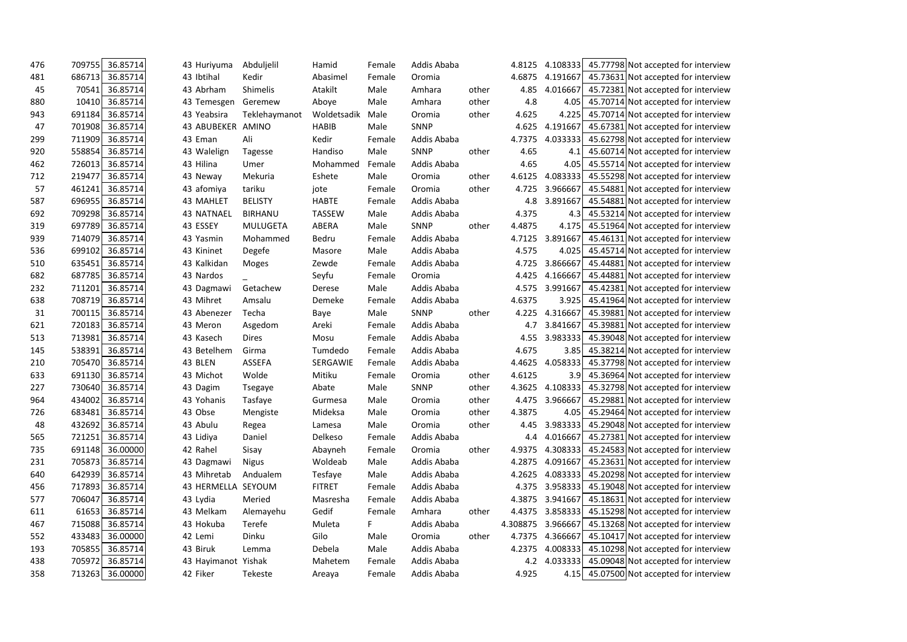| | | | | | | | | | | | | |
|---|---|---|---|---|---|---|---|---|---|---|---|---|
| 476 | 709755 | 36.85714 | 43 | Huriyuma | Abduljelil | Hamid | Female | Addis Ababa | | 4.8125 | 4.108333 | 45.77798 | Not accepted for interview |
| 481 | 686713 | 36.85714 | 43 | Ibtihal | Kedir | Abasimel | Female | Oromia | | 4.6875 | 4.191667 | 45.73631 | Not accepted for interview |
| 45 | 70541 | 36.85714 | 43 | Abrham | Shimelis | Atakilt | Male | Amhara | other | 4.85 | 4.016667 | 45.72381 | Not accepted for interview |
| 880 | 10410 | 36.85714 | 43 | Temesgen | Geremew | Aboye | Male | Amhara | other | 4.8 | 4.05 | 45.70714 | Not accepted for interview |
| 943 | 691184 | 36.85714 | 43 | Yeabsira | Teklehaymanot | Woldetsadik | Male | Oromia | other | 4.625 | 4.225 | 45.70714 | Not accepted for interview |
| 47 | 701908 | 36.85714 | 43 | ABUBEKER | AMINO | HABIB | Male | SNNP | | 4.625 | 4.191667 | 45.67381 | Not accepted for interview |
| 299 | 711909 | 36.85714 | 43 | Eman | Ali | Kedir | Female | Addis Ababa | | 4.7375 | 4.033333 | 45.62798 | Not accepted for interview |
| 920 | 558854 | 36.85714 | 43 | Walelign | Tagesse | Handiso | Male | SNNP | other | 4.65 | 4.1 | 45.60714 | Not accepted for interview |
| 462 | 726013 | 36.85714 | 43 | Hilina | Umer | Mohammed | Female | Addis Ababa | | 4.65 | 4.05 | 45.55714 | Not accepted for interview |
| 712 | 219477 | 36.85714 | 43 | Neway | Mekuria | Eshete | Male | Oromia | other | 4.6125 | 4.083333 | 45.55298 | Not accepted for interview |
| 57 | 461241 | 36.85714 | 43 | afomiya | tariku | jote | Female | Oromia | other | 4.725 | 3.966667 | 45.54881 | Not accepted for interview |
| 587 | 696955 | 36.85714 | 43 | MAHLET | BELISTY | HABTE | Female | Addis Ababa | | 4.8 | 3.891667 | 45.54881 | Not accepted for interview |
| 692 | 709298 | 36.85714 | 43 | NATNAEL | BIRHANU | TASSEW | Male | Addis Ababa | | 4.375 | 4.3 | 45.53214 | Not accepted for interview |
| 319 | 697789 | 36.85714 | 43 | ESSEY | MULUGETA | ABERA | Male | SNNP | other | 4.4875 | 4.175 | 45.51964 | Not accepted for interview |
| 939 | 714079 | 36.85714 | 43 | Yasmin | Mohammed | Bedru | Female | Addis Ababa | | 4.7125 | 3.891667 | 45.46131 | Not accepted for interview |
| 536 | 699102 | 36.85714 | 43 | Kininet | Degefe | Masore | Male | Addis Ababa | | 4.575 | 4.025 | 45.45714 | Not accepted for interview |
| 510 | 635451 | 36.85714 | 43 | Kalkidan | Moges | Zewde | Female | Addis Ababa | | 4.725 | 3.866667 | 45.44881 | Not accepted for interview |
| 682 | 687785 | 36.85714 | 43 | Nardos | _ | Seyfu | Female | Oromia | | 4.425 | 4.166667 | 45.44881 | Not accepted for interview |
| 232 | 711201 | 36.85714 | 43 | Dagmawi | Getachew | Derese | Male | Addis Ababa | | 4.575 | 3.991667 | 45.42381 | Not accepted for interview |
| 638 | 708719 | 36.85714 | 43 | Mihret | Amsalu | Demeke | Female | Addis Ababa | | 4.6375 | 3.925 | 45.41964 | Not accepted for interview |
| 31 | 700115 | 36.85714 | 43 | Abenezer | Techa | Baye | Male | SNNP | other | 4.225 | 4.316667 | 45.39881 | Not accepted for interview |
| 621 | 720183 | 36.85714 | 43 | Meron | Asgedom | Areki | Female | Addis Ababa | | 4.7 | 3.841667 | 45.39881 | Not accepted for interview |
| 513 | 713981 | 36.85714 | 43 | Kasech | Dires | Mosu | Female | Addis Ababa | | 4.55 | 3.983333 | 45.39048 | Not accepted for interview |
| 145 | 538391 | 36.85714 | 43 | Betelhem | Girma | Tumdedo | Female | Addis Ababa | | 4.675 | 3.85 | 45.38214 | Not accepted for interview |
| 210 | 705470 | 36.85714 | 43 | BLEN | ASSEFA | SERGAWIE | Female | Addis Ababa | | 4.4625 | 4.058333 | 45.37798 | Not accepted for interview |
| 633 | 691130 | 36.85714 | 43 | Michot | Wolde | Mitiku | Female | Oromia | other | 4.6125 | 3.9 | 45.36964 | Not accepted for interview |
| 227 | 730640 | 36.85714 | 43 | Dagim | Tsegaye | Abate | Male | SNNP | other | 4.3625 | 4.108333 | 45.32798 | Not accepted for interview |
| 964 | 434002 | 36.85714 | 43 | Yohanis | Tasfaye | Gurmesa | Male | Oromia | other | 4.475 | 3.966667 | 45.29881 | Not accepted for interview |
| 726 | 683481 | 36.85714 | 43 | Obse | Mengiste | Mideksa | Male | Oromia | other | 4.3875 | 4.05 | 45.29464 | Not accepted for interview |
| 48 | 432692 | 36.85714 | 43 | Abulu | Regea | Lamesa | Male | Oromia | other | 4.45 | 3.983333 | 45.29048 | Not accepted for interview |
| 565 | 721251 | 36.85714 | 43 | Lidiya | Daniel | Delkeso | Female | Addis Ababa | | 4.4 | 4.016667 | 45.27381 | Not accepted for interview |
| 735 | 691148 | 36.00000 | 42 | Rahel | Sisay | Abayneh | Female | Oromia | other | 4.9375 | 4.308333 | 45.24583 | Not accepted for interview |
| 231 | 705873 | 36.85714 | 43 | Dagmawi | Nigus | Woldeab | Male | Addis Ababa | | 4.2875 | 4.091667 | 45.23631 | Not accepted for interview |
| 640 | 642939 | 36.85714 | 43 | Mihretab | Andualem | Tesfaye | Male | Addis Ababa | | 4.2625 | 4.083333 | 45.20298 | Not accepted for interview |
| 456 | 717893 | 36.85714 | 43 | HERMELLA | SEYOUM | FITRET | Female | Addis Ababa | | 4.375 | 3.958333 | 45.19048 | Not accepted for interview |
| 577 | 706047 | 36.85714 | 43 | Lydia | Meried | Masresha | Female | Addis Ababa | | 4.3875 | 3.941667 | 45.18631 | Not accepted for interview |
| 611 | 61653 | 36.85714 | 43 | Melkam | Alemayehu | Gedif | Female | Amhara | other | 4.4375 | 3.858333 | 45.15298 | Not accepted for interview |
| 467 | 715088 | 36.85714 | 43 | Hokuba | Terefe | Muleta | F | Addis Ababa | | 4.308875 | 3.966667 | 45.13268 | Not accepted for interview |
| 552 | 433483 | 36.00000 | 42 | Lemi | Dinku | Gilo | Male | Oromia | other | 4.7375 | 4.366667 | 45.10417 | Not accepted for interview |
| 193 | 705855 | 36.85714 | 43 | Biruk | Lemma | Debela | Male | Addis Ababa | | 4.2375 | 4.008333 | 45.10298 | Not accepted for interview |
| 438 | 705972 | 36.85714 | 43 | Hayimanot | Yishak | Mahetem | Female | Addis Ababa | | 4.2 | 4.033333 | 45.09048 | Not accepted for interview |
| 358 | 713263 | 36.00000 | 42 | Fiker | Tekeste | Areaya | Female | Addis Ababa | | 4.925 | 4.15 | 45.07500 | Not accepted for interview |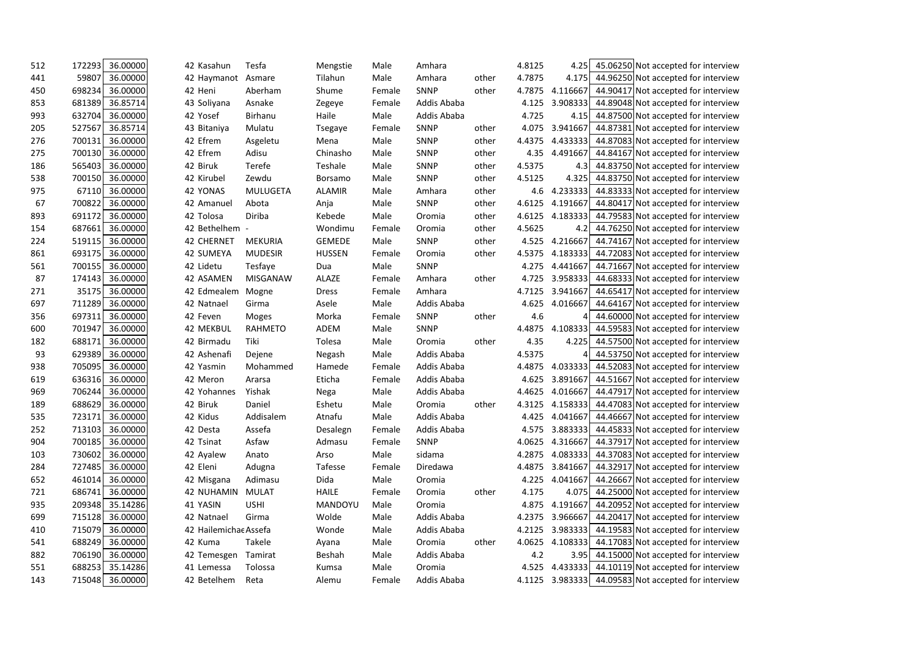| | | | | | | | | | | | | | |
|---|---|---|---|---|---|---|---|---|---|---|---|---|---|
| 512 | 172293 | 36.00000 | 42 | Kasahun | Tesfa | Mengstie | Male | Amhara | | 4.8125 | 4.25 | 45.06250 | Not accepted for interview |
| 441 | 59807 | 36.00000 | 42 | Haymanot | Asmare | Tilahun | Male | Amhara | other | 4.7875 | 4.175 | 44.96250 | Not accepted for interview |
| 450 | 698234 | 36.00000 | 42 | Heni | Aberham | Shume | Female | SNNP | other | 4.7875 | 4.116667 | 44.90417 | Not accepted for interview |
| 853 | 681389 | 36.85714 | 43 | Soliyana | Asnake | Zegeye | Female | Addis Ababa | | 4.125 | 3.908333 | 44.89048 | Not accepted for interview |
| 993 | 632704 | 36.00000 | 42 | Yosef | Birhanu | Haile | Male | Addis Ababa | | 4.725 | 4.15 | 44.87500 | Not accepted for interview |
| 205 | 527567 | 36.85714 | 43 | Bitaniya | Mulatu | Tsegaye | Female | SNNP | other | 4.075 | 3.941667 | 44.87381 | Not accepted for interview |
| 276 | 700131 | 36.00000 | 42 | Efrem | Asgeletu | Mena | Male | SNNP | other | 4.4375 | 4.433333 | 44.87083 | Not accepted for interview |
| 275 | 700130 | 36.00000 | 42 | Efrem | Adisu | Chinasho | Male | SNNP | other | 4.35 | 4.491667 | 44.84167 | Not accepted for interview |
| 186 | 565403 | 36.00000 | 42 | Biruk | Terefe | Teshale | Male | SNNP | other | 4.5375 | 4.3 | 44.83750 | Not accepted for interview |
| 538 | 700150 | 36.00000 | 42 | Kirubel | Zewdu | Borsamo | Male | SNNP | other | 4.5125 | 4.325 | 44.83750 | Not accepted for interview |
| 975 | 67110 | 36.00000 | 42 | YONAS | MULUGETA | ALAMIR | Male | Amhara | other | 4.6 | 4.233333 | 44.83333 | Not accepted for interview |
| 67 | 700822 | 36.00000 | 42 | Amanuel | Abota | Anja | Male | SNNP | other | 4.6125 | 4.191667 | 44.80417 | Not accepted for interview |
| 893 | 691172 | 36.00000 | 42 | Tolosa | Diriba | Kebede | Male | Oromia | other | 4.6125 | 4.183333 | 44.79583 | Not accepted for interview |
| 154 | 687661 | 36.00000 | 42 | Bethelhem | - | Wondimu | Female | Oromia | other | 4.5625 | 4.2 | 44.76250 | Not accepted for interview |
| 224 | 519115 | 36.00000 | 42 | CHERNET | MEKURIA | GEMEDE | Male | SNNP | other | 4.525 | 4.216667 | 44.74167 | Not accepted for interview |
| 861 | 693175 | 36.00000 | 42 | SUMEYA | MUDESIR | HUSSEN | Female | Oromia | other | 4.5375 | 4.183333 | 44.72083 | Not accepted for interview |
| 561 | 700155 | 36.00000 | 42 | Lidetu | Tesfaye | Dua | Male | SNNP | | 4.275 | 4.441667 | 44.71667 | Not accepted for interview |
| 87 | 174143 | 36.00000 | 42 | ASAMEN | MISGANAW | ALAZE | Female | Amhara | other | 4.725 | 3.958333 | 44.68333 | Not accepted for interview |
| 271 | 35175 | 36.00000 | 42 | Edmealem | Mogne | Dress | Female | Amhara | | 4.7125 | 3.941667 | 44.65417 | Not accepted for interview |
| 697 | 711289 | 36.00000 | 42 | Natnael | Girma | Asele | Male | Addis Ababa | | 4.625 | 4.016667 | 44.64167 | Not accepted for interview |
| 356 | 697311 | 36.00000 | 42 | Feven | Moges | Morka | Female | SNNP | other | 4.6 | 4 | 44.60000 | Not accepted for interview |
| 600 | 701947 | 36.00000 | 42 | MEKBUL | RAHMETO | ADEM | Male | SNNP | | 4.4875 | 4.108333 | 44.59583 | Not accepted for interview |
| 182 | 688171 | 36.00000 | 42 | Birmadu | Tiki | Tolesa | Male | Oromia | other | 4.35 | 4.225 | 44.57500 | Not accepted for interview |
| 93 | 629389 | 36.00000 | 42 | Ashenafi | Dejene | Negash | Male | Addis Ababa | | 4.5375 | 4 | 44.53750 | Not accepted for interview |
| 938 | 705095 | 36.00000 | 42 | Yasmin | Mohammed | Hamede | Female | Addis Ababa | | 4.4875 | 4.033333 | 44.52083 | Not accepted for interview |
| 619 | 636316 | 36.00000 | 42 | Meron | Ararsa | Eticha | Female | Addis Ababa | | 4.625 | 3.891667 | 44.51667 | Not accepted for interview |
| 969 | 706244 | 36.00000 | 42 | Yohannes | Yishak | Nega | Male | Addis Ababa | | 4.4625 | 4.016667 | 44.47917 | Not accepted for interview |
| 189 | 688629 | 36.00000 | 42 | Biruk | Daniel | Eshetu | Male | Oromia | other | 4.3125 | 4.158333 | 44.47083 | Not accepted for interview |
| 535 | 723171 | 36.00000 | 42 | Kidus | Addisalem | Atnafu | Male | Addis Ababa | | 4.425 | 4.041667 | 44.46667 | Not accepted for interview |
| 252 | 713103 | 36.00000 | 42 | Desta | Assefa | Desalegn | Female | Addis Ababa | | 4.575 | 3.883333 | 44.45833 | Not accepted for interview |
| 904 | 700185 | 36.00000 | 42 | Tsinat | Asfaw | Admasu | Female | SNNP | | 4.0625 | 4.316667 | 44.37917 | Not accepted for interview |
| 103 | 730602 | 36.00000 | 42 | Ayalew | Anato | Arso | Male | sidama | | 4.2875 | 4.083333 | 44.37083 | Not accepted for interview |
| 284 | 727485 | 36.00000 | 42 | Eleni | Adugna | Tafesse | Female | Diredawa | | 4.4875 | 3.841667 | 44.32917 | Not accepted for interview |
| 652 | 461014 | 36.00000 | 42 | Misgana | Adimasu | Dida | Male | Oromia | | 4.225 | 4.041667 | 44.26667 | Not accepted for interview |
| 721 | 686741 | 36.00000 | 42 | NUHAMIN | MULAT | HAILE | Female | Oromia | other | 4.175 | 4.075 | 44.25000 | Not accepted for interview |
| 935 | 209348 | 35.14286 | 41 | YASIN | USHI | MANDOYU | Male | Oromia | | 4.875 | 4.191667 | 44.20952 | Not accepted for interview |
| 699 | 715128 | 36.00000 | 42 | Natnael | Girma | Wolde | Male | Addis Ababa | | 4.2375 | 3.966667 | 44.20417 | Not accepted for interview |
| 410 | 715079 | 36.00000 | 42 | Hailemichae | Assefa | Wonde | Male | Addis Ababa | | 4.2125 | 3.983333 | 44.19583 | Not accepted for interview |
| 541 | 688249 | 36.00000 | 42 | Kuma | Takele | Ayana | Male | Oromia | other | 4.0625 | 4.108333 | 44.17083 | Not accepted for interview |
| 882 | 706190 | 36.00000 | 42 | Temesgen | Tamirat | Beshah | Male | Addis Ababa | | 4.2 | 3.95 | 44.15000 | Not accepted for interview |
| 551 | 688253 | 35.14286 | 41 | Lemessa | Tolossa | Kumsa | Male | Oromia | | 4.525 | 4.433333 | 44.10119 | Not accepted for interview |
| 143 | 715048 | 36.00000 | 42 | Betelhem | Reta | Alemu | Female | Addis Ababa | | 4.1125 | 3.983333 | 44.09583 | Not accepted for interview |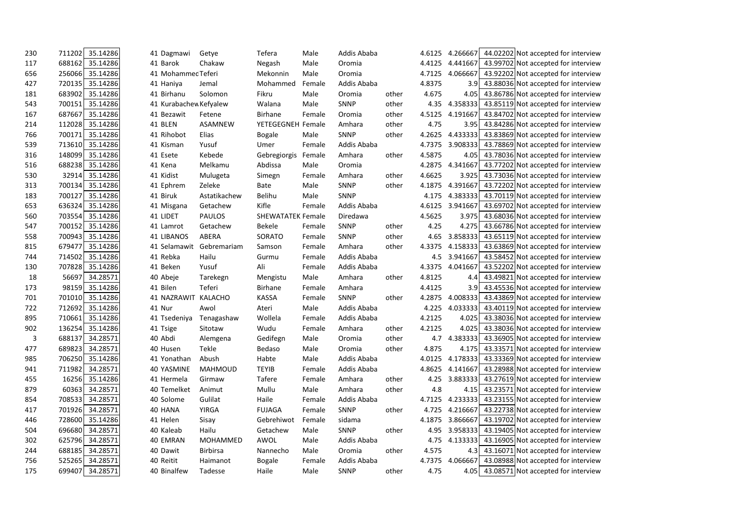| | | | | | | | | | | | | | |
|---|---|---|---|---|---|---|---|---|---|---|---|---|---|
| 230 | 711202 | 35.14286 | 41 | Dagmawi | Getye | Tefera | Male | Addis Ababa | | 4.6125 | 4.266667 | 44.02202 | Not accepted for interview |
| 117 | 688162 | 35.14286 | 41 | Barok | Chakaw | Negash | Male | Oromia | | 4.4125 | 4.441667 | 43.99702 | Not accepted for interview |
| 656 | 256066 | 35.14286 | 41 | MohammecTeferi | | Mekonnin | Male | Oromia | | 4.7125 | 4.066667 | 43.92202 | Not accepted for interview |
| 427 | 720135 | 35.14286 | 41 | Haniya | Jemal | Mohammed | Female | Addis Ababa | | 4.8375 | 3.9 | 43.88036 | Not accepted for interview |
| 181 | 683902 | 35.14286 | 41 | Birhanu | Solomon | Fikru | Male | Oromia | other | 4.675 | 4.05 | 43.86786 | Not accepted for interview |
| 543 | 700151 | 35.14286 | 41 | Kurabachew | Kefyalew | Walana | Male | SNNP | other | 4.35 | 4.358333 | 43.85119 | Not accepted for interview |
| 167 | 687667 | 35.14286 | 41 | Bezawit | Fetene | Birhane | Female | Oromia | other | 4.5125 | 4.191667 | 43.84702 | Not accepted for interview |
| 214 | 112028 | 35.14286 | 41 | BLEN | ASAMNEW | YETEGEGNEH | Female | Amhara | other | 4.75 | 3.95 | 43.84286 | Not accepted for interview |
| 766 | 700171 | 35.14286 | 41 | Rihobot | Elias | Bogale | Male | SNNP | other | 4.2625 | 4.433333 | 43.83869 | Not accepted for interview |
| 539 | 713610 | 35.14286 | 41 | Kisman | Yusuf | Umer | Female | Addis Ababa | | 4.7375 | 3.908333 | 43.78869 | Not accepted for interview |
| 316 | 148099 | 35.14286 | 41 | Esete | Kebede | Gebregiorgis | Female | Amhara | other | 4.5875 | 4.05 | 43.78036 | Not accepted for interview |
| 516 | 688238 | 35.14286 | 41 | Kena | Melkamu | Abdissa | Male | Oromia | | 4.2875 | 4.341667 | 43.77202 | Not accepted for interview |
| 530 | 32914 | 35.14286 | 41 | Kidist | Mulugeta | Simegn | Female | Amhara | other | 4.6625 | 3.925 | 43.73036 | Not accepted for interview |
| 313 | 700134 | 35.14286 | 41 | Ephrem | Zeleke | Bate | Male | SNNP | other | 4.1875 | 4.391667 | 43.72202 | Not accepted for interview |
| 183 | 700127 | 35.14286 | 41 | Biruk | Astatikachew | Belihu | Male | SNNP | | 4.175 | 4.383333 | 43.70119 | Not accepted for interview |
| 653 | 636324 | 35.14286 | 41 | Misgana | Getachew | Kifle | Female | Addis Ababa | | 4.6125 | 3.941667 | 43.69702 | Not accepted for interview |
| 560 | 703554 | 35.14286 | 41 | LIDET | PAULOS | SHEWATATEK | Female | Diredawa | | 4.5625 | 3.975 | 43.68036 | Not accepted for interview |
| 547 | 700152 | 35.14286 | 41 | Lamrot | Getachew | Bekele | Female | SNNP | other | 4.25 | 4.275 | 43.66786 | Not accepted for interview |
| 558 | 700943 | 35.14286 | 41 | LIBANOS | ABERA | SORATO | Female | SNNP | other | 4.65 | 3.858333 | 43.65119 | Not accepted for interview |
| 815 | 679477 | 35.14286 | 41 | Selamawit | Gebremariam | Samson | Female | Amhara | other | 4.3375 | 4.158333 | 43.63869 | Not accepted for interview |
| 744 | 714502 | 35.14286 | 41 | Rebka | Hailu | Gurmu | Female | Addis Ababa | | 4.5 | 3.941667 | 43.58452 | Not accepted for interview |
| 130 | 707828 | 35.14286 | 41 | Beken | Yusuf | Ali | Female | Addis Ababa | | 4.3375 | 4.041667 | 43.52202 | Not accepted for interview |
| 18 | 56697 | 34.28571 | 40 | Abeje | Tarekegn | Mengistu | Male | Amhara | other | 4.8125 | 4.4 | 43.49821 | Not accepted for interview |
| 173 | 98159 | 35.14286 | 41 | Bilen | Teferi | Birhane | Female | Amhara | | 4.4125 | 3.9 | 43.45536 | Not accepted for interview |
| 701 | 701010 | 35.14286 | 41 | NAZRAWIT | KALACHO | KASSA | Female | SNNP | other | 4.2875 | 4.008333 | 43.43869 | Not accepted for interview |
| 722 | 712692 | 35.14286 | 41 | Nur | Awol | Ateri | Male | Addis Ababa | | 4.225 | 4.033333 | 43.40119 | Not accepted for interview |
| 895 | 710661 | 35.14286 | 41 | Tsedeniya | Tenagashaw | Wollela | Female | Addis Ababa | | 4.2125 | 4.025 | 43.38036 | Not accepted for interview |
| 902 | 136254 | 35.14286 | 41 | Tsige | Sitotaw | Wudu | Female | Amhara | other | 4.2125 | 4.025 | 43.38036 | Not accepted for interview |
| 3 | 688137 | 34.28571 | 40 | Abdi | Alemgena | Gedifegn | Male | Oromia | other | 4.7 | 4.383333 | 43.36905 | Not accepted for interview |
| 477 | 689823 | 34.28571 | 40 | Husen | Tekle | Bedaso | Male | Oromia | other | 4.875 | 4.175 | 43.33571 | Not accepted for interview |
| 985 | 706250 | 35.14286 | 41 | Yonathan | Abush | Habte | Male | Addis Ababa | | 4.0125 | 4.178333 | 43.33369 | Not accepted for interview |
| 941 | 711982 | 34.28571 | 40 | YASMINE | MAHMOUD | TEYIB | Female | Addis Ababa | | 4.8625 | 4.141667 | 43.28988 | Not accepted for interview |
| 455 | 16256 | 35.14286 | 41 | Hermela | Girmaw | Tafere | Female | Amhara | other | 4.25 | 3.883333 | 43.27619 | Not accepted for interview |
| 879 | 60363 | 34.28571 | 40 | Temelket | Animut | Mullu | Male | Amhara | other | 4.8 | 4.15 | 43.23571 | Not accepted for interview |
| 854 | 708533 | 34.28571 | 40 | Solome | Gulilat | Haile | Female | Addis Ababa | | 4.7125 | 4.233333 | 43.23155 | Not accepted for interview |
| 417 | 701926 | 34.28571 | 40 | HANA | YIRGA | FUJAGA | Female | SNNP | other | 4.725 | 4.216667 | 43.22738 | Not accepted for interview |
| 446 | 728600 | 35.14286 | 41 | Helen | Sisay | Gebrehiwot | Female | sidama | | 4.1875 | 3.866667 | 43.19702 | Not accepted for interview |
| 504 | 696680 | 34.28571 | 40 | Kaleab | Hailu | Getachew | Male | SNNP | other | 4.95 | 3.958333 | 43.19405 | Not accepted for interview |
| 302 | 625796 | 34.28571 | 40 | EMRAN | MOHAMMED | AWOL | Male | Addis Ababa | | 4.75 | 4.133333 | 43.16905 | Not accepted for interview |
| 244 | 688185 | 34.28571 | 40 | Dawit | Birbirsa | Nannecho | Male | Oromia | other | 4.575 | 4.3 | 43.16071 | Not accepted for interview |
| 756 | 525265 | 34.28571 | 40 | Reitit | Haimanot | Bogale | Female | Addis Ababa | | 4.7375 | 4.066667 | 43.08988 | Not accepted for interview |
| 175 | 699407 | 34.28571 | 40 | Binalfew | Tadesse | Haile | Male | SNNP | other | 4.75 | 4.05 | 43.08571 | Not accepted for interview |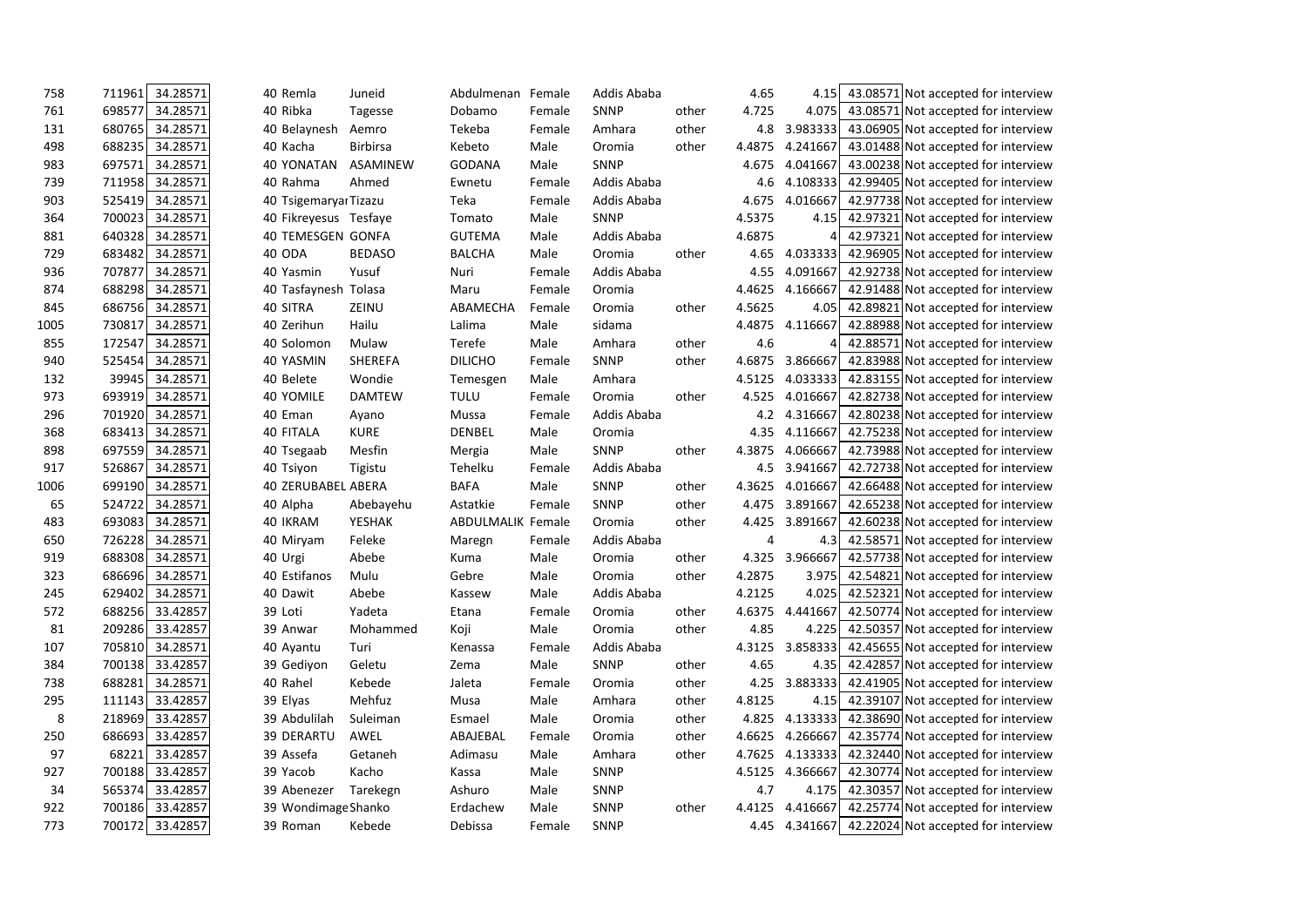| | | | | | | | | | | | | | |
|---|---|---|---|---|---|---|---|---|---|---|---|---|---|
| 758 | 711961 | 34.28571 | 40 | Remla | Juneid | Abdulmenan | Female | Addis Ababa | | 4.65 | 4.15 | 43.08571 | Not accepted for interview |
| 761 | 698577 | 34.28571 | 40 | Ribka | Tagesse | Dobamo | Female | SNNP | other | 4.725 | 4.075 | 43.08571 | Not accepted for interview |
| 131 | 680765 | 34.28571 | 40 | Belaynesh | Aemro | Tekeba | Female | Amhara | other | 4.8 | 3.983333 | 43.06905 | Not accepted for interview |
| 498 | 688235 | 34.28571 | 40 | Kacha | Birbirsa | Kebeto | Male | Oromia | other | 4.4875 | 4.241667 | 43.01488 | Not accepted for interview |
| 983 | 697571 | 34.28571 | 40 | YONATAN | ASAMINEW | GODANA | Male | SNNP | | 4.675 | 4.041667 | 43.00238 | Not accepted for interview |
| 739 | 711958 | 34.28571 | 40 | Rahma | Ahmed | Ewnetu | Female | Addis Ababa | | 4.6 | 4.108333 | 42.99405 | Not accepted for interview |
| 903 | 525419 | 34.28571 | 40 | Tsigemaryar | Tizazu | Teka | Female | Addis Ababa | | 4.675 | 4.016667 | 42.97738 | Not accepted for interview |
| 364 | 700023 | 34.28571 | 40 | Fikreyesus | Tesfaye | Tomato | Male | SNNP | | 4.5375 | 4.15 | 42.97321 | Not accepted for interview |
| 881 | 640328 | 34.28571 | 40 | TEMESGEN | GONFA | GUTEMA | Male | Addis Ababa | | 4.6875 | 4 | 42.97321 | Not accepted for interview |
| 729 | 683482 | 34.28571 | 40 | ODA | BEDASO | BALCHA | Male | Oromia | other | 4.65 | 4.033333 | 42.96905 | Not accepted for interview |
| 936 | 707877 | 34.28571 | 40 | Yasmin | Yusuf | Nuri | Female | Addis Ababa | | 4.55 | 4.091667 | 42.92738 | Not accepted for interview |
| 874 | 688298 | 34.28571 | 40 | Tasfaynesh | Tolasa | Maru | Female | Oromia | | 4.4625 | 4.166667 | 42.91488 | Not accepted for interview |
| 845 | 686756 | 34.28571 | 40 | SITRA | ZEINU | ABAMECHA | Female | Oromia | other | 4.5625 | 4.05 | 42.89821 | Not accepted for interview |
| 1005 | 730817 | 34.28571 | 40 | Zerihun | Hailu | Lalima | Male | sidama | | 4.4875 | 4.116667 | 42.88988 | Not accepted for interview |
| 855 | 172547 | 34.28571 | 40 | Solomon | Mulaw | Terefe | Male | Amhara | other | 4.6 | 4 | 42.88571 | Not accepted for interview |
| 940 | 525454 | 34.28571 | 40 | YASMIN | SHEREFA | DILICHO | Female | SNNP | other | 4.6875 | 3.866667 | 42.83988 | Not accepted for interview |
| 132 | 39945 | 34.28571 | 40 | Belete | Wondie | Temesgen | Male | Amhara | | 4.5125 | 4.033333 | 42.83155 | Not accepted for interview |
| 973 | 693919 | 34.28571 | 40 | YOMILE | DAMTEW | TULU | Female | Oromia | other | 4.525 | 4.016667 | 42.82738 | Not accepted for interview |
| 296 | 701920 | 34.28571 | 40 | Eman | Ayano | Mussa | Female | Addis Ababa | | 4.2 | 4.316667 | 42.80238 | Not accepted for interview |
| 368 | 683413 | 34.28571 | 40 | FITALA | KURE | DENBEL | Male | Oromia | | 4.35 | 4.116667 | 42.75238 | Not accepted for interview |
| 898 | 697559 | 34.28571 | 40 | Tsegaab | Mesfin | Mergia | Male | SNNP | other | 4.3875 | 4.066667 | 42.73988 | Not accepted for interview |
| 917 | 526867 | 34.28571 | 40 | Tsiyon | Tigistu | Tehelku | Female | Addis Ababa | | 4.5 | 3.941667 | 42.72738 | Not accepted for interview |
| 1006 | 699190 | 34.28571 | 40 | ZERUBABEL | ABERA | BAFA | Male | SNNP | other | 4.3625 | 4.016667 | 42.66488 | Not accepted for interview |
| 65 | 524722 | 34.28571 | 40 | Alpha | Abebayehu | Astatkie | Female | SNNP | other | 4.475 | 3.891667 | 42.65238 | Not accepted for interview |
| 483 | 693083 | 34.28571 | 40 | IKRAM | YESHAK | ABDULMALIK | Female | Oromia | other | 4.425 | 3.891667 | 42.60238 | Not accepted for interview |
| 650 | 726228 | 34.28571 | 40 | Miryam | Feleke | Maregn | Female | Addis Ababa | | 4 | 4.3 | 42.58571 | Not accepted for interview |
| 919 | 688308 | 34.28571 | 40 | Urgi | Abebe | Kuma | Male | Oromia | other | 4.325 | 3.966667 | 42.57738 | Not accepted for interview |
| 323 | 686696 | 34.28571 | 40 | Estifanos | Mulu | Gebre | Male | Oromia | other | 4.2875 | 3.975 | 42.54821 | Not accepted for interview |
| 245 | 629402 | 34.28571 | 40 | Dawit | Abebe | Kassew | Male | Addis Ababa | | 4.2125 | 4.025 | 42.52321 | Not accepted for interview |
| 572 | 688256 | 33.42857 | 39 | Loti | Yadeta | Etana | Female | Oromia | other | 4.6375 | 4.441667 | 42.50774 | Not accepted for interview |
| 81 | 209286 | 33.42857 | 39 | Anwar | Mohammed | Koji | Male | Oromia | other | 4.85 | 4.225 | 42.50357 | Not accepted for interview |
| 107 | 705810 | 34.28571 | 40 | Ayantu | Turi | Kenassa | Female | Addis Ababa | | 4.3125 | 3.858333 | 42.45655 | Not accepted for interview |
| 384 | 700138 | 33.42857 | 39 | Gediyon | Geletu | Zema | Male | SNNP | other | 4.65 | 4.35 | 42.42857 | Not accepted for interview |
| 738 | 688281 | 34.28571 | 40 | Rahel | Kebede | Jaleta | Female | Oromia | other | 4.25 | 3.883333 | 42.41905 | Not accepted for interview |
| 295 | 111143 | 33.42857 | 39 | Elyas | Mehfuz | Musa | Male | Amhara | other | 4.8125 | 4.15 | 42.39107 | Not accepted for interview |
| 8 | 218969 | 33.42857 | 39 | Abdulilah | Suleiman | Esmael | Male | Oromia | other | 4.825 | 4.133333 | 42.38690 | Not accepted for interview |
| 250 | 686693 | 33.42857 | 39 | DERARTU | AWEL | ABAJEBAL | Female | Oromia | other | 4.6625 | 4.266667 | 42.35774 | Not accepted for interview |
| 97 | 68221 | 33.42857 | 39 | Assefa | Getaneh | Adimasu | Male | Amhara | other | 4.7625 | 4.133333 | 42.32440 | Not accepted for interview |
| 927 | 700188 | 33.42857 | 39 | Yacob | Kacho | Kassa | Male | SNNP | | 4.5125 | 4.366667 | 42.30774 | Not accepted for interview |
| 34 | 565374 | 33.42857 | 39 | Abenezer | Tarekegn | Ashuro | Male | SNNP | | 4.7 | 4.175 | 42.30357 | Not accepted for interview |
| 922 | 700186 | 33.42857 | 39 | Wondimage | Shanko | Erdachew | Male | SNNP | other | 4.4125 | 4.416667 | 42.25774 | Not accepted for interview |
| 773 | 700172 | 33.42857 | 39 | Roman | Kebede | Debissa | Female | SNNP | | 4.45 | 4.341667 | 42.22024 | Not accepted for interview |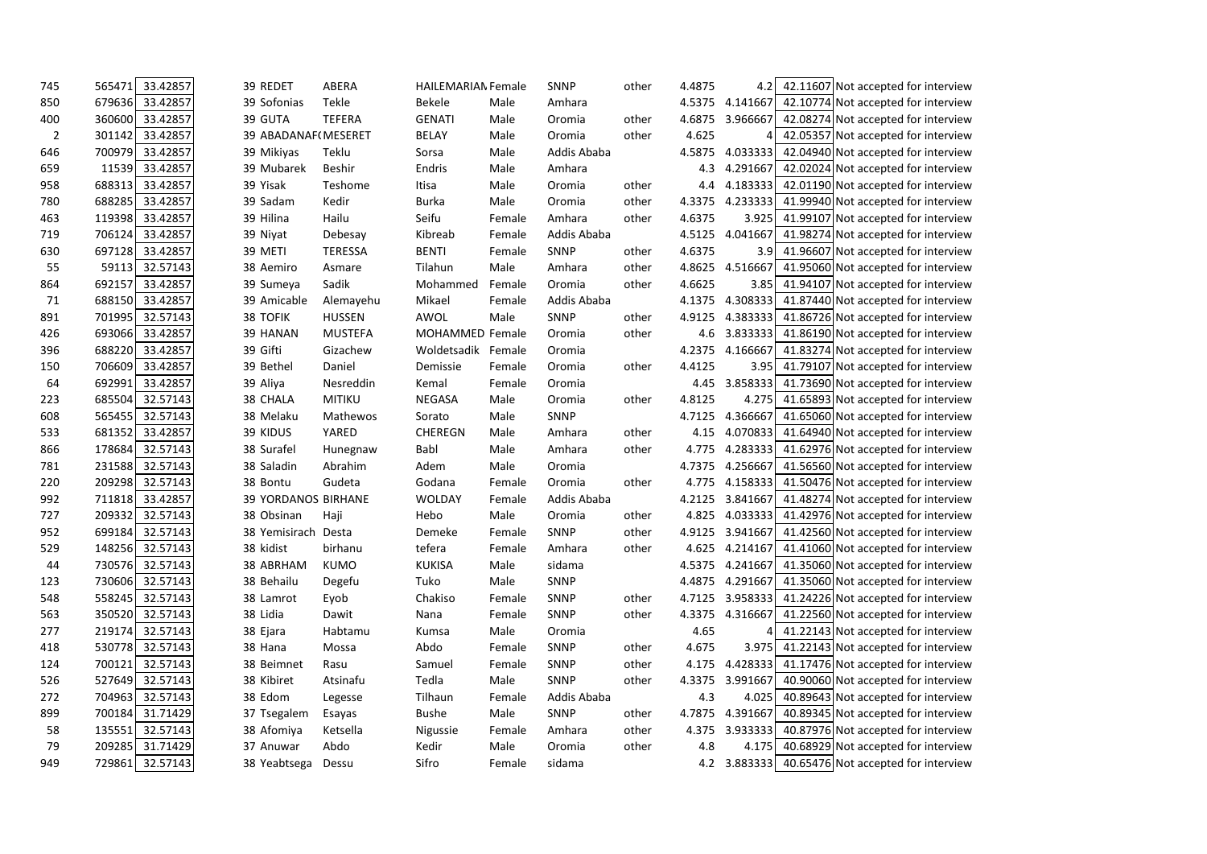| | | | | | | | | | | | | |
|---|---|---|---|---|---|---|---|---|---|---|---|---|
| 745 | 565471 | 33.42857 | 39 | REDET | ABERA | HAILEMARIAN | Female | SNNP | other | 4.4875 | 4.2 | 42.11607 | Not accepted for interview |
| 850 | 679636 | 33.42857 | 39 | Sofonias | Tekle | Bekele | Male | Amhara | | 4.5375 | 4.141667 | 42.10774 | Not accepted for interview |
| 400 | 360600 | 33.42857 | 39 | GUTA | TEFERA | GENATI | Male | Oromia | other | 4.6875 | 3.966667 | 42.08274 | Not accepted for interview |
| 2 | 301142 | 33.42857 | 39 | ABADANAF( | MESERET | BELAY | Male | Oromia | other | 4.625 | 4 | 42.05357 | Not accepted for interview |
| 646 | 700979 | 33.42857 | 39 | Mikiyas | Teklu | Sorsa | Male | Addis Ababa | | 4.5875 | 4.033333 | 42.04940 | Not accepted for interview |
| 659 | 11539 | 33.42857 | 39 | Mubarek | Beshir | Endris | Male | Amhara | | 4.3 | 4.291667 | 42.02024 | Not accepted for interview |
| 958 | 688313 | 33.42857 | 39 | Yisak | Teshome | Itisa | Male | Oromia | other | 4.4 | 4.183333 | 42.01190 | Not accepted for interview |
| 780 | 688285 | 33.42857 | 39 | Sadam | Kedir | Burka | Male | Oromia | other | 4.3375 | 4.233333 | 41.99940 | Not accepted for interview |
| 463 | 119398 | 33.42857 | 39 | Hilina | Hailu | Seifu | Female | Amhara | other | 4.6375 | 3.925 | 41.99107 | Not accepted for interview |
| 719 | 706124 | 33.42857 | 39 | Niyat | Debesay | Kibreab | Female | Addis Ababa | | 4.5125 | 4.041667 | 41.98274 | Not accepted for interview |
| 630 | 697128 | 33.42857 | 39 | METI | TERESSA | BENTI | Female | SNNP | other | 4.6375 | 3.9 | 41.96607 | Not accepted for interview |
| 55 | 59113 | 32.57143 | 38 | Aemiro | Asmare | Tilahun | Male | Amhara | other | 4.8625 | 4.516667 | 41.95060 | Not accepted for interview |
| 864 | 692157 | 33.42857 | 39 | Sumeya | Sadik | Mohammed | Female | Oromia | other | 4.6625 | 3.85 | 41.94107 | Not accepted for interview |
| 71 | 688150 | 33.42857 | 39 | Amicable | Alemayehu | Mikael | Female | Addis Ababa | | 4.1375 | 4.308333 | 41.87440 | Not accepted for interview |
| 891 | 701995 | 32.57143 | 38 | TOFIK | HUSSEN | AWOL | Male | SNNP | other | 4.9125 | 4.383333 | 41.86726 | Not accepted for interview |
| 426 | 693066 | 33.42857 | 39 | HANAN | MUSTEFA | MOHAMMED | Female | Oromia | other | 4.6 | 3.833333 | 41.86190 | Not accepted for interview |
| 396 | 688220 | 33.42857 | 39 | Gifti | Gizachew | Woldetsadik | Female | Oromia | | 4.2375 | 4.166667 | 41.83274 | Not accepted for interview |
| 150 | 706609 | 33.42857 | 39 | Bethel | Daniel | Demissie | Female | Oromia | other | 4.4125 | 3.95 | 41.79107 | Not accepted for interview |
| 64 | 692991 | 33.42857 | 39 | Aliya | Nesreddin | Kemal | Female | Oromia | | 4.45 | 3.858333 | 41.73690 | Not accepted for interview |
| 223 | 685504 | 32.57143 | 38 | CHALA | MITIKU | NEGASA | Male | Oromia | other | 4.8125 | 4.275 | 41.65893 | Not accepted for interview |
| 608 | 565455 | 32.57143 | 38 | Melaku | Mathewos | Sorato | Male | SNNP | | 4.7125 | 4.366667 | 41.65060 | Not accepted for interview |
| 533 | 681352 | 33.42857 | 39 | KIDUS | YARED | CHEREGN | Male | Amhara | other | 4.15 | 4.070833 | 41.64940 | Not accepted for interview |
| 866 | 178684 | 32.57143 | 38 | Surafel | Hunegnaw | Babl | Male | Amhara | other | 4.775 | 4.283333 | 41.62976 | Not accepted for interview |
| 781 | 231588 | 32.57143 | 38 | Saladin | Abrahim | Adem | Male | Oromia | | 4.7375 | 4.256667 | 41.56560 | Not accepted for interview |
| 220 | 209298 | 32.57143 | 38 | Bontu | Gudeta | Godana | Female | Oromia | other | 4.775 | 4.158333 | 41.50476 | Not accepted for interview |
| 992 | 711818 | 33.42857 | 39 | YORDANOS | BIRHANE | WOLDAY | Female | Addis Ababa | | 4.2125 | 3.841667 | 41.48274 | Not accepted for interview |
| 727 | 209332 | 32.57143 | 38 | Obsinan | Haji | Hebo | Male | Oromia | other | 4.825 | 4.033333 | 41.42976 | Not accepted for interview |
| 952 | 699184 | 32.57143 | 38 | Yemisirach | Desta | Demeke | Female | SNNP | other | 4.9125 | 3.941667 | 41.42560 | Not accepted for interview |
| 529 | 148256 | 32.57143 | 38 | kidist | birhanu | tefera | Female | Amhara | other | 4.625 | 4.214167 | 41.41060 | Not accepted for interview |
| 44 | 730576 | 32.57143 | 38 | ABRHAM | KUMO | KUKISA | Male | sidama | | 4.5375 | 4.241667 | 41.35060 | Not accepted for interview |
| 123 | 730606 | 32.57143 | 38 | Behailu | Degefu | Tuko | Male | SNNP | | 4.4875 | 4.291667 | 41.35060 | Not accepted for interview |
| 548 | 558245 | 32.57143 | 38 | Lamrot | Eyob | Chakiso | Female | SNNP | other | 4.7125 | 3.958333 | 41.24226 | Not accepted for interview |
| 563 | 350520 | 32.57143 | 38 | Lidia | Dawit | Nana | Female | SNNP | other | 4.3375 | 4.316667 | 41.22560 | Not accepted for interview |
| 277 | 219174 | 32.57143 | 38 | Ejara | Habtamu | Kumsa | Male | Oromia | | 4.65 | 4 | 41.22143 | Not accepted for interview |
| 418 | 530778 | 32.57143 | 38 | Hana | Mossa | Abdo | Female | SNNP | other | 4.675 | 3.975 | 41.22143 | Not accepted for interview |
| 124 | 700121 | 32.57143 | 38 | Beimnet | Rasu | Samuel | Female | SNNP | other | 4.175 | 4.428333 | 41.17476 | Not accepted for interview |
| 526 | 527649 | 32.57143 | 38 | Kibiret | Atsinafu | Tedla | Male | SNNP | other | 4.3375 | 3.991667 | 40.90060 | Not accepted for interview |
| 272 | 704963 | 32.57143 | 38 | Edom | Legesse | Tilhaun | Female | Addis Ababa | | 4.3 | 4.025 | 40.89643 | Not accepted for interview |
| 899 | 700184 | 31.71429 | 37 | Tsegalem | Esayas | Bushe | Male | SNNP | other | 4.7875 | 4.391667 | 40.89345 | Not accepted for interview |
| 58 | 135551 | 32.57143 | 38 | Afomiya | Ketsella | Nigussie | Female | Amhara | other | 4.375 | 3.933333 | 40.87976 | Not accepted for interview |
| 79 | 209285 | 31.71429 | 37 | Anuwar | Abdo | Kedir | Male | Oromia | other | 4.8 | 4.175 | 40.68929 | Not accepted for interview |
| 949 | 729861 | 32.57143 | 38 | Yeabtsega | Dessu | Sifro | Female | sidama | | 4.2 | 3.883333 | 40.65476 | Not accepted for interview |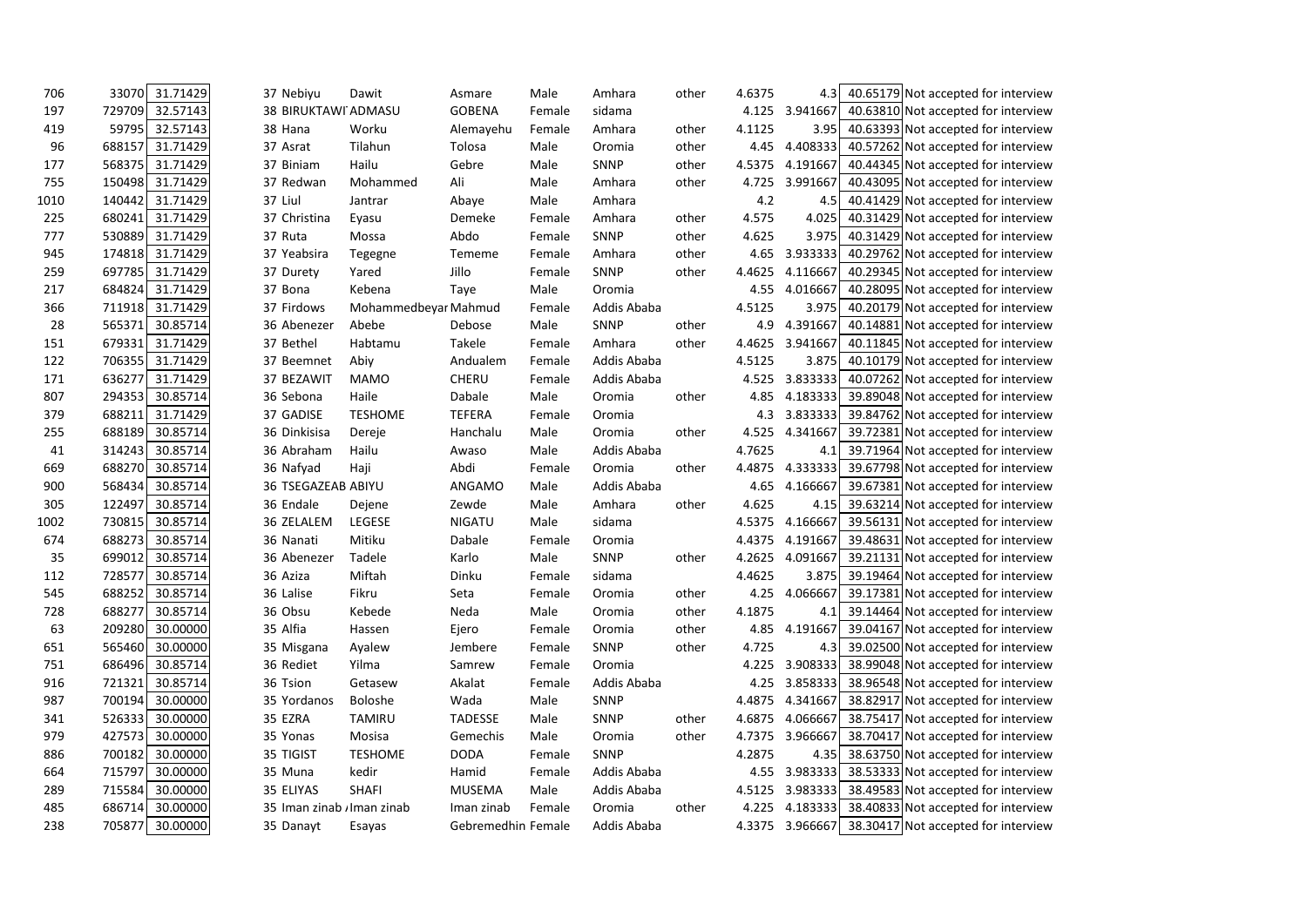| | | | | | | | | | | | | | |
|---|---|---|---|---|---|---|---|---|---|---|---|---|---|
| 706 | 33070 | 31.71429 | 37 | Nebiyu | Dawit | Asmare | Male | Amhara | other | 4.6375 | 4.3 | 40.65179 | Not accepted for interview |
| 197 | 729709 | 32.57143 | 38 | BIRUKTAWI | ADMASU | GOBENA | Female | sidama | | 4.125 | 3.941667 | 40.63810 | Not accepted for interview |
| 419 | 59795 | 32.57143 | 38 | Hana | Worku | Alemayehu | Female | Amhara | other | 4.1125 | 3.95 | 40.63393 | Not accepted for interview |
| 96 | 688157 | 31.71429 | 37 | Asrat | Tilahun | Tolosa | Male | Oromia | other | 4.45 | 4.408333 | 40.57262 | Not accepted for interview |
| 177 | 568375 | 31.71429 | 37 | Biniam | Hailu | Gebre | Male | SNNP | other | 4.5375 | 4.191667 | 40.44345 | Not accepted for interview |
| 755 | 150498 | 31.71429 | 37 | Redwan | Mohammed | Ali | Male | Amhara | other | 4.725 | 3.991667 | 40.43095 | Not accepted for interview |
| 1010 | 140442 | 31.71429 | 37 | Liul | Jantrar | Abaye | Male | Amhara | | 4.2 | 4.5 | 40.41429 | Not accepted for interview |
| 225 | 680241 | 31.71429 | 37 | Christina | Eyasu | Demeke | Female | Amhara | other | 4.575 | 4.025 | 40.31429 | Not accepted for interview |
| 777 | 530889 | 31.71429 | 37 | Ruta | Mossa | Abdo | Female | SNNP | other | 4.625 | 3.975 | 40.31429 | Not accepted for interview |
| 945 | 174818 | 31.71429 | 37 | Yeabsira | Tegegne | Tememe | Female | Amhara | other | 4.65 | 3.933333 | 40.29762 | Not accepted for interview |
| 259 | 697785 | 31.71429 | 37 | Durety | Yared | Jillo | Female | SNNP | other | 4.4625 | 4.116667 | 40.29345 | Not accepted for interview |
| 217 | 684824 | 31.71429 | 37 | Bona | Kebena | Taye | Male | Oromia | | 4.55 | 4.016667 | 40.28095 | Not accepted for interview |
| 366 | 711918 | 31.71429 | 37 | Firdows | Mohammedbeyar | Mahmud | Female | Addis Ababa | | 4.5125 | 3.975 | 40.20179 | Not accepted for interview |
| 28 | 565371 | 30.85714 | 36 | Abenezer | Abebe | Debose | Male | SNNP | other | 4.9 | 4.391667 | 40.14881 | Not accepted for interview |
| 151 | 679331 | 31.71429 | 37 | Bethel | Habtamu | Takele | Female | Amhara | other | 4.4625 | 3.941667 | 40.11845 | Not accepted for interview |
| 122 | 706355 | 31.71429 | 37 | Beemnet | Abiy | Andualem | Female | Addis Ababa | | 4.5125 | 3.875 | 40.10179 | Not accepted for interview |
| 171 | 636277 | 31.71429 | 37 | BEZAWIT | MAMO | CHERU | Female | Addis Ababa | | 4.525 | 3.833333 | 40.07262 | Not accepted for interview |
| 807 | 294353 | 30.85714 | 36 | Sebona | Haile | Dabale | Male | Oromia | other | 4.85 | 4.183333 | 39.89048 | Not accepted for interview |
| 379 | 688211 | 31.71429 | 37 | GADISE | TESHOME | TEFERA | Female | Oromia | | 4.3 | 3.833333 | 39.84762 | Not accepted for interview |
| 255 | 688189 | 30.85714 | 36 | Dinkisisa | Dereje | Hanchalu | Male | Oromia | other | 4.525 | 4.341667 | 39.72381 | Not accepted for interview |
| 41 | 314243 | 30.85714 | 36 | Abraham | Hailu | Awaso | Male | Addis Ababa | | 4.7625 | 4.1 | 39.71964 | Not accepted for interview |
| 669 | 688270 | 30.85714 | 36 | Nafyad | Haji | Abdi | Female | Oromia | other | 4.4875 | 4.333333 | 39.67798 | Not accepted for interview |
| 900 | 568434 | 30.85714 | 36 | TSEGAZEAB | ABIYU | ANGAMO | Male | Addis Ababa | | 4.65 | 4.166667 | 39.67381 | Not accepted for interview |
| 305 | 122497 | 30.85714 | 36 | Endale | Dejene | Zewde | Male | Amhara | other | 4.625 | 4.15 | 39.63214 | Not accepted for interview |
| 1002 | 730815 | 30.85714 | 36 | ZELALEM | LEGESE | NIGATU | Male | sidama | | 4.5375 | 4.166667 | 39.56131 | Not accepted for interview |
| 674 | 688273 | 30.85714 | 36 | Nanati | Mitiku | Dabale | Female | Oromia | | 4.4375 | 4.191667 | 39.48631 | Not accepted for interview |
| 35 | 699012 | 30.85714 | 36 | Abenezer | Tadele | Karlo | Male | SNNP | other | 4.2625 | 4.091667 | 39.21131 | Not accepted for interview |
| 112 | 728577 | 30.85714 | 36 | Aziza | Miftah | Dinku | Female | sidama | | 4.4625 | 3.875 | 39.19464 | Not accepted for interview |
| 545 | 688252 | 30.85714 | 36 | Lalise | Fikru | Seta | Female | Oromia | other | 4.25 | 4.066667 | 39.17381 | Not accepted for interview |
| 728 | 688277 | 30.85714 | 36 | Obsu | Kebede | Neda | Male | Oromia | other | 4.1875 | 4.1 | 39.14464 | Not accepted for interview |
| 63 | 209280 | 30.00000 | 35 | Alfia | Hassen | Ejero | Female | Oromia | other | 4.85 | 4.191667 | 39.04167 | Not accepted for interview |
| 651 | 565460 | 30.00000 | 35 | Misgana | Ayalew | Jembere | Female | SNNP | other | 4.725 | 4.3 | 39.02500 | Not accepted for interview |
| 751 | 686496 | 30.85714 | 36 | Rediet | Yilma | Samrew | Female | Oromia | | 4.225 | 3.908333 | 38.99048 | Not accepted for interview |
| 916 | 721321 | 30.85714 | 36 | Tsion | Getasew | Akalat | Female | Addis Ababa | | 4.25 | 3.858333 | 38.96548 | Not accepted for interview |
| 987 | 700194 | 30.00000 | 35 | Yordanos | Boloshe | Wada | Male | SNNP | | 4.4875 | 4.341667 | 38.82917 | Not accepted for interview |
| 341 | 526333 | 30.00000 | 35 | EZRA | TAMIRU | TADESSE | Male | SNNP | other | 4.6875 | 4.066667 | 38.75417 | Not accepted for interview |
| 979 | 427573 | 30.00000 | 35 | Yonas | Mosisa | Gemechis | Male | Oromia | other | 4.7375 | 3.966667 | 38.70417 | Not accepted for interview |
| 886 | 700182 | 30.00000 | 35 | TIGIST | TESHOME | DODA | Female | SNNP | | 4.2875 | 4.35 | 38.63750 | Not accepted for interview |
| 664 | 715797 | 30.00000 | 35 | Muna | kedir | Hamid | Female | Addis Ababa | | 4.55 | 3.983333 | 38.53333 | Not accepted for interview |
| 289 | 715584 | 30.00000 | 35 | ELIYAS | SHAFI | MUSEMA | Male | Addis Ababa | | 4.5125 | 3.983333 | 38.49583 | Not accepted for interview |
| 485 | 686714 | 30.00000 | 35 | Iman zinab | Iman zinab | Iman zinab | Female | Oromia | other | 4.225 | 4.183333 | 38.40833 | Not accepted for interview |
| 238 | 705877 | 30.00000 | 35 | Danayt | Esayas | Gebremedhin | Female | Addis Ababa | | 4.3375 | 3.966667 | 38.30417 | Not accepted for interview |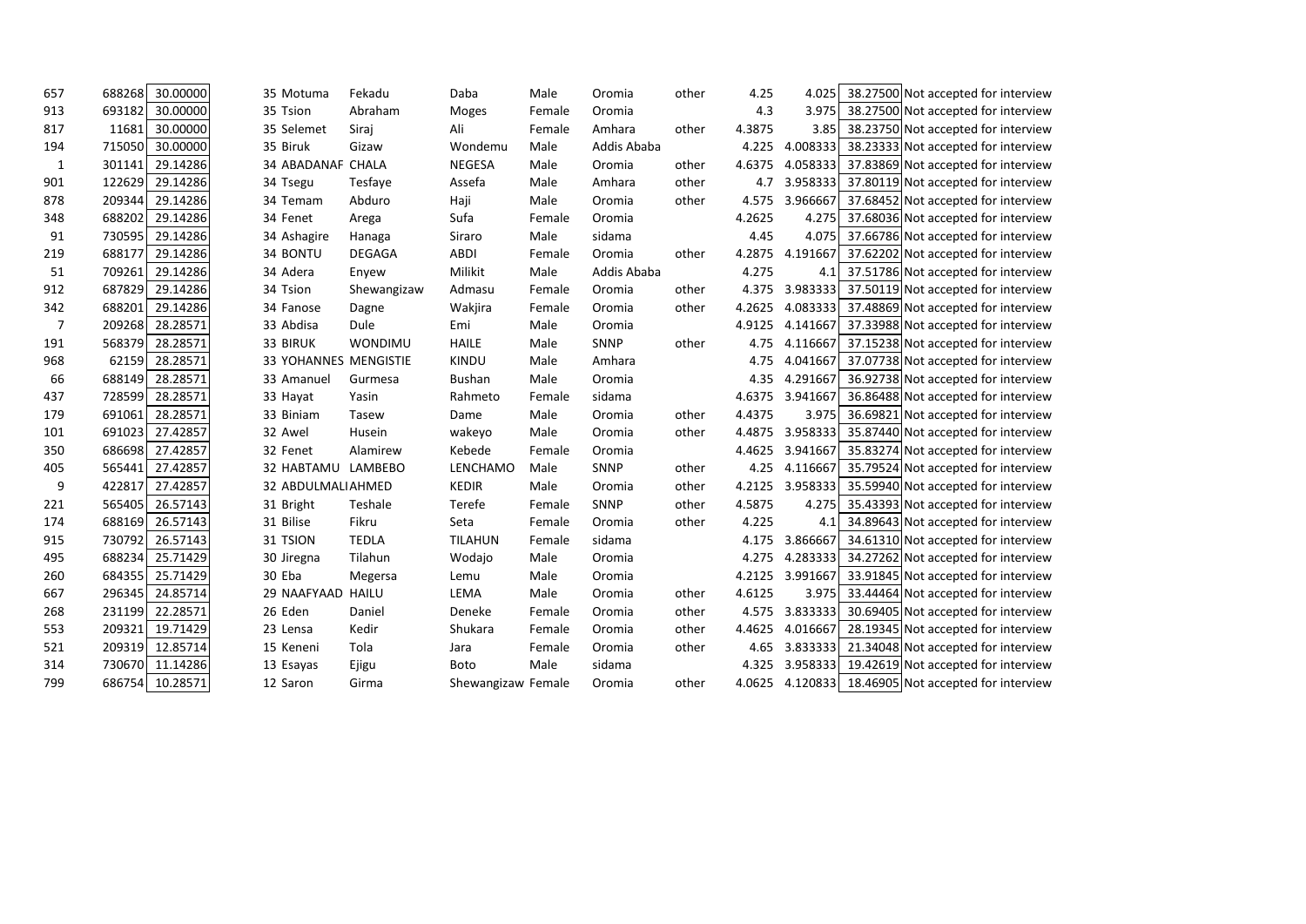| | | | | | | | | | | | | |
|---|---|---|---|---|---|---|---|---|---|---|---|---|
| 657 | 688268 | 30.00000 | 35 | Motuma | Fekadu | Daba | Male | Oromia | other | 4.25 | 4.025 | 38.27500 | Not accepted for interview |
| 913 | 693182 | 30.00000 | 35 | Tsion | Abraham | Moges | Female | Oromia | | 4.3 | 3.975 | 38.27500 | Not accepted for interview |
| 817 | 11681 | 30.00000 | 35 | Selemet | Siraj | Ali | Female | Amhara | other | 4.3875 | 3.85 | 38.23750 | Not accepted for interview |
| 194 | 715050 | 30.00000 | 35 | Biruk | Gizaw | Wondemu | Male | Addis Ababa | | 4.225 | 4.008333 | 38.23333 | Not accepted for interview |
| 1 | 301141 | 29.14286 | 34 | ABADANAF | CHALA | NEGESA | Male | Oromia | other | 4.6375 | 4.058333 | 37.83869 | Not accepted for interview |
| 901 | 122629 | 29.14286 | 34 | Tsegu | Tesfaye | Assefa | Male | Amhara | other | 4.7 | 3.958333 | 37.80119 | Not accepted for interview |
| 878 | 209344 | 29.14286 | 34 | Temam | Abduro | Haji | Male | Oromia | other | 4.575 | 3.966667 | 37.68452 | Not accepted for interview |
| 348 | 688202 | 29.14286 | 34 | Fenet | Arega | Sufa | Female | Oromia | | 4.2625 | 4.275 | 37.68036 | Not accepted for interview |
| 91 | 730595 | 29.14286 | 34 | Ashagire | Hanaga | Siraro | Male | sidama | | 4.45 | 4.075 | 37.66786 | Not accepted for interview |
| 219 | 688177 | 29.14286 | 34 | BONTU | DEGAGA | ABDI | Female | Oromia | other | 4.2875 | 4.191667 | 37.62202 | Not accepted for interview |
| 51 | 709261 | 29.14286 | 34 | Adera | Enyew | Milikit | Male | Addis Ababa | | 4.275 | 4.1 | 37.51786 | Not accepted for interview |
| 912 | 687829 | 29.14286 | 34 | Tsion | Shewangizaw | Admasu | Female | Oromia | other | 4.375 | 3.983333 | 37.50119 | Not accepted for interview |
| 342 | 688201 | 29.14286 | 34 | Fanose | Dagne | Wakjira | Female | Oromia | other | 4.2625 | 4.083333 | 37.48869 | Not accepted for interview |
| 7 | 209268 | 28.28571 | 33 | Abdisa | Dule | Emi | Male | Oromia | | 4.9125 | 4.141667 | 37.33988 | Not accepted for interview |
| 191 | 568379 | 28.28571 | 33 | BIRUK | WONDIMU | HAILE | Male | SNNP | other | 4.75 | 4.116667 | 37.15238 | Not accepted for interview |
| 968 | 62159 | 28.28571 | 33 | YOHANNES | MENGISTIE | KINDU | Male | Amhara | | 4.75 | 4.041667 | 37.07738 | Not accepted for interview |
| 66 | 688149 | 28.28571 | 33 | Amanuel | Gurmesa | Bushan | Male | Oromia | | 4.35 | 4.291667 | 36.92738 | Not accepted for interview |
| 437 | 728599 | 28.28571 | 33 | Hayat | Yasin | Rahmeto | Female | sidama | | 4.6375 | 3.941667 | 36.86488 | Not accepted for interview |
| 179 | 691061 | 28.28571 | 33 | Biniam | Tasew | Dame | Male | Oromia | other | 4.4375 | 3.975 | 36.69821 | Not accepted for interview |
| 101 | 691023 | 27.42857 | 32 | Awel | Husein | wakeyo | Male | Oromia | other | 4.4875 | 3.958333 | 35.87440 | Not accepted for interview |
| 350 | 686698 | 27.42857 | 32 | Fenet | Alamirew | Kebede | Female | Oromia | | 4.4625 | 3.941667 | 35.83274 | Not accepted for interview |
| 405 | 565441 | 27.42857 | 32 | HABTAMU | LAMBEBO | LENCHAMO | Male | SNNP | other | 4.25 | 4.116667 | 35.79524 | Not accepted for interview |
| 9 | 422817 | 27.42857 | 32 | ABDULMALI | AHMED | KEDIR | Male | Oromia | other | 4.2125 | 3.958333 | 35.59940 | Not accepted for interview |
| 221 | 565405 | 26.57143 | 31 | Bright | Teshale | Terefe | Female | SNNP | other | 4.5875 | 4.275 | 35.43393 | Not accepted for interview |
| 174 | 688169 | 26.57143 | 31 | Bilise | Fikru | Seta | Female | Oromia | other | 4.225 | 4.1 | 34.89643 | Not accepted for interview |
| 915 | 730792 | 26.57143 | 31 | TSION | TEDLA | TILAHUN | Female | sidama | | 4.175 | 3.866667 | 34.61310 | Not accepted for interview |
| 495 | 688234 | 25.71429 | 30 | Jiregna | Tilahun | Wodajo | Male | Oromia | | 4.275 | 4.283333 | 34.27262 | Not accepted for interview |
| 260 | 684355 | 25.71429 | 30 | Eba | Megersa | Lemu | Male | Oromia | | 4.2125 | 3.991667 | 33.91845 | Not accepted for interview |
| 667 | 296345 | 24.85714 | 29 | NAAFYAAD | HAILU | LEMA | Male | Oromia | other | 4.6125 | 3.975 | 33.44464 | Not accepted for interview |
| 268 | 231199 | 22.28571 | 26 | Eden | Daniel | Deneke | Female | Oromia | other | 4.575 | 3.833333 | 30.69405 | Not accepted for interview |
| 553 | 209321 | 19.71429 | 23 | Lensa | Kedir | Shukara | Female | Oromia | other | 4.4625 | 4.016667 | 28.19345 | Not accepted for interview |
| 521 | 209319 | 12.85714 | 15 | Keneni | Tola | Jara | Female | Oromia | other | 4.65 | 3.833333 | 21.34048 | Not accepted for interview |
| 314 | 730670 | 11.14286 | 13 | Esayas | Ejigu | Boto | Male | sidama | | 4.325 | 3.958333 | 19.42619 | Not accepted for interview |
| 799 | 686754 | 10.28571 | 12 | Saron | Girma | Shewangizaw | Female | Oromia | other | 4.0625 | 4.120833 | 18.46905 | Not accepted for interview |